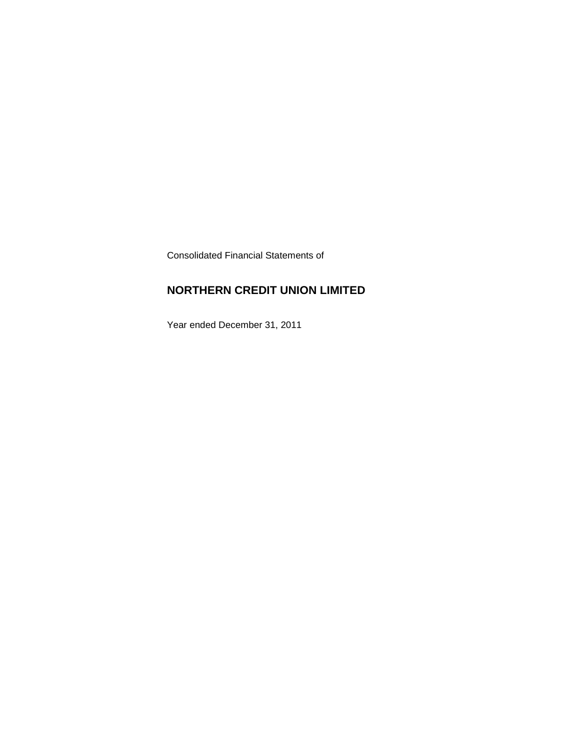Consolidated Financial Statements of

# NORTHERN CREDIT UNION LIMITED

Year ended December 31, 2011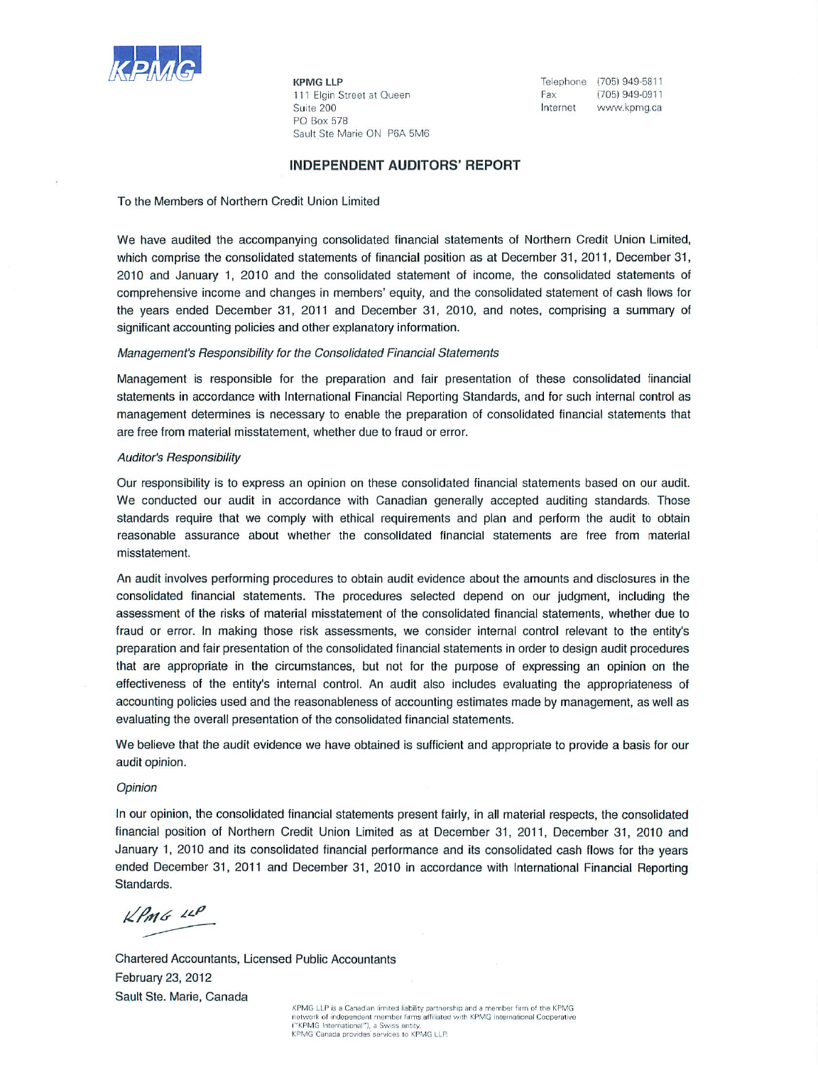KPMG

**KPMG LLP**
111 Elgin Street at Queen
Suite 200
PO Box 578
Sault Ste Marie ON P6A 5M6

Telephone (705) 949-5811
Fax (705) 949-0911
Internet www.kpmg.ca

## INDEPENDENT AUDITORS' REPORT

To the Members of Northern Credit Union Limited

We have audited the accompanying consolidated financial statements of Northern Credit Union Limited, which comprise the consolidated statements of financial position as at December 31, 2011, December 31, 2010 and January 1, 2010 and the consolidated statement of income, the consolidated statements of comprehensive income and changes in members' equity, and the consolidated statement of cash flows for the years ended December 31, 2011 and December 31, 2010, and notes, comprising a summary of significant accounting policies and other explanatory information.

*Management's Responsibility for the Consolidated Financial Statements*

Management is responsible for the preparation and fair presentation of these consolidated financial statements in accordance with International Financial Reporting Standards, and for such internal control as management determines is necessary to enable the preparation of consolidated financial statements that are free from material misstatement, whether due to fraud or error.

*Auditor's Responsibility*

Our responsibility is to express an opinion on these consolidated financial statements based on our audit. We conducted our audit in accordance with Canadian generally accepted auditing standards. Those standards require that we comply with ethical requirements and plan and perform the audit to obtain reasonable assurance about whether the consolidated financial statements are free from material misstatement.

An audit involves performing procedures to obtain audit evidence about the amounts and disclosures in the consolidated financial statements. The procedures selected depend on our judgment, including the assessment of the risks of material misstatement of the consolidated financial statements, whether due to fraud or error. In making those risk assessments, we consider internal control relevant to the entity's preparation and fair presentation of the consolidated financial statements in order to design audit procedures that are appropriate in the circumstances, but not for the purpose of expressing an opinion on the effectiveness of the entity's internal control. An audit also includes evaluating the appropriateness of accounting policies used and the reasonableness of accounting estimates made by management, as well as evaluating the overall presentation of the consolidated financial statements.

We believe that the audit evidence we have obtained is sufficient and appropriate to provide a basis for our audit opinion.

*Opinion*

In our opinion, the consolidated financial statements present fairly, in all material respects, the consolidated financial position of Northern Credit Union Limited as at December 31, 2011, December 31, 2010 and January 1, 2010 and its consolidated financial performance and its consolidated cash flows for the years ended December 31, 2011 and December 31, 2010 in accordance with International Financial Reporting Standards.

KPMG LLP

Chartered Accountants, Licensed Public Accountants
February 23, 2012
Sault Ste. Marie, Canada

KPMG LLP is a Canadian limited liability partnership and a member firm of the KPMG network of independent member firms affiliated with KPMG International Cooperative ("KPMG International"), a Swiss entity.
KPMG Canada provides services to KPMG LLP.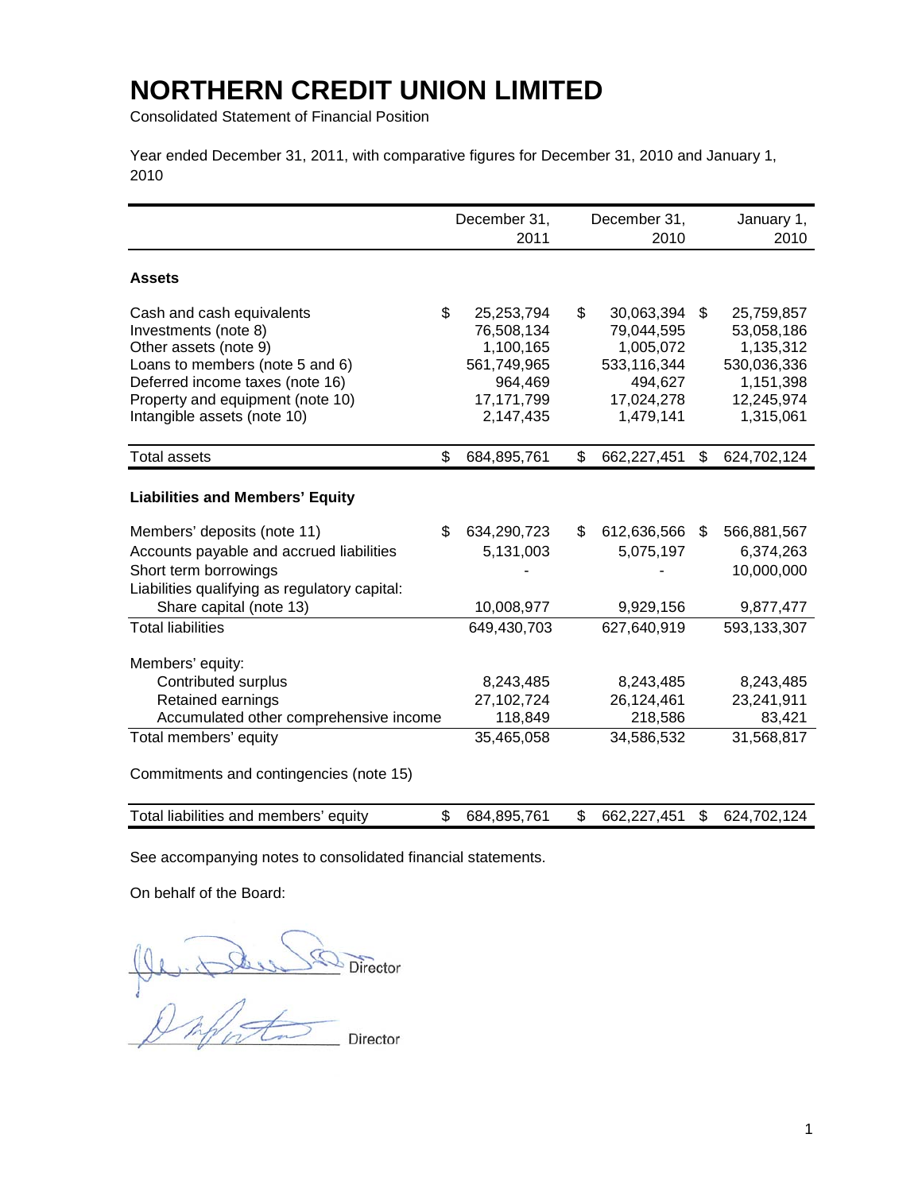# NORTHERN CREDIT UNION LIMITED

Consolidated Statement of Financial Position

Year ended December 31, 2011, with comparative figures for December 31, 2010 and January 1, 2010

| | December 31, 2011 | December 31, 2010 | January 1, 2010 |
|---|---|---|---|
| **Assets** | | | |
| Cash and cash equivalents | $ 25,253,794 | $ 30,063,394 | $ 25,759,857 |
| Investments (note 8) | 76,508,134 | 79,044,595 | 53,058,186 |
| Other assets (note 9) | 1,100,165 | 1,005,072 | 1,135,312 |
| Loans to members (note 5 and 6) | 561,749,965 | 533,116,344 | 530,036,336 |
| Deferred income taxes (note 16) | 964,469 | 494,627 | 1,151,398 |
| Property and equipment (note 10) | 17,171,799 | 17,024,278 | 12,245,974 |
| Intangible assets (note 10) | 2,147,435 | 1,479,141 | 1,315,061 |
| Total assets | $ 684,895,761 | $ 662,227,451 | $ 624,702,124 |
| **Liabilities and Members' Equity** | | | |
| Members' deposits (note 11) | $ 634,290,723 | $ 612,636,566 | $ 566,881,567 |
| Accounts payable and accrued liabilities | 5,131,003 | 5,075,197 | 6,374,263 |
| Short term borrowings | - | - | 10,000,000 |
| Liabilities qualifying as regulatory capital: | | | |
| Share capital (note 13) | 10,008,977 | 9,929,156 | 9,877,477 |
| Total liabilities | 649,430,703 | 627,640,919 | 593,133,307 |
| Members' equity: | | | |
| Contributed surplus | 8,243,485 | 8,243,485 | 8,243,485 |
| Retained earnings | 27,102,724 | 26,124,461 | 23,241,911 |
| Accumulated other comprehensive income | 118,849 | 218,586 | 83,421 |
| Total members' equity | 35,465,058 | 34,586,532 | 31,568,817 |
| Commitments and contingencies (note 15) | | | |
| Total liabilities and members' equity | $ 684,895,761 | $ 662,227,451 | $ 624,702,124 |

See accompanying notes to consolidated financial statements.

On behalf of the Board:

Director

Director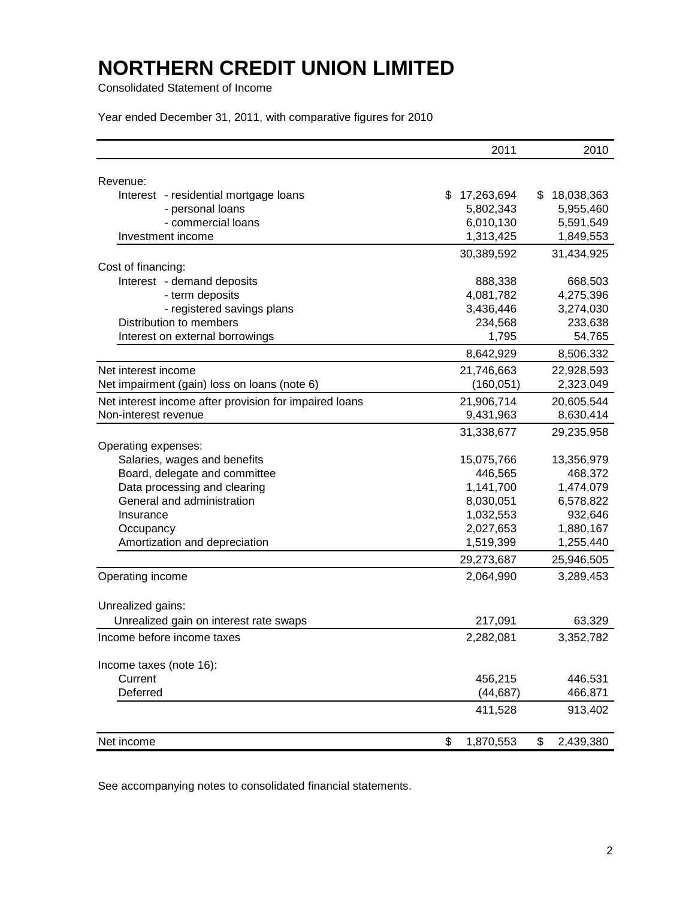# NORTHERN CREDIT UNION LIMITED

Consolidated Statement of Income

Year ended December 31, 2011, with comparative figures for 2010

| | 2011 | 2010 |
|---|---|---|
| Revenue: | | |
| Interest - residential mortgage loans | $ 17,263,694 | $ 18,038,363 |
| - personal loans | 5,802,343 | 5,955,460 |
| - commercial loans | 6,010,130 | 5,591,549 |
| Investment income | 1,313,425 | 1,849,553 |
| | 30,389,592 | 31,434,925 |
| Cost of financing: | | |
| Interest - demand deposits | 888,338 | 668,503 |
| - term deposits | 4,081,782 | 4,275,396 |
| - registered savings plans | 3,436,446 | 3,274,030 |
| Distribution to members | 234,568 | 233,638 |
| Interest on external borrowings | 1,795 | 54,765 |
| | 8,642,929 | 8,506,332 |
| Net interest income | 21,746,663 | 22,928,593 |
| Net impairment (gain) loss on loans (note 6) | (160,051) | 2,323,049 |
| Net interest income after provision for impaired loans | 21,906,714 | 20,605,544 |
| Non-interest revenue | 9,431,963 | 8,630,414 |
| | 31,338,677 | 29,235,958 |
| Operating expenses: | | |
| Salaries, wages and benefits | 15,075,766 | 13,356,979 |
| Board, delegate and committee | 446,565 | 468,372 |
| Data processing and clearing | 1,141,700 | 1,474,079 |
| General and administration | 8,030,051 | 6,578,822 |
| Insurance | 1,032,553 | 932,646 |
| Occupancy | 2,027,653 | 1,880,167 |
| Amortization and depreciation | 1,519,399 | 1,255,440 |
| | 29,273,687 | 25,946,505 |
| Operating income | 2,064,990 | 3,289,453 |
| Unrealized gains: | | |
| Unrealized gain on interest rate swaps | 217,091 | 63,329 |
| Income before income taxes | 2,282,081 | 3,352,782 |
| Income taxes (note 16): | | |
| Current | 456,215 | 446,531 |
| Deferred | (44,687) | 466,871 |
| | 411,528 | 913,402 |
| Net income | $ 1,870,553 | $ 2,439,380 |

See accompanying notes to consolidated financial statements.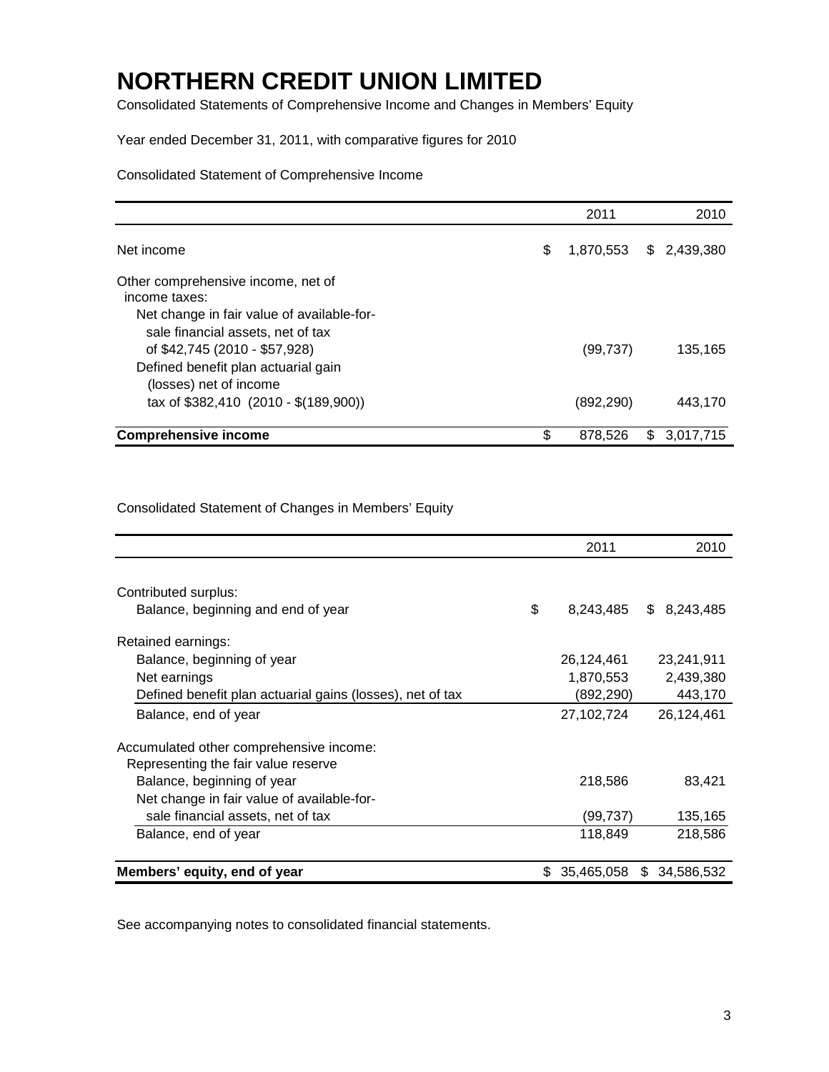# NORTHERN CREDIT UNION LIMITED

Consolidated Statements of Comprehensive Income and Changes in Members' Equity

Year ended December 31, 2011, with comparative figures for 2010

Consolidated Statement of Comprehensive Income

| | 2011 | 2010 |
|---|---|---|
| Net income | $ 1,870,553 | $ 2,439,380 |
| Other comprehensive income, net of income taxes: | | |
| Net change in fair value of available-for-sale financial assets, net of tax of $42,745 (2010 - $57,928) | (99,737) | 135,165 |
| Defined benefit plan actuarial gain (losses) net of income tax of $382,410 (2010 - $(189,900)) | (892,290) | 443,170 |
| **Comprehensive income** | $ 878,526 | $ 3,017,715 |

Consolidated Statement of Changes in Members' Equity

| | 2011 | 2010 |
|---|---|---|
| Contributed surplus: | | |
| Balance, beginning and end of year | $ 8,243,485 | $ 8,243,485 |
| Retained earnings: | | |
| Balance, beginning of year | 26,124,461 | 23,241,911 |
| Net earnings | 1,870,553 | 2,439,380 |
| Defined benefit plan actuarial gains (losses), net of tax | (892,290) | 443,170 |
| Balance, end of year | 27,102,724 | 26,124,461 |
| Accumulated other comprehensive income: Representing the fair value reserve | | |
| Balance, beginning of year | 218,586 | 83,421 |
| Net change in fair value of available-for-sale financial assets, net of tax | (99,737) | 135,165 |
| Balance, end of year | 118,849 | 218,586 |
| **Members' equity, end of year** | $ 35,465,058 | $ 34,586,532 |

See accompanying notes to consolidated financial statements.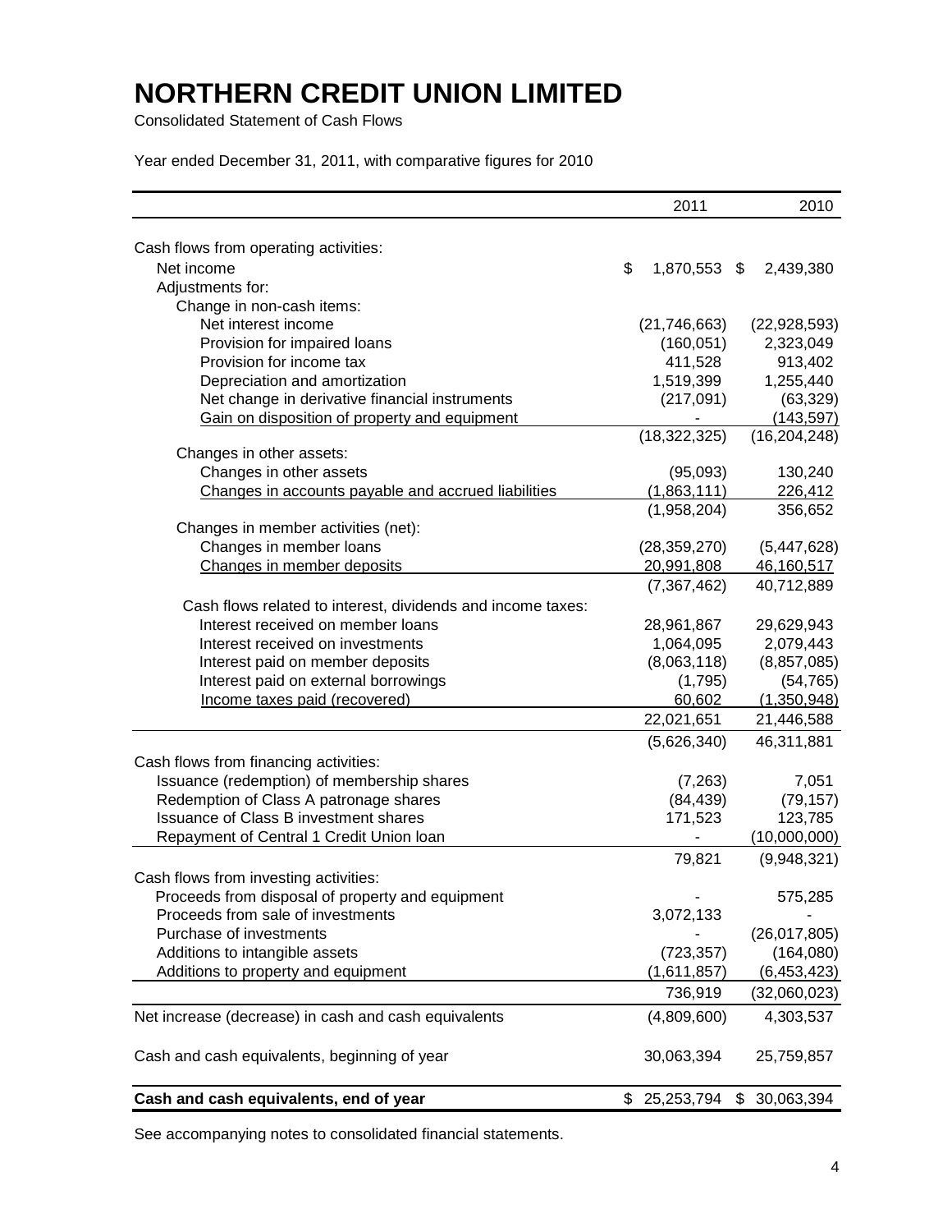# NORTHERN CREDIT UNION LIMITED

Consolidated Statement of Cash Flows

Year ended December 31, 2011, with comparative figures for 2010

| | 2011 | 2010 |
|---|---|---|
| Cash flows from operating activities: | | |
| Net income | $ 1,870,553 | $ 2,439,380 |
| Adjustments for: | | |
| Change in non-cash items: | | |
| Net interest income | (21,746,663) | (22,928,593) |
| Provision for impaired loans | (160,051) | 2,323,049 |
| Provision for income tax | 411,528 | 913,402 |
| Depreciation and amortization | 1,519,399 | 1,255,440 |
| Net change in derivative financial instruments | (217,091) | (63,329) |
| Gain on disposition of property and equipment | - | (143,597) |
| | (18,322,325) | (16,204,248) |
| Changes in other assets: | | |
| Changes in other assets | (95,093) | 130,240 |
| Changes in accounts payable and accrued liabilities | (1,863,111) | 226,412 |
| | (1,958,204) | 356,652 |
| Changes in member activities (net): | | |
| Changes in member loans | (28,359,270) | (5,447,628) |
| Changes in member deposits | 20,991,808 | 46,160,517 |
| | (7,367,462) | 40,712,889 |
| Cash flows related to interest, dividends and income taxes: | | |
| Interest received on member loans | 28,961,867 | 29,629,943 |
| Interest received on investments | 1,064,095 | 2,079,443 |
| Interest paid on member deposits | (8,063,118) | (8,857,085) |
| Interest paid on external borrowings | (1,795) | (54,765) |
| Income taxes paid (recovered) | 60,602 | (1,350,948) |
| | 22,021,651 | 21,446,588 |
| | (5,626,340) | 46,311,881 |
| Cash flows from financing activities: | | |
| Issuance (redemption) of membership shares | (7,263) | 7,051 |
| Redemption of Class A patronage shares | (84,439) | (79,157) |
| Issuance of Class B investment shares | 171,523 | 123,785 |
| Repayment of Central 1 Credit Union loan | - | (10,000,000) |
| | 79,821 | (9,948,321) |
| Cash flows from investing activities: | | |
| Proceeds from disposal of property and equipment | - | 575,285 |
| Proceeds from sale of investments | 3,072,133 | - |
| Purchase of investments | - | (26,017,805) |
| Additions to intangible assets | (723,357) | (164,080) |
| Additions to property and equipment | (1,611,857) | (6,453,423) |
| | 736,919 | (32,060,023) |
| Net increase (decrease) in cash and cash equivalents | (4,809,600) | 4,303,537 |
| Cash and cash equivalents, beginning of year | 30,063,394 | 25,759,857 |
| **Cash and cash equivalents, end of year** | $ 25,253,794 | $ 30,063,394 |

See accompanying notes to consolidated financial statements.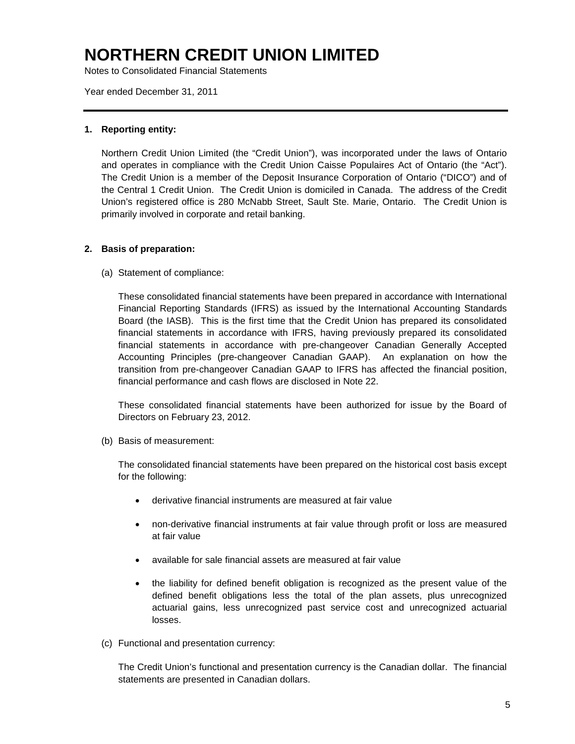# NORTHERN CREDIT UNION LIMITED

Notes to Consolidated Financial Statements

Year ended December 31, 2011

---

**1. Reporting entity:**

Northern Credit Union Limited (the "Credit Union"), was incorporated under the laws of Ontario and operates in compliance with the Credit Union Caisse Populaires Act of Ontario (the "Act"). The Credit Union is a member of the Deposit Insurance Corporation of Ontario ("DICO") and of the Central 1 Credit Union. The Credit Union is domiciled in Canada. The address of the Credit Union's registered office is 280 McNabb Street, Sault Ste. Marie, Ontario. The Credit Union is primarily involved in corporate and retail banking.

**2. Basis of preparation:**

(a) Statement of compliance:

These consolidated financial statements have been prepared in accordance with International Financial Reporting Standards (IFRS) as issued by the International Accounting Standards Board (the IASB). This is the first time that the Credit Union has prepared its consolidated financial statements in accordance with IFRS, having previously prepared its consolidated financial statements in accordance with pre-changeover Canadian Generally Accepted Accounting Principles (pre-changeover Canadian GAAP). An explanation on how the transition from pre-changeover Canadian GAAP to IFRS has affected the financial position, financial performance and cash flows are disclosed in Note 22.

These consolidated financial statements have been authorized for issue by the Board of Directors on February 23, 2012.

(b) Basis of measurement:

The consolidated financial statements have been prepared on the historical cost basis except for the following:

- derivative financial instruments are measured at fair value
- non-derivative financial instruments at fair value through profit or loss are measured at fair value
- available for sale financial assets are measured at fair value
- the liability for defined benefit obligation is recognized as the present value of the defined benefit obligations less the total of the plan assets, plus unrecognized actuarial gains, less unrecognized past service cost and unrecognized actuarial losses.

(c) Functional and presentation currency:

The Credit Union's functional and presentation currency is the Canadian dollar. The financial statements are presented in Canadian dollars.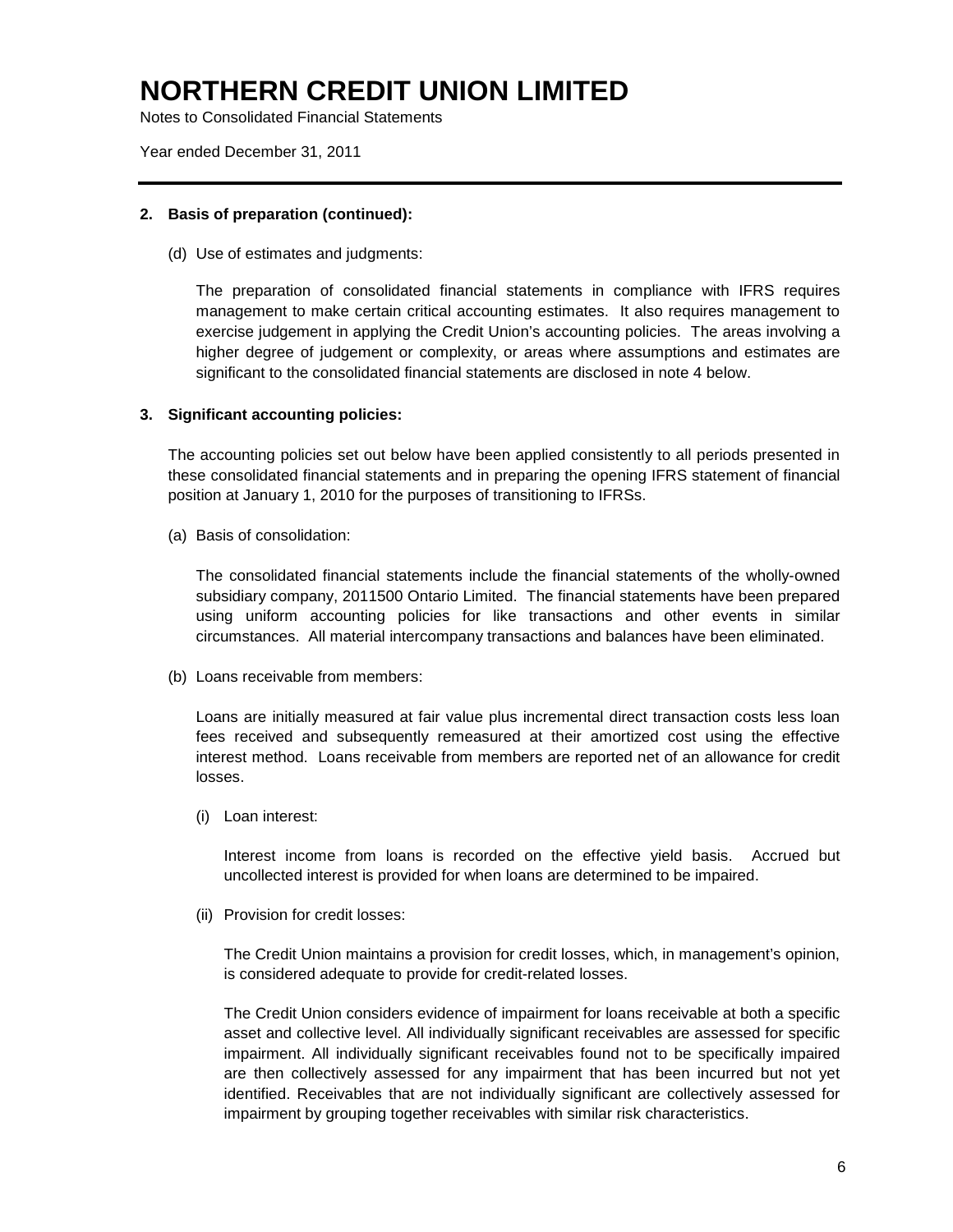**2. Basis of preparation (continued):**

(d) Use of estimates and judgments:

The preparation of consolidated financial statements in compliance with IFRS requires management to make certain critical accounting estimates. It also requires management to exercise judgement in applying the Credit Union's accounting policies. The areas involving a higher degree of judgement or complexity, or areas where assumptions and estimates are significant to the consolidated financial statements are disclosed in note 4 below.

**3. Significant accounting policies:**

The accounting policies set out below have been applied consistently to all periods presented in these consolidated financial statements and in preparing the opening IFRS statement of financial position at January 1, 2010 for the purposes of transitioning to IFRSs.

(a) Basis of consolidation:

The consolidated financial statements include the financial statements of the wholly-owned subsidiary company, 2011500 Ontario Limited. The financial statements have been prepared using uniform accounting policies for like transactions and other events in similar circumstances. All material intercompany transactions and balances have been eliminated.

(b) Loans receivable from members:

Loans are initially measured at fair value plus incremental direct transaction costs less loan fees received and subsequently remeasured at their amortized cost using the effective interest method. Loans receivable from members are reported net of an allowance for credit losses.

(i) Loan interest:

Interest income from loans is recorded on the effective yield basis. Accrued but uncollected interest is provided for when loans are determined to be impaired.

(ii) Provision for credit losses:

The Credit Union maintains a provision for credit losses, which, in management's opinion, is considered adequate to provide for credit-related losses.

The Credit Union considers evidence of impairment for loans receivable at both a specific asset and collective level. All individually significant receivables are assessed for specific impairment. All individually significant receivables found not to be specifically impaired are then collectively assessed for any impairment that has been incurred but not yet identified. Receivables that are not individually significant are collectively assessed for impairment by grouping together receivables with similar risk characteristics.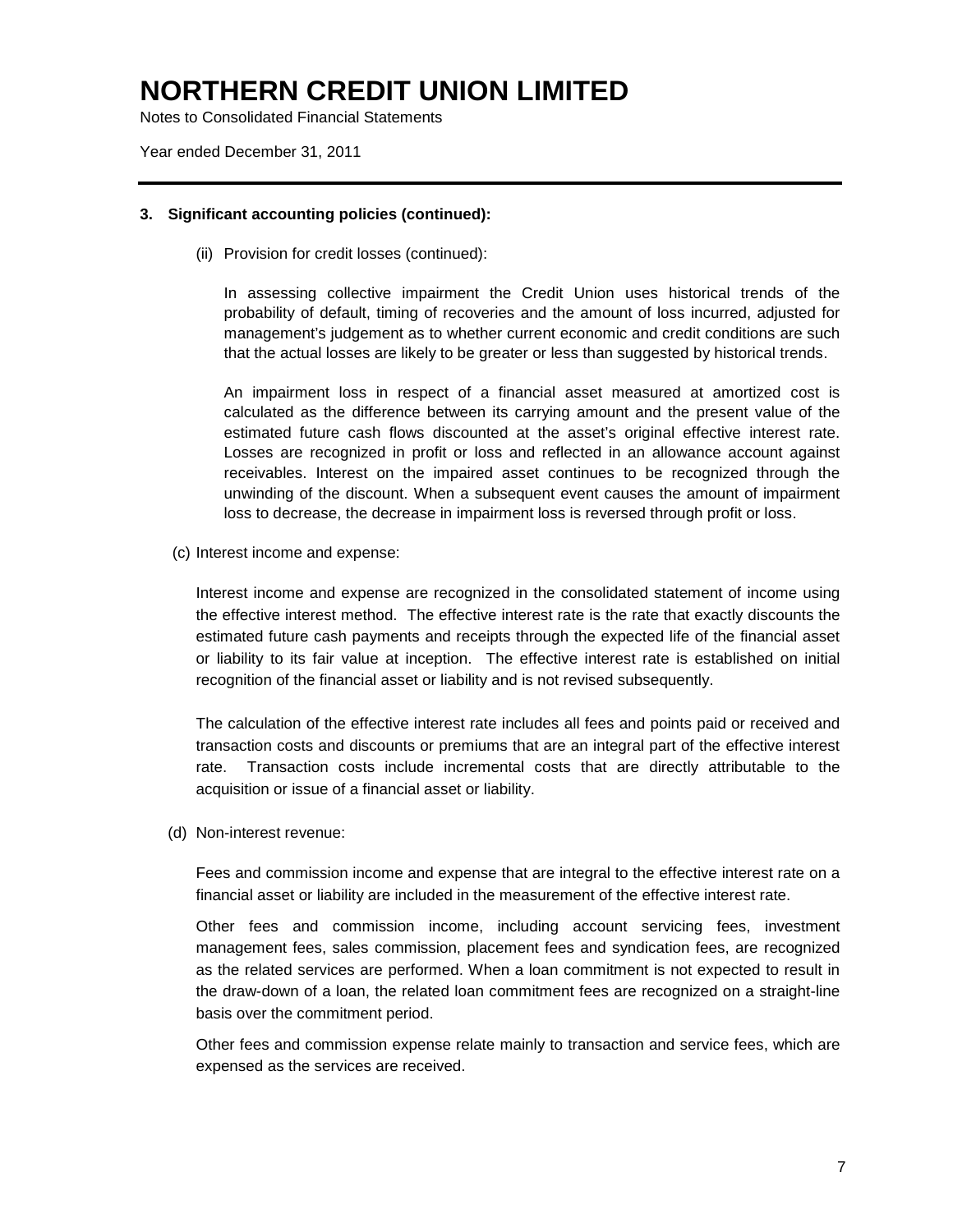# NORTHERN CREDIT UNION LIMITED

Notes to Consolidated Financial Statements

Year ended December 31, 2011

**3. Significant accounting policies (continued):**

(ii) Provision for credit losses (continued):

In assessing collective impairment the Credit Union uses historical trends of the probability of default, timing of recoveries and the amount of loss incurred, adjusted for management's judgement as to whether current economic and credit conditions are such that the actual losses are likely to be greater or less than suggested by historical trends.

An impairment loss in respect of a financial asset measured at amortized cost is calculated as the difference between its carrying amount and the present value of the estimated future cash flows discounted at the asset's original effective interest rate. Losses are recognized in profit or loss and reflected in an allowance account against receivables. Interest on the impaired asset continues to be recognized through the unwinding of the discount. When a subsequent event causes the amount of impairment loss to decrease, the decrease in impairment loss is reversed through profit or loss.

(c) Interest income and expense:

Interest income and expense are recognized in the consolidated statement of income using the effective interest method. The effective interest rate is the rate that exactly discounts the estimated future cash payments and receipts through the expected life of the financial asset or liability to its fair value at inception. The effective interest rate is established on initial recognition of the financial asset or liability and is not revised subsequently.

The calculation of the effective interest rate includes all fees and points paid or received and transaction costs and discounts or premiums that are an integral part of the effective interest rate. Transaction costs include incremental costs that are directly attributable to the acquisition or issue of a financial asset or liability.

(d) Non-interest revenue:

Fees and commission income and expense that are integral to the effective interest rate on a financial asset or liability are included in the measurement of the effective interest rate.

Other fees and commission income, including account servicing fees, investment management fees, sales commission, placement fees and syndication fees, are recognized as the related services are performed. When a loan commitment is not expected to result in the draw-down of a loan, the related loan commitment fees are recognized on a straight-line basis over the commitment period.

Other fees and commission expense relate mainly to transaction and service fees, which are expensed as the services are received.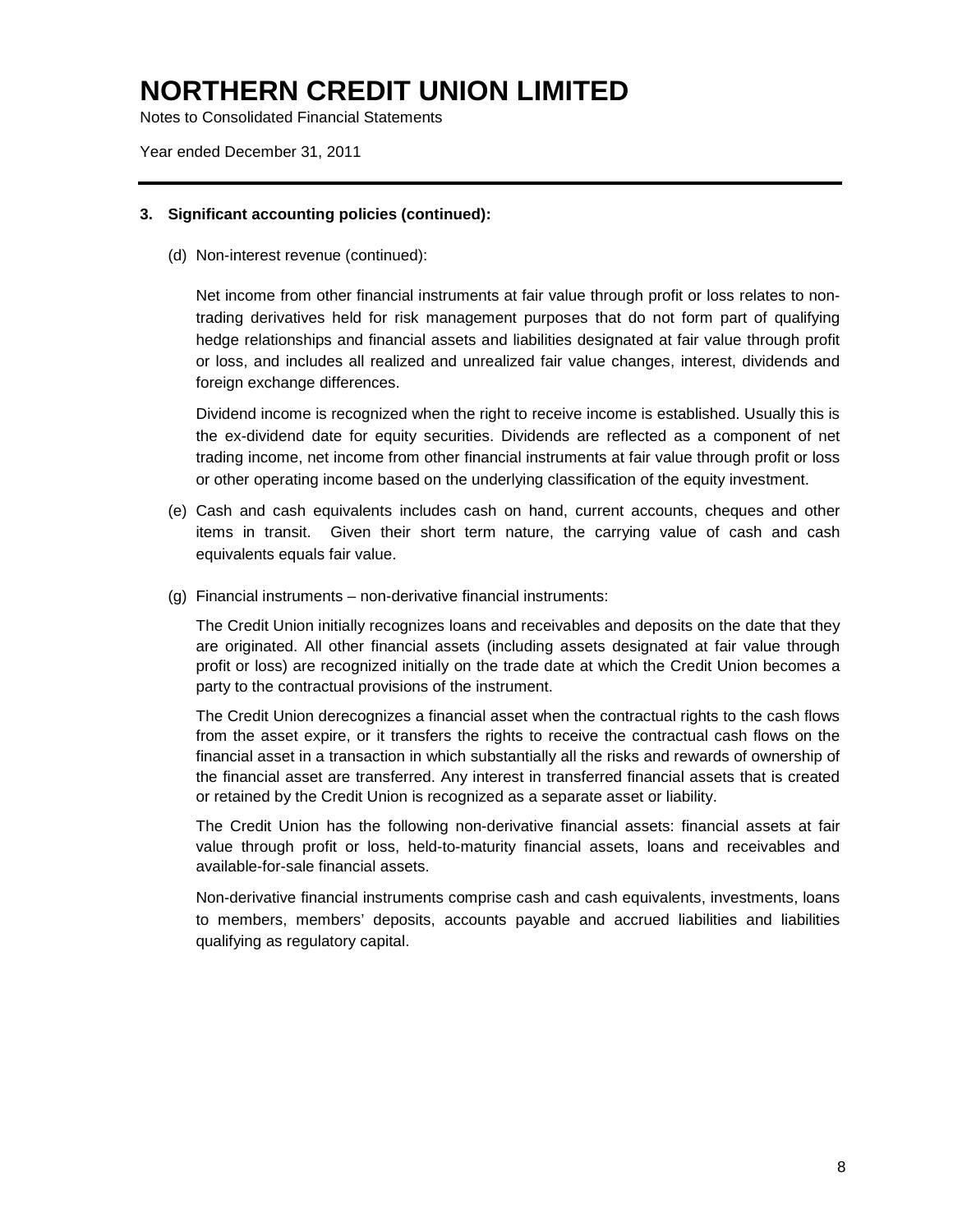# NORTHERN CREDIT UNION LIMITED

Notes to Consolidated Financial Statements

Year ended December 31, 2011

**3. Significant accounting policies (continued):**

(d) Non-interest revenue (continued):

Net income from other financial instruments at fair value through profit or loss relates to non-trading derivatives held for risk management purposes that do not form part of qualifying hedge relationships and financial assets and liabilities designated at fair value through profit or loss, and includes all realized and unrealized fair value changes, interest, dividends and foreign exchange differences.

Dividend income is recognized when the right to receive income is established. Usually this is the ex-dividend date for equity securities. Dividends are reflected as a component of net trading income, net income from other financial instruments at fair value through profit or loss or other operating income based on the underlying classification of the equity investment.

(e) Cash and cash equivalents includes cash on hand, current accounts, cheques and other items in transit. Given their short term nature, the carrying value of cash and cash equivalents equals fair value.

(g) Financial instruments – non-derivative financial instruments:

The Credit Union initially recognizes loans and receivables and deposits on the date that they are originated. All other financial assets (including assets designated at fair value through profit or loss) are recognized initially on the trade date at which the Credit Union becomes a party to the contractual provisions of the instrument.

The Credit Union derecognizes a financial asset when the contractual rights to the cash flows from the asset expire, or it transfers the rights to receive the contractual cash flows on the financial asset in a transaction in which substantially all the risks and rewards of ownership of the financial asset are transferred. Any interest in transferred financial assets that is created or retained by the Credit Union is recognized as a separate asset or liability.

The Credit Union has the following non-derivative financial assets: financial assets at fair value through profit or loss, held-to-maturity financial assets, loans and receivables and available-for-sale financial assets.

Non-derivative financial instruments comprise cash and cash equivalents, investments, loans to members, members' deposits, accounts payable and accrued liabilities and liabilities qualifying as regulatory capital.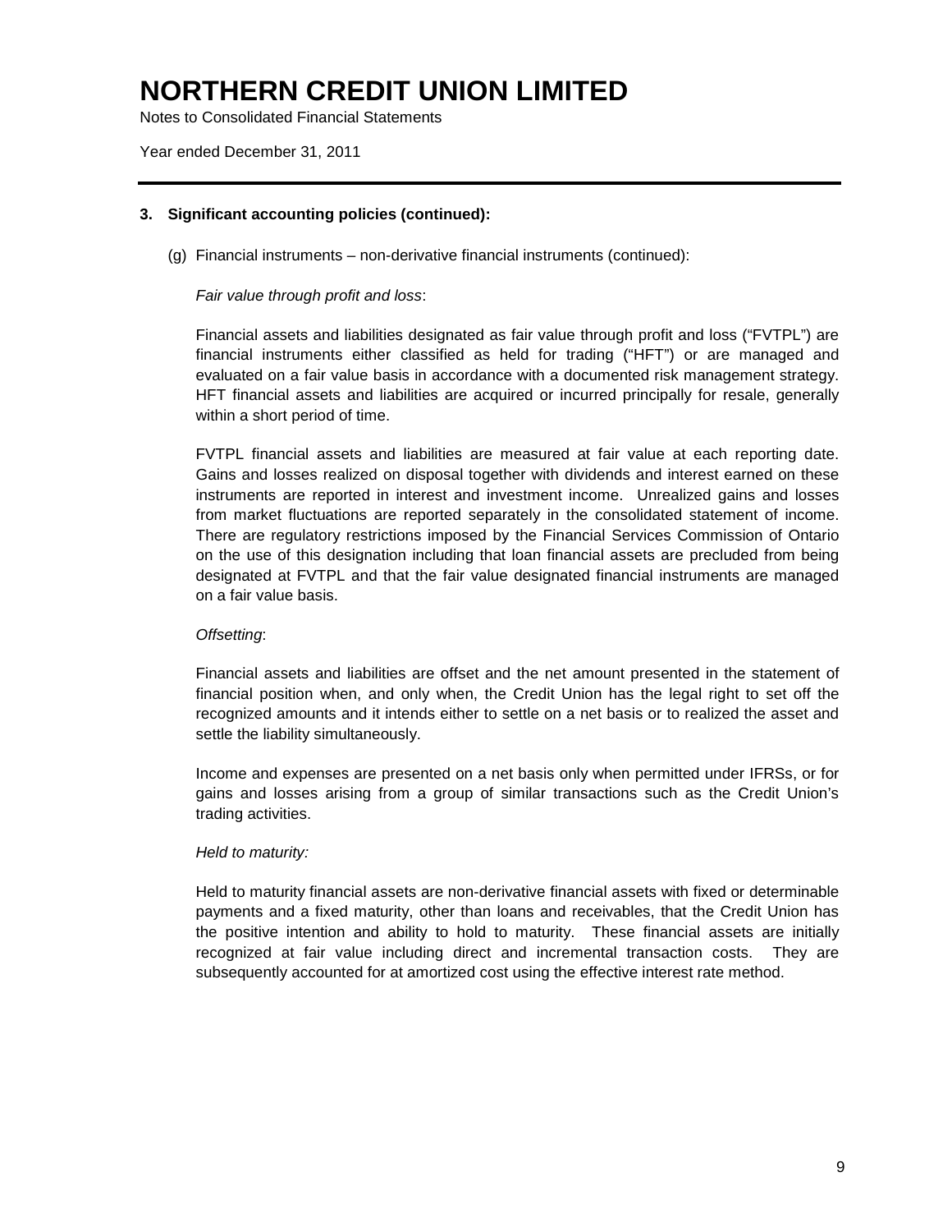# NORTHERN CREDIT UNION LIMITED

Notes to Consolidated Financial Statements

Year ended December 31, 2011

**3. Significant accounting policies (continued):**

(g) Financial instruments – non-derivative financial instruments (continued):

*Fair value through profit and loss*:

Financial assets and liabilities designated as fair value through profit and loss ("FVTPL") are financial instruments either classified as held for trading ("HFT") or are managed and evaluated on a fair value basis in accordance with a documented risk management strategy. HFT financial assets and liabilities are acquired or incurred principally for resale, generally within a short period of time.

FVTPL financial assets and liabilities are measured at fair value at each reporting date. Gains and losses realized on disposal together with dividends and interest earned on these instruments are reported in interest and investment income. Unrealized gains and losses from market fluctuations are reported separately in the consolidated statement of income. There are regulatory restrictions imposed by the Financial Services Commission of Ontario on the use of this designation including that loan financial assets are precluded from being designated at FVTPL and that the fair value designated financial instruments are managed on a fair value basis.

*Offsetting*:

Financial assets and liabilities are offset and the net amount presented in the statement of financial position when, and only when, the Credit Union has the legal right to set off the recognized amounts and it intends either to settle on a net basis or to realized the asset and settle the liability simultaneously.

Income and expenses are presented on a net basis only when permitted under IFRSs, or for gains and losses arising from a group of similar transactions such as the Credit Union's trading activities.

*Held to maturity:*

Held to maturity financial assets are non-derivative financial assets with fixed or determinable payments and a fixed maturity, other than loans and receivables, that the Credit Union has the positive intention and ability to hold to maturity. These financial assets are initially recognized at fair value including direct and incremental transaction costs. They are subsequently accounted for at amortized cost using the effective interest rate method.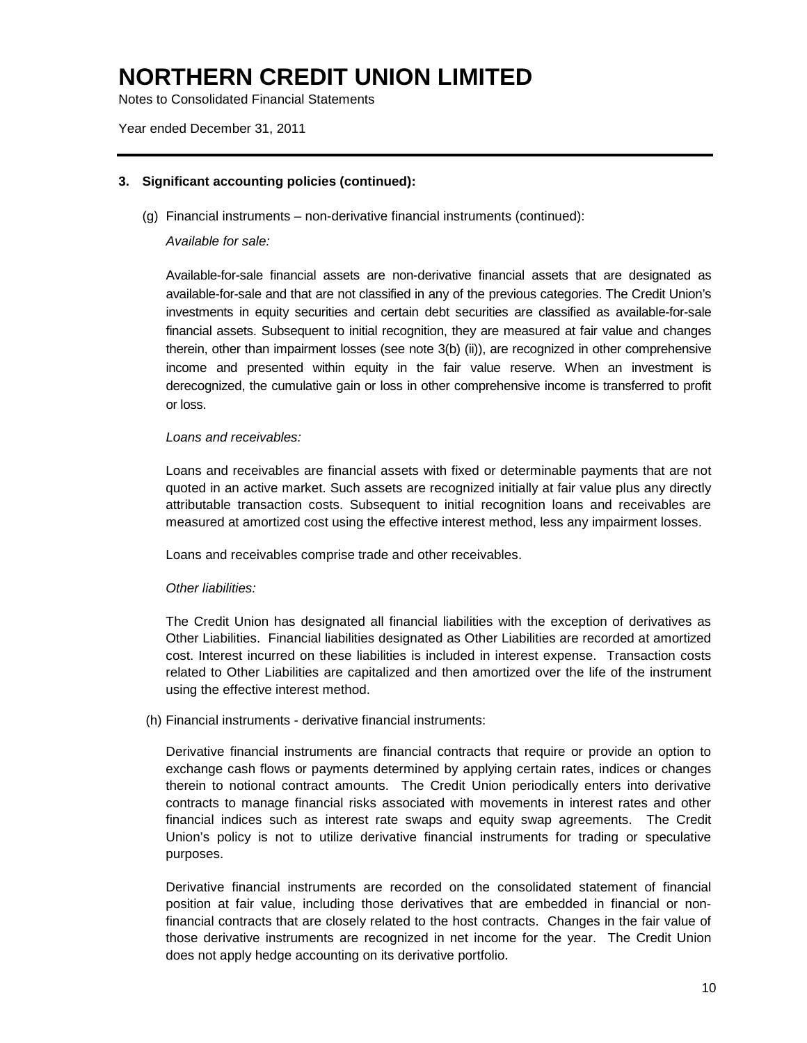# NORTHERN CREDIT UNION LIMITED

Notes to Consolidated Financial Statements

Year ended December 31, 2011

**3. Significant accounting policies (continued):**

(g) Financial instruments – non-derivative financial instruments (continued):

*Available for sale:*

Available-for-sale financial assets are non-derivative financial assets that are designated as available-for-sale and that are not classified in any of the previous categories. The Credit Union's investments in equity securities and certain debt securities are classified as available-for-sale financial assets. Subsequent to initial recognition, they are measured at fair value and changes therein, other than impairment losses (see note 3(b) (ii)), are recognized in other comprehensive income and presented within equity in the fair value reserve. When an investment is derecognized, the cumulative gain or loss in other comprehensive income is transferred to profit or loss.

*Loans and receivables:*

Loans and receivables are financial assets with fixed or determinable payments that are not quoted in an active market. Such assets are recognized initially at fair value plus any directly attributable transaction costs. Subsequent to initial recognition loans and receivables are measured at amortized cost using the effective interest method, less any impairment losses.

Loans and receivables comprise trade and other receivables.

*Other liabilities:*

The Credit Union has designated all financial liabilities with the exception of derivatives as Other Liabilities. Financial liabilities designated as Other Liabilities are recorded at amortized cost. Interest incurred on these liabilities is included in interest expense. Transaction costs related to Other Liabilities are capitalized and then amortized over the life of the instrument using the effective interest method.

(h) Financial instruments - derivative financial instruments:

Derivative financial instruments are financial contracts that require or provide an option to exchange cash flows or payments determined by applying certain rates, indices or changes therein to notional contract amounts. The Credit Union periodically enters into derivative contracts to manage financial risks associated with movements in interest rates and other financial indices such as interest rate swaps and equity swap agreements. The Credit Union's policy is not to utilize derivative financial instruments for trading or speculative purposes.

Derivative financial instruments are recorded on the consolidated statement of financial position at fair value, including those derivatives that are embedded in financial or non-financial contracts that are closely related to the host contracts. Changes in the fair value of those derivative instruments are recognized in net income for the year. The Credit Union does not apply hedge accounting on its derivative portfolio.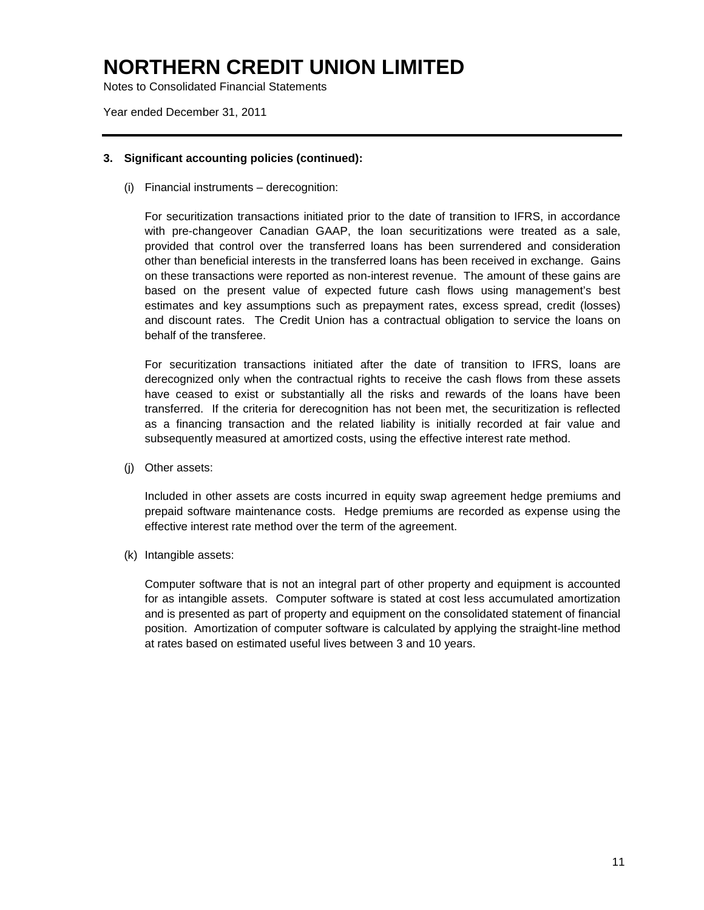# NORTHERN CREDIT UNION LIMITED

Notes to Consolidated Financial Statements

Year ended December 31, 2011

**3. Significant accounting policies (continued):**

(i) Financial instruments – derecognition:

For securitization transactions initiated prior to the date of transition to IFRS, in accordance with pre-changeover Canadian GAAP, the loan securitizations were treated as a sale, provided that control over the transferred loans has been surrendered and consideration other than beneficial interests in the transferred loans has been received in exchange. Gains on these transactions were reported as non-interest revenue. The amount of these gains are based on the present value of expected future cash flows using management's best estimates and key assumptions such as prepayment rates, excess spread, credit (losses) and discount rates. The Credit Union has a contractual obligation to service the loans on behalf of the transferee.

For securitization transactions initiated after the date of transition to IFRS, loans are derecognized only when the contractual rights to receive the cash flows from these assets have ceased to exist or substantially all the risks and rewards of the loans have been transferred. If the criteria for derecognition has not been met, the securitization is reflected as a financing transaction and the related liability is initially recorded at fair value and subsequently measured at amortized costs, using the effective interest rate method.

(j) Other assets:

Included in other assets are costs incurred in equity swap agreement hedge premiums and prepaid software maintenance costs. Hedge premiums are recorded as expense using the effective interest rate method over the term of the agreement.

(k) Intangible assets:

Computer software that is not an integral part of other property and equipment is accounted for as intangible assets. Computer software is stated at cost less accumulated amortization and is presented as part of property and equipment on the consolidated statement of financial position. Amortization of computer software is calculated by applying the straight-line method at rates based on estimated useful lives between 3 and 10 years.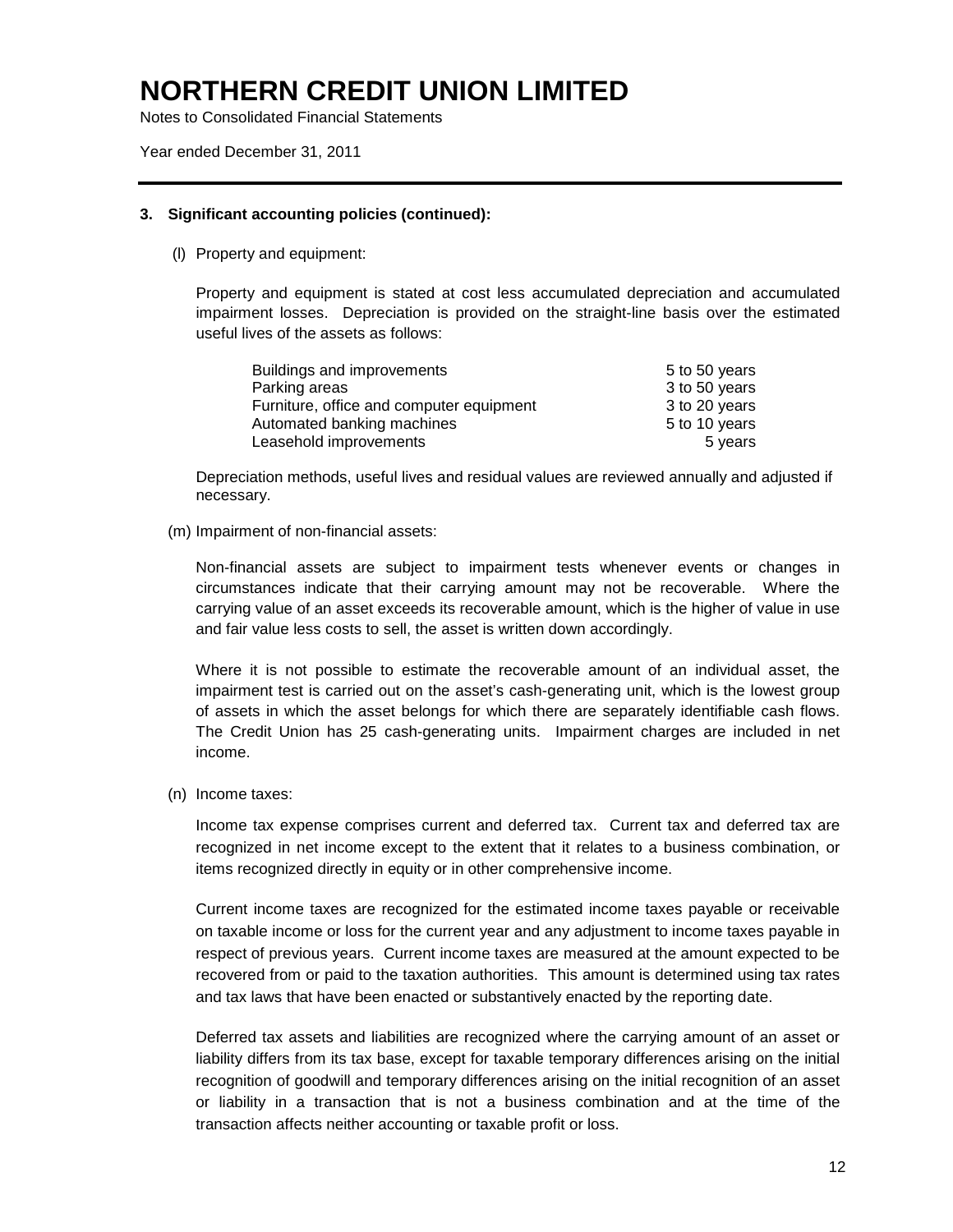# NORTHERN CREDIT UNION LIMITED

Notes to Consolidated Financial Statements

Year ended December 31, 2011

---

### 3. Significant accounting policies (continued):

(l) Property and equipment:

Property and equipment is stated at cost less accumulated depreciation and accumulated impairment losses. Depreciation is provided on the straight-line basis over the estimated useful lives of the assets as follows:

| | |
|---|---|
| Buildings and improvements | 5 to 50 years |
| Parking areas | 3 to 50 years |
| Furniture, office and computer equipment | 3 to 20 years |
| Automated banking machines | 5 to 10 years |
| Leasehold improvements | 5 years |

Depreciation methods, useful lives and residual values are reviewed annually and adjusted if necessary.

(m) Impairment of non-financial assets:

Non-financial assets are subject to impairment tests whenever events or changes in circumstances indicate that their carrying amount may not be recoverable. Where the carrying value of an asset exceeds its recoverable amount, which is the higher of value in use and fair value less costs to sell, the asset is written down accordingly.

Where it is not possible to estimate the recoverable amount of an individual asset, the impairment test is carried out on the asset's cash-generating unit, which is the lowest group of assets in which the asset belongs for which there are separately identifiable cash flows. The Credit Union has 25 cash-generating units. Impairment charges are included in net income.

(n) Income taxes:

Income tax expense comprises current and deferred tax. Current tax and deferred tax are recognized in net income except to the extent that it relates to a business combination, or items recognized directly in equity or in other comprehensive income.

Current income taxes are recognized for the estimated income taxes payable or receivable on taxable income or loss for the current year and any adjustment to income taxes payable in respect of previous years. Current income taxes are measured at the amount expected to be recovered from or paid to the taxation authorities. This amount is determined using tax rates and tax laws that have been enacted or substantively enacted by the reporting date.

Deferred tax assets and liabilities are recognized where the carrying amount of an asset or liability differs from its tax base, except for taxable temporary differences arising on the initial recognition of goodwill and temporary differences arising on the initial recognition of an asset or liability in a transaction that is not a business combination and at the time of the transaction affects neither accounting or taxable profit or loss.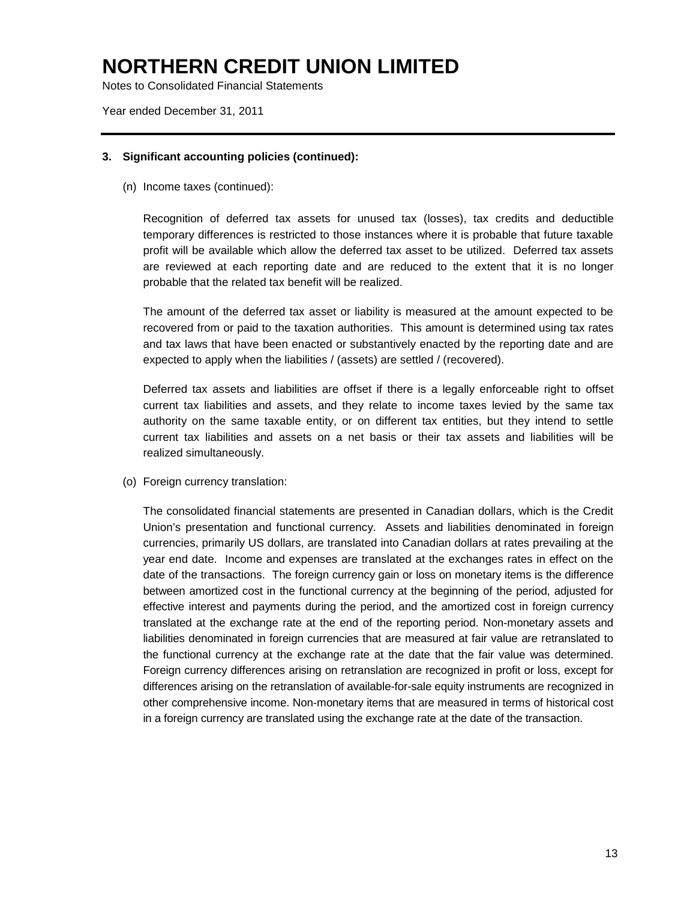# NORTHERN CREDIT UNION LIMITED

Notes to Consolidated Financial Statements

Year ended December 31, 2011

**3. Significant accounting policies (continued):**

(n) Income taxes (continued):

Recognition of deferred tax assets for unused tax (losses), tax credits and deductible temporary differences is restricted to those instances where it is probable that future taxable profit will be available which allow the deferred tax asset to be utilized. Deferred tax assets are reviewed at each reporting date and are reduced to the extent that it is no longer probable that the related tax benefit will be realized.

The amount of the deferred tax asset or liability is measured at the amount expected to be recovered from or paid to the taxation authorities. This amount is determined using tax rates and tax laws that have been enacted or substantively enacted by the reporting date and are expected to apply when the liabilities / (assets) are settled / (recovered).

Deferred tax assets and liabilities are offset if there is a legally enforceable right to offset current tax liabilities and assets, and they relate to income taxes levied by the same tax authority on the same taxable entity, or on different tax entities, but they intend to settle current tax liabilities and assets on a net basis or their tax assets and liabilities will be realized simultaneously.

(o) Foreign currency translation:

The consolidated financial statements are presented in Canadian dollars, which is the Credit Union's presentation and functional currency. Assets and liabilities denominated in foreign currencies, primarily US dollars, are translated into Canadian dollars at rates prevailing at the year end date. Income and expenses are translated at the exchanges rates in effect on the date of the transactions. The foreign currency gain or loss on monetary items is the difference between amortized cost in the functional currency at the beginning of the period, adjusted for effective interest and payments during the period, and the amortized cost in foreign currency translated at the exchange rate at the end of the reporting period. Non-monetary assets and liabilities denominated in foreign currencies that are measured at fair value are retranslated to the functional currency at the exchange rate at the date that the fair value was determined. Foreign currency differences arising on retranslation are recognized in profit or loss, except for differences arising on the retranslation of available-for-sale equity instruments are recognized in other comprehensive income. Non-monetary items that are measured in terms of historical cost in a foreign currency are translated using the exchange rate at the date of the transaction.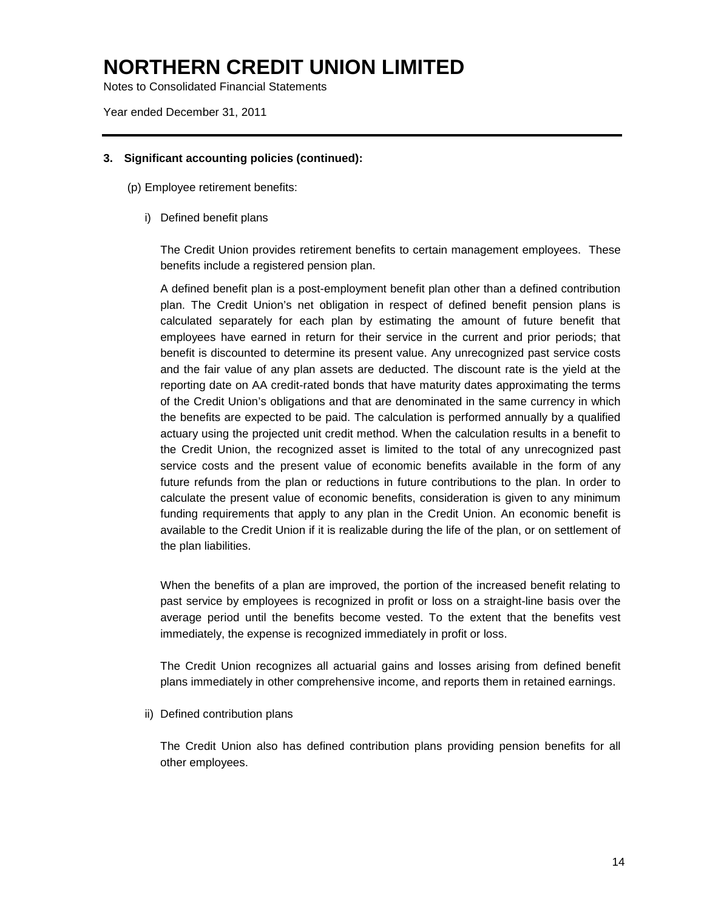### 3. Significant accounting policies (continued):

(p) Employee retirement benefits:

i) Defined benefit plans

The Credit Union provides retirement benefits to certain management employees. These benefits include a registered pension plan.

A defined benefit plan is a post-employment benefit plan other than a defined contribution plan. The Credit Union's net obligation in respect of defined benefit pension plans is calculated separately for each plan by estimating the amount of future benefit that employees have earned in return for their service in the current and prior periods; that benefit is discounted to determine its present value. Any unrecognized past service costs and the fair value of any plan assets are deducted. The discount rate is the yield at the reporting date on AA credit-rated bonds that have maturity dates approximating the terms of the Credit Union's obligations and that are denominated in the same currency in which the benefits are expected to be paid. The calculation is performed annually by a qualified actuary using the projected unit credit method. When the calculation results in a benefit to the Credit Union, the recognized asset is limited to the total of any unrecognized past service costs and the present value of economic benefits available in the form of any future refunds from the plan or reductions in future contributions to the plan. In order to calculate the present value of economic benefits, consideration is given to any minimum funding requirements that apply to any plan in the Credit Union. An economic benefit is available to the Credit Union if it is realizable during the life of the plan, or on settlement of the plan liabilities.

When the benefits of a plan are improved, the portion of the increased benefit relating to past service by employees is recognized in profit or loss on a straight-line basis over the average period until the benefits become vested. To the extent that the benefits vest immediately, the expense is recognized immediately in profit or loss.

The Credit Union recognizes all actuarial gains and losses arising from defined benefit plans immediately in other comprehensive income, and reports them in retained earnings.

ii) Defined contribution plans

The Credit Union also has defined contribution plans providing pension benefits for all other employees.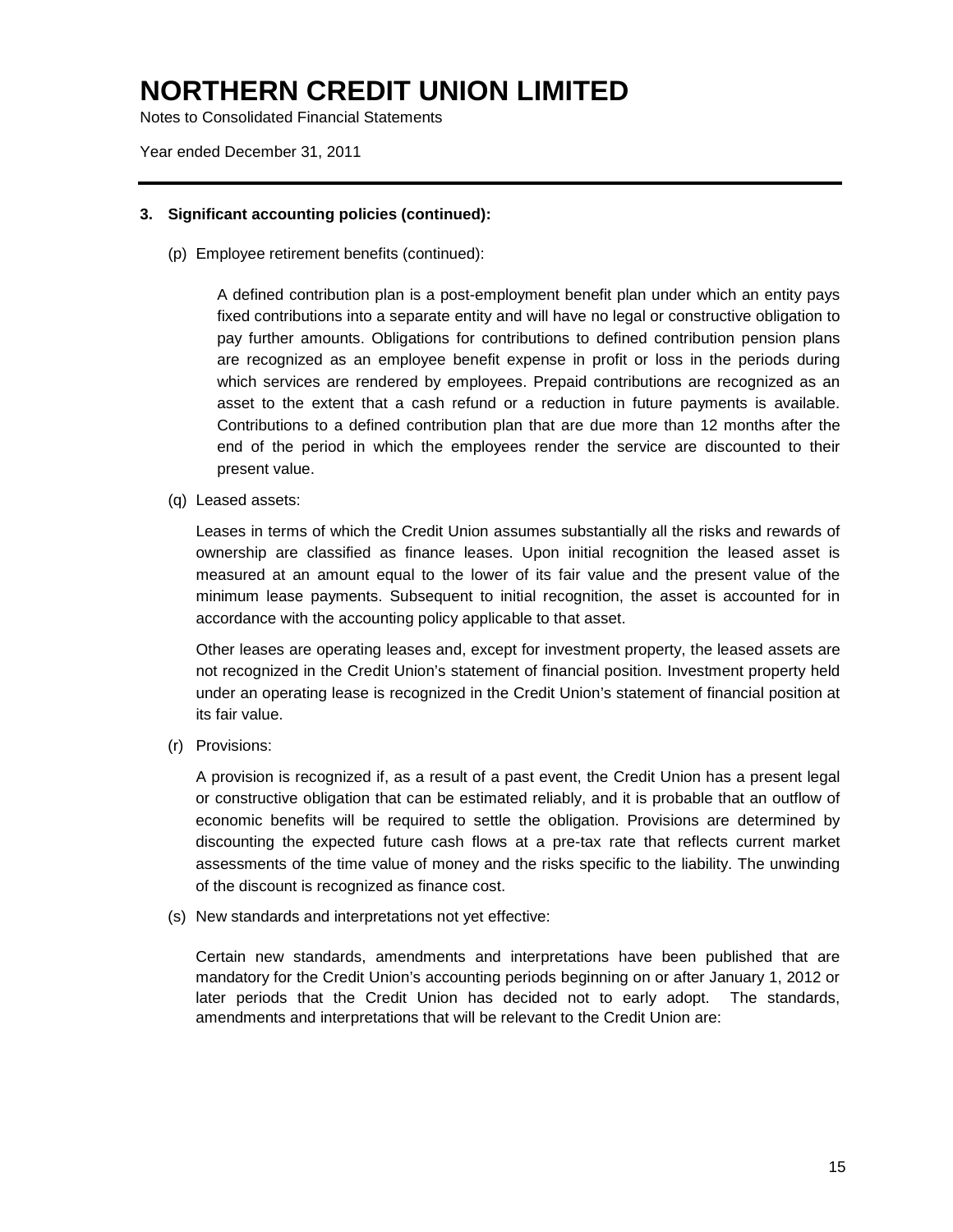# NORTHERN CREDIT UNION LIMITED

Notes to Consolidated Financial Statements

Year ended December 31, 2011

**3. Significant accounting policies (continued):**

(p) Employee retirement benefits (continued):

A defined contribution plan is a post-employment benefit plan under which an entity pays fixed contributions into a separate entity and will have no legal or constructive obligation to pay further amounts. Obligations for contributions to defined contribution pension plans are recognized as an employee benefit expense in profit or loss in the periods during which services are rendered by employees. Prepaid contributions are recognized as an asset to the extent that a cash refund or a reduction in future payments is available. Contributions to a defined contribution plan that are due more than 12 months after the end of the period in which the employees render the service are discounted to their present value.

(q) Leased assets:

Leases in terms of which the Credit Union assumes substantially all the risks and rewards of ownership are classified as finance leases. Upon initial recognition the leased asset is measured at an amount equal to the lower of its fair value and the present value of the minimum lease payments. Subsequent to initial recognition, the asset is accounted for in accordance with the accounting policy applicable to that asset.

Other leases are operating leases and, except for investment property, the leased assets are not recognized in the Credit Union's statement of financial position. Investment property held under an operating lease is recognized in the Credit Union's statement of financial position at its fair value.

(r) Provisions:

A provision is recognized if, as a result of a past event, the Credit Union has a present legal or constructive obligation that can be estimated reliably, and it is probable that an outflow of economic benefits will be required to settle the obligation. Provisions are determined by discounting the expected future cash flows at a pre-tax rate that reflects current market assessments of the time value of money and the risks specific to the liability. The unwinding of the discount is recognized as finance cost.

(s) New standards and interpretations not yet effective:

Certain new standards, amendments and interpretations have been published that are mandatory for the Credit Union's accounting periods beginning on or after January 1, 2012 or later periods that the Credit Union has decided not to early adopt. The standards, amendments and interpretations that will be relevant to the Credit Union are: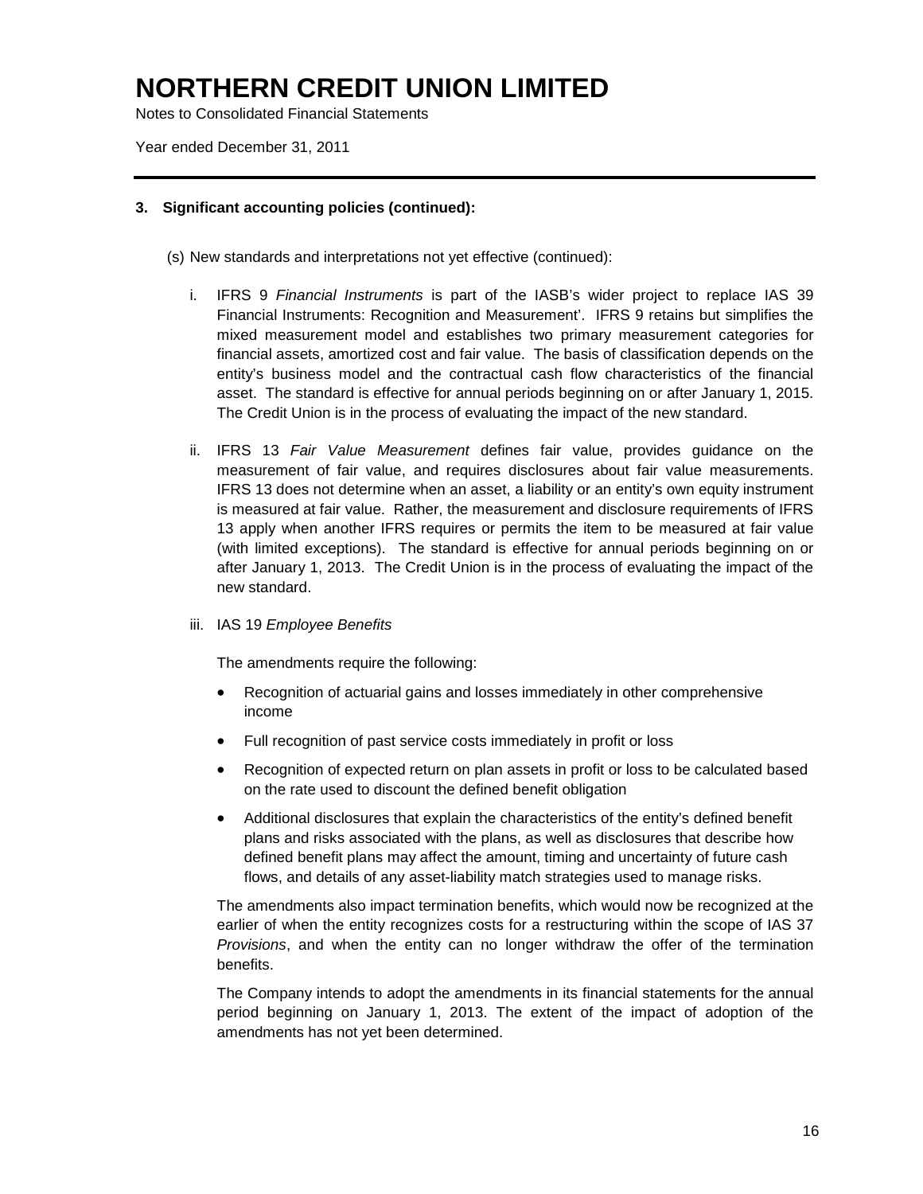# NORTHERN CREDIT UNION LIMITED

Notes to Consolidated Financial Statements

Year ended December 31, 2011

---

**3. Significant accounting policies (continued):**

(s) New standards and interpretations not yet effective (continued):

i. IFRS 9 *Financial Instruments* is part of the IASB's wider project to replace IAS 39 Financial Instruments: Recognition and Measurement'. IFRS 9 retains but simplifies the mixed measurement model and establishes two primary measurement categories for financial assets, amortized cost and fair value. The basis of classification depends on the entity's business model and the contractual cash flow characteristics of the financial asset. The standard is effective for annual periods beginning on or after January 1, 2015. The Credit Union is in the process of evaluating the impact of the new standard.

ii. IFRS 13 *Fair Value Measurement* defines fair value, provides guidance on the measurement of fair value, and requires disclosures about fair value measurements. IFRS 13 does not determine when an asset, a liability or an entity's own equity instrument is measured at fair value. Rather, the measurement and disclosure requirements of IFRS 13 apply when another IFRS requires or permits the item to be measured at fair value (with limited exceptions). The standard is effective for annual periods beginning on or after January 1, 2013. The Credit Union is in the process of evaluating the impact of the new standard.

iii. IAS 19 *Employee Benefits*

The amendments require the following:

- Recognition of actuarial gains and losses immediately in other comprehensive income
- Full recognition of past service costs immediately in profit or loss
- Recognition of expected return on plan assets in profit or loss to be calculated based on the rate used to discount the defined benefit obligation
- Additional disclosures that explain the characteristics of the entity's defined benefit plans and risks associated with the plans, as well as disclosures that describe how defined benefit plans may affect the amount, timing and uncertainty of future cash flows, and details of any asset-liability match strategies used to manage risks.

The amendments also impact termination benefits, which would now be recognized at the earlier of when the entity recognizes costs for a restructuring within the scope of IAS 37 *Provisions*, and when the entity can no longer withdraw the offer of the termination benefits.

The Company intends to adopt the amendments in its financial statements for the annual period beginning on January 1, 2013. The extent of the impact of adoption of the amendments has not yet been determined.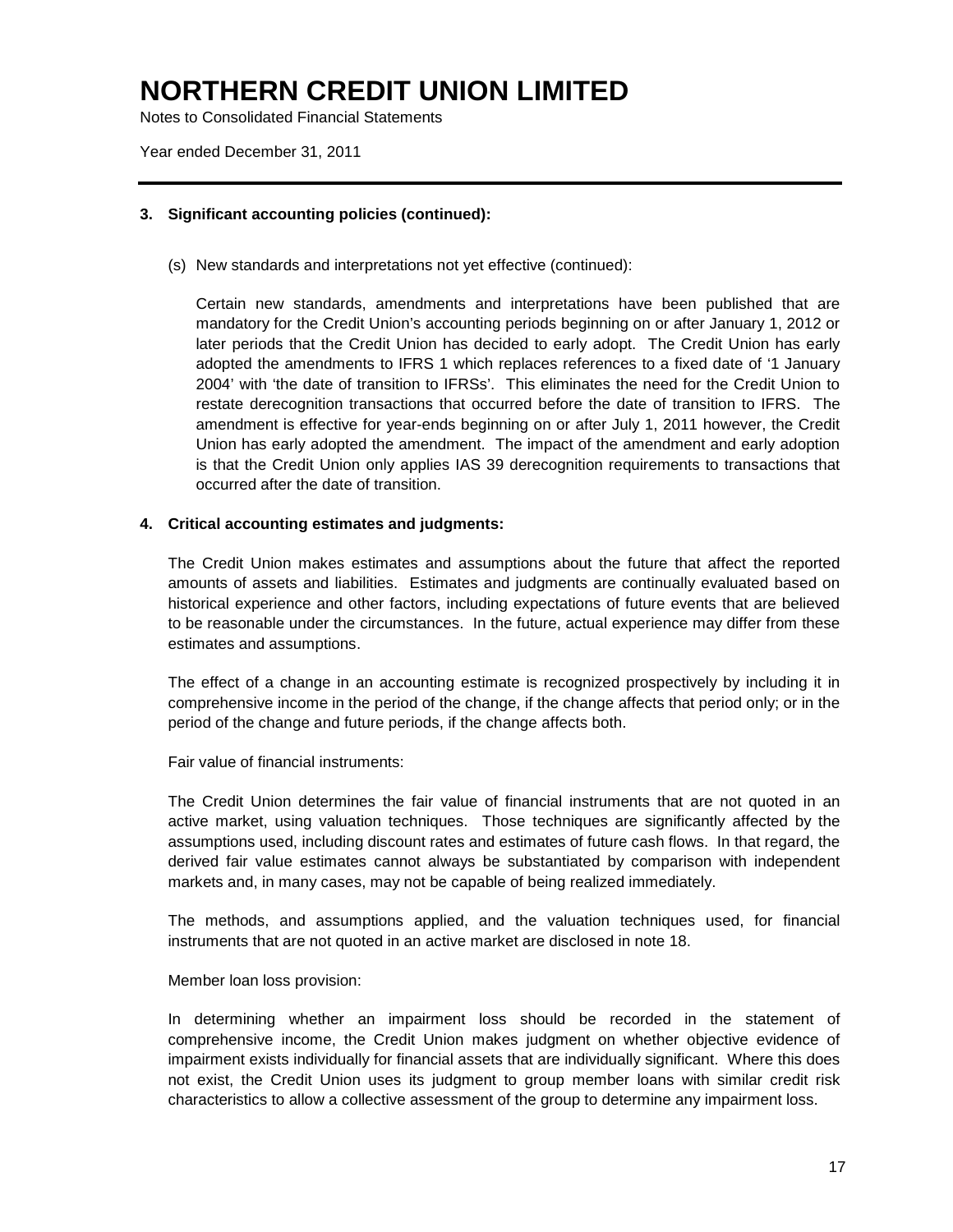# NORTHERN CREDIT UNION LIMITED

Notes to Consolidated Financial Statements

Year ended December 31, 2011

### 3. Significant accounting policies (continued):

(s) New standards and interpretations not yet effective (continued):

Certain new standards, amendments and interpretations have been published that are mandatory for the Credit Union's accounting periods beginning on or after January 1, 2012 or later periods that the Credit Union has decided to early adopt. The Credit Union has early adopted the amendments to IFRS 1 which replaces references to a fixed date of '1 January 2004' with 'the date of transition to IFRSs'. This eliminates the need for the Credit Union to restate derecognition transactions that occurred before the date of transition to IFRS. The amendment is effective for year-ends beginning on or after July 1, 2011 however, the Credit Union has early adopted the amendment. The impact of the amendment and early adoption is that the Credit Union only applies IAS 39 derecognition requirements to transactions that occurred after the date of transition.

### 4. Critical accounting estimates and judgments:

The Credit Union makes estimates and assumptions about the future that affect the reported amounts of assets and liabilities. Estimates and judgments are continually evaluated based on historical experience and other factors, including expectations of future events that are believed to be reasonable under the circumstances. In the future, actual experience may differ from these estimates and assumptions.

The effect of a change in an accounting estimate is recognized prospectively by including it in comprehensive income in the period of the change, if the change affects that period only; or in the period of the change and future periods, if the change affects both.

Fair value of financial instruments:

The Credit Union determines the fair value of financial instruments that are not quoted in an active market, using valuation techniques. Those techniques are significantly affected by the assumptions used, including discount rates and estimates of future cash flows. In that regard, the derived fair value estimates cannot always be substantiated by comparison with independent markets and, in many cases, may not be capable of being realized immediately.

The methods, and assumptions applied, and the valuation techniques used, for financial instruments that are not quoted in an active market are disclosed in note 18.

Member loan loss provision:

In determining whether an impairment loss should be recorded in the statement of comprehensive income, the Credit Union makes judgment on whether objective evidence of impairment exists individually for financial assets that are individually significant. Where this does not exist, the Credit Union uses its judgment to group member loans with similar credit risk characteristics to allow a collective assessment of the group to determine any impairment loss.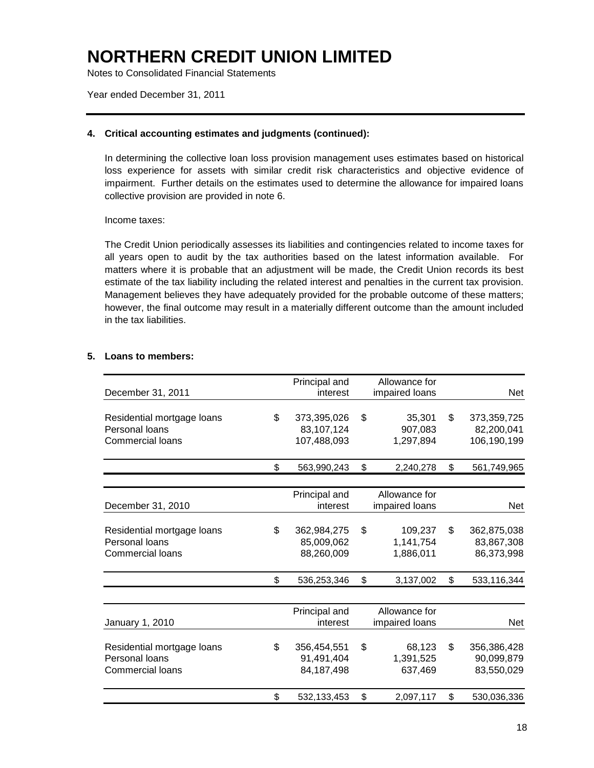# NORTHERN CREDIT UNION LIMITED

Notes to Consolidated Financial Statements

Year ended December 31, 2011

### 4. Critical accounting estimates and judgments (continued):

In determining the collective loan loss provision management uses estimates based on historical loss experience for assets with similar credit risk characteristics and objective evidence of impairment. Further details on the estimates used to determine the allowance for impaired loans collective provision are provided in note 6.

Income taxes:

The Credit Union periodically assesses its liabilities and contingencies related to income taxes for all years open to audit by the tax authorities based on the latest information available. For matters where it is probable that an adjustment will be made, the Credit Union records its best estimate of the tax liability including the related interest and penalties in the current tax provision. Management believes they have adequately provided for the probable outcome of these matters; however, the final outcome may result in a materially different outcome than the amount included in the tax liabilities.

### 5. Loans to members:

| December 31, 2011 | Principal and interest | Allowance for impaired loans | Net |
|---|---|---|---|
| Residential mortgage loans | $ 373,395,026 | $ 35,301 | $ 373,359,725 |
| Personal loans | 83,107,124 | 907,083 | 82,200,041 |
| Commercial loans | 107,488,093 | 1,297,894 | 106,190,199 |
| | $ 563,990,243 | $ 2,240,278 | $ 561,749,965 |

| December 31, 2010 | Principal and interest | Allowance for impaired loans | Net |
|---|---|---|---|
| Residential mortgage loans | $ 362,984,275 | $ 109,237 | $ 362,875,038 |
| Personal loans | 85,009,062 | 1,141,754 | 83,867,308 |
| Commercial loans | 88,260,009 | 1,886,011 | 86,373,998 |
| | $ 536,253,346 | $ 3,137,002 | $ 533,116,344 |

| January 1, 2010 | Principal and interest | Allowance for impaired loans | Net |
|---|---|---|---|
| Residential mortgage loans | $ 356,454,551 | $ 68,123 | $ 356,386,428 |
| Personal loans | 91,491,404 | 1,391,525 | 90,099,879 |
| Commercial loans | 84,187,498 | 637,469 | 83,550,029 |
| | $ 532,133,453 | $ 2,097,117 | $ 530,036,336 |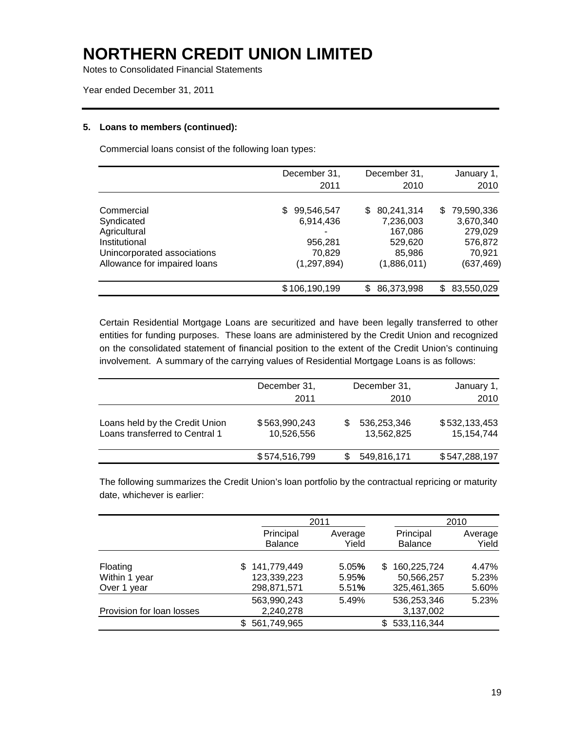# NORTHERN CREDIT UNION LIMITED

Notes to Consolidated Financial Statements

Year ended December 31, 2011

**5. Loans to members (continued):**

Commercial loans consist of the following loan types:

| | December 31, 2011 | December 31, 2010 | January 1, 2010 |
|---|---|---|---|
| Commercial | $ 99,546,547 | $ 80,241,314 | $ 79,590,336 |
| Syndicated | 6,914,436 | 7,236,003 | 3,670,340 |
| Agricultural | - | 167,086 | 279,029 |
| Institutional | 956,281 | 529,620 | 576,872 |
| Unincorporated associations | 70,829 | 85,986 | 70,921 |
| Allowance for impaired loans | (1,297,894) | (1,886,011) | (637,469) |
| | $106,190,199 | $ 86,373,998 | $ 83,550,029 |

Certain Residential Mortgage Loans are securitized and have been legally transferred to other entities for funding purposes. These loans are administered by the Credit Union and recognized on the consolidated statement of financial position to the extent of the Credit Union's continuing involvement. A summary of the carrying values of Residential Mortgage Loans is as follows:

| | December 31, 2011 | December 31, 2010 | January 1, 2010 |
|---|---|---|---|
| Loans held by the Credit Union | $563,990,243 | $ 536,253,346 | $532,133,453 |
| Loans transferred to Central 1 | 10,526,556 | 13,562,825 | 15,154,744 |
| | $574,516,799 | $ 549,816,171 | $547,288,197 |

The following summarizes the Credit Union's loan portfolio by the contractual repricing or maturity date, whichever is earlier:

| | 2011 | | 2010 | |
|---|---|---|---|---|
| | Principal Balance | Average Yield | Principal Balance | Average Yield |
| Floating | $ 141,779,449 | 5.05% | $ 160,225,724 | 4.47% |
| Within 1 year | 123,339,223 | 5.95% | 50,566,257 | 5.23% |
| Over 1 year | 298,871,571 | 5.51% | 325,461,365 | 5.60% |
| | 563,990,243 | 5.49% | 536,253,346 | 5.23% |
| Provision for loan losses | 2,240,278 | | 3,137,002 | |
| | $ 561,749,965 | | $ 533,116,344 | |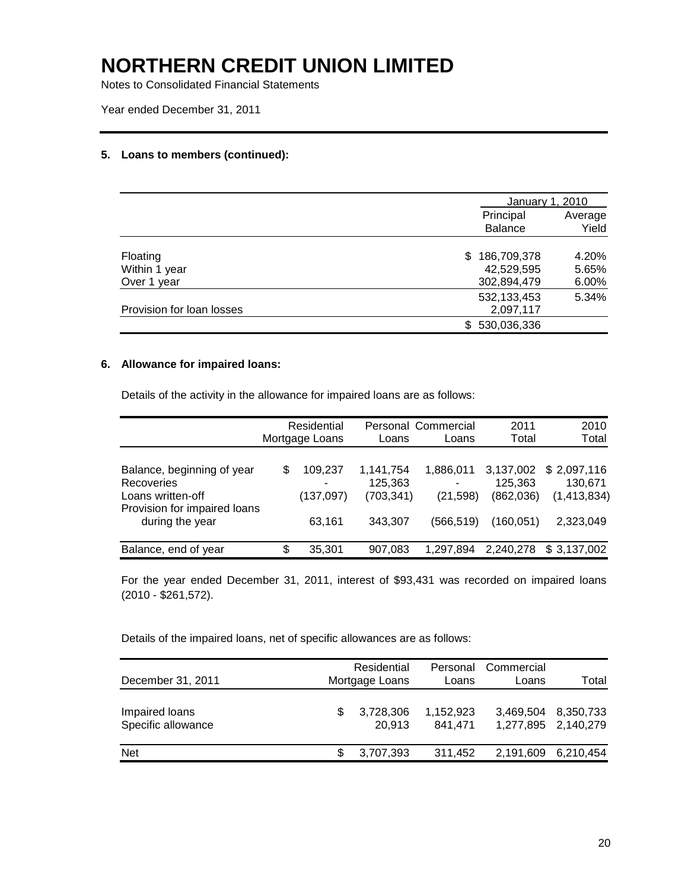# NORTHERN CREDIT UNION LIMITED

Notes to Consolidated Financial Statements

Year ended December 31, 2011

## 5. Loans to members (continued):

| | January 1, 2010 | |
|---|---|---|
| | Principal Balance | Average Yield |
| Floating | $ 186,709,378 | 4.20% |
| Within 1 year | 42,529,595 | 5.65% |
| Over 1 year | 302,894,479 | 6.00% |
| | 532,133,453 | 5.34% |
| Provision for loan losses | 2,097,117 | |
| | $ 530,036,336 | |

## 6. Allowance for impaired loans:

Details of the activity in the allowance for impaired loans are as follows:

| | Residential Mortgage Loans | Personal Loans | Commercial Loans | 2011 Total | 2010 Total |
|---|---|---|---|---|---|
| Balance, beginning of year | $ 109,237 | 1,141,754 | 1,886,011 | 3,137,002 | $ 2,097,116 |
| Recoveries | - | 125,363 | - | 125,363 | 130,671 |
| Loans written-off | (137,097) | (703,341) | (21,598) | (862,036) | (1,413,834) |
| Provision for impaired loans during the year | 63,161 | 343,307 | (566,519) | (160,051) | 2,323,049 |
| Balance, end of year | $ 35,301 | 907,083 | 1,297,894 | 2,240,278 | $ 3,137,002 |

For the year ended December 31, 2011, interest of $93,431 was recorded on impaired loans (2010 - $261,572).

Details of the impaired loans, net of specific allowances are as follows:

| December 31, 2011 | Residential Mortgage Loans | Personal Loans | Commercial Loans | Total |
|---|---|---|---|---|
| Impaired loans | $ 3,728,306 | 1,152,923 | 3,469,504 | 8,350,733 |
| Specific allowance | 20,913 | 841,471 | 1,277,895 | 2,140,279 |
| Net | $ 3,707,393 | 311,452 | 2,191,609 | 6,210,454 |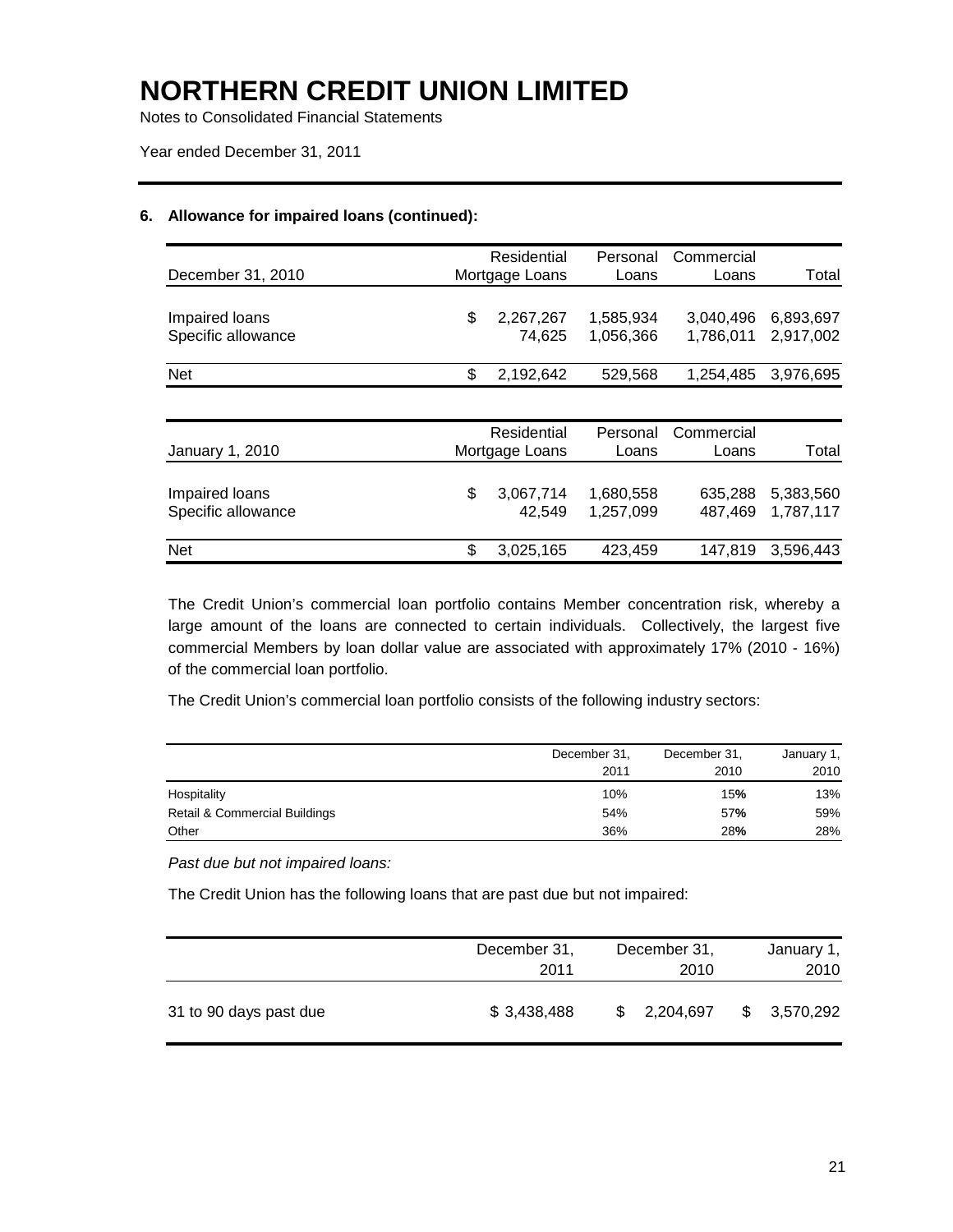# NORTHERN CREDIT UNION LIMITED

Notes to Consolidated Financial Statements

Year ended December 31, 2011

## 6. Allowance for impaired loans (continued):

| December 31, 2010 | Residential Mortgage Loans | Personal Loans | Commercial Loans | Total |
|---|---|---|---|---|
| Impaired loans | $ 2,267,267 | 1,585,934 | 3,040,496 | 6,893,697 |
| Specific allowance | 74,625 | 1,056,366 | 1,786,011 | 2,917,002 |
| Net | $ 2,192,642 | 529,568 | 1,254,485 | 3,976,695 |

| January 1, 2010 | Residential Mortgage Loans | Personal Loans | Commercial Loans | Total |
|---|---|---|---|---|
| Impaired loans | $ 3,067,714 | 1,680,558 | 635,288 | 5,383,560 |
| Specific allowance | 42,549 | 1,257,099 | 487,469 | 1,787,117 |
| Net | $ 3,025,165 | 423,459 | 147,819 | 3,596,443 |

The Credit Union's commercial loan portfolio contains Member concentration risk, whereby a large amount of the loans are connected to certain individuals. Collectively, the largest five commercial Members by loan dollar value are associated with approximately 17% (2010 - 16%) of the commercial loan portfolio.

The Credit Union's commercial loan portfolio consists of the following industry sectors:

| | December 31, 2011 | December 31, 2010 | January 1, 2010 |
|---|---|---|---|
| Hospitality | 10% | 15% | 13% |
| Retail & Commercial Buildings | 54% | 57% | 59% |
| Other | 36% | 28% | 28% |

*Past due but not impaired loans:*

The Credit Union has the following loans that are past due but not impaired:

| | December 31, 2011 | December 31, 2010 | January 1, 2010 |
|---|---|---|---|
| 31 to 90 days past due | $ 3,438,488 | $ 2,204,697 | $ 3,570,292 |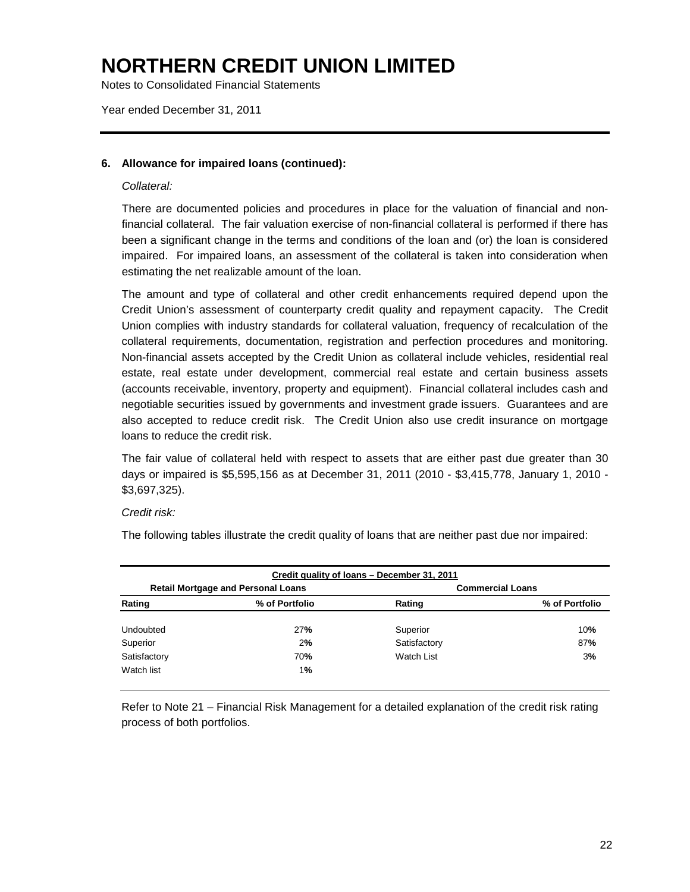# NORTHERN CREDIT UNION LIMITED

Notes to Consolidated Financial Statements

Year ended December 31, 2011

### 6. Allowance for impaired loans (continued):

*Collateral:*

There are documented policies and procedures in place for the valuation of financial and non-financial collateral. The fair valuation exercise of non-financial collateral is performed if there has been a significant change in the terms and conditions of the loan and (or) the loan is considered impaired. For impaired loans, an assessment of the collateral is taken into consideration when estimating the net realizable amount of the loan.

The amount and type of collateral and other credit enhancements required depend upon the Credit Union's assessment of counterparty credit quality and repayment capacity. The Credit Union complies with industry standards for collateral valuation, frequency of recalculation of the collateral requirements, documentation, registration and perfection procedures and monitoring. Non-financial assets accepted by the Credit Union as collateral include vehicles, residential real estate, real estate under development, commercial real estate and certain business assets (accounts receivable, inventory, property and equipment). Financial collateral includes cash and negotiable securities issued by governments and investment grade issuers. Guarantees and are also accepted to reduce credit risk. The Credit Union also use credit insurance on mortgage loans to reduce the credit risk.

The fair value of collateral held with respect to assets that are either past due greater than 30 days or impaired is $5,595,156 as at December 31, 2011 (2010 - $3,415,778, January 1, 2010 - $3,697,325).

*Credit risk:*

The following tables illustrate the credit quality of loans that are neither past due nor impaired:

| Credit quality of loans – December 31, 2011 | | | |
|---|---|---|---|
| **Retail Mortgage and Personal Loans** | | **Commercial Loans** | |
| **Rating** | **% of Portfolio** | **Rating** | **% of Portfolio** |
| Undoubted | 27% | Superior | 10% |
| Superior | 2% | Satisfactory | 87% |
| Satisfactory | 70% | Watch List | 3% |
| Watch list | 1% | | |

Refer to Note 21 – Financial Risk Management for a detailed explanation of the credit risk rating process of both portfolios.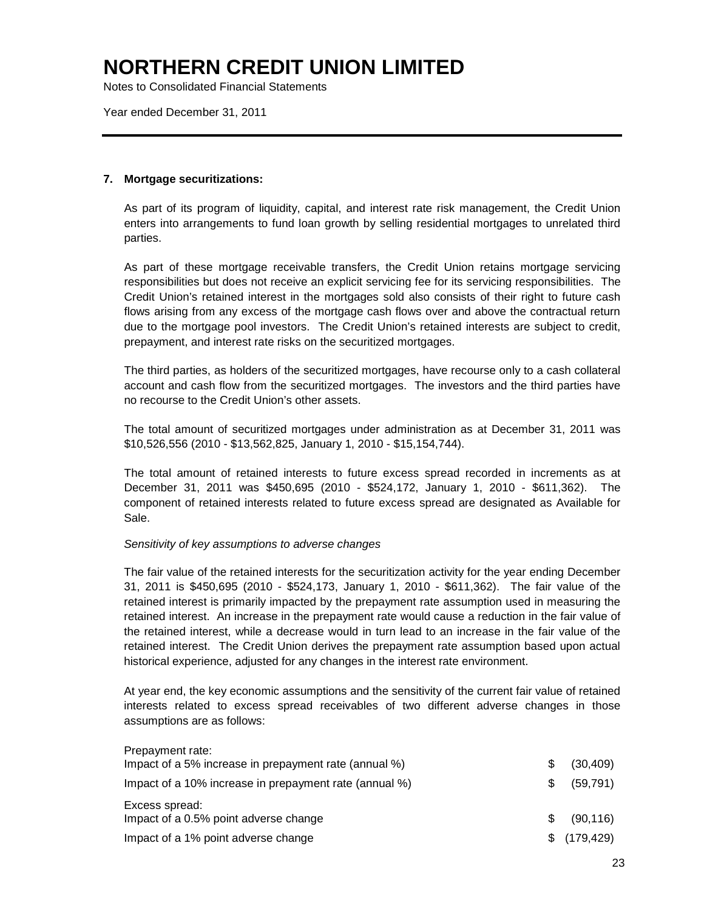# NORTHERN CREDIT UNION LIMITED

Notes to Consolidated Financial Statements

Year ended December 31, 2011

**7. Mortgage securitizations:**

As part of its program of liquidity, capital, and interest rate risk management, the Credit Union enters into arrangements to fund loan growth by selling residential mortgages to unrelated third parties.

As part of these mortgage receivable transfers, the Credit Union retains mortgage servicing responsibilities but does not receive an explicit servicing fee for its servicing responsibilities. The Credit Union's retained interest in the mortgages sold also consists of their right to future cash flows arising from any excess of the mortgage cash flows over and above the contractual return due to the mortgage pool investors. The Credit Union's retained interests are subject to credit, prepayment, and interest rate risks on the securitized mortgages.

The third parties, as holders of the securitized mortgages, have recourse only to a cash collateral account and cash flow from the securitized mortgages. The investors and the third parties have no recourse to the Credit Union's other assets.

The total amount of securitized mortgages under administration as at December 31, 2011 was \$10,526,556 (2010 - \$13,562,825, January 1, 2010 - \$15,154,744).

The total amount of retained interests to future excess spread recorded in increments as at December 31, 2011 was \$450,695 (2010 - \$524,172, January 1, 2010 - \$611,362). The component of retained interests related to future excess spread are designated as Available for Sale.

*Sensitivity of key assumptions to adverse changes*

The fair value of the retained interests for the securitization activity for the year ending December 31, 2011 is \$450,695 (2010 - \$524,173, January 1, 2010 - \$611,362). The fair value of the retained interest is primarily impacted by the prepayment rate assumption used in measuring the retained interest. An increase in the prepayment rate would cause a reduction in the fair value of the retained interest, while a decrease would in turn lead to an increase in the fair value of the retained interest. The Credit Union derives the prepayment rate assumption based upon actual historical experience, adjusted for any changes in the interest rate environment.

At year end, the key economic assumptions and the sensitivity of the current fair value of retained interests related to excess spread receivables of two different adverse changes in those assumptions are as follows:

| | |
|---|---|
| Prepayment rate: | |
| Impact of a 5% increase in prepayment rate (annual %) | \$ (30,409) |
| Impact of a 10% increase in prepayment rate (annual %) | \$ (59,791) |
| Excess spread: | |
| Impact of a 0.5% point adverse change | \$ (90,116) |
| Impact of a 1% point adverse change | \$ (179,429) |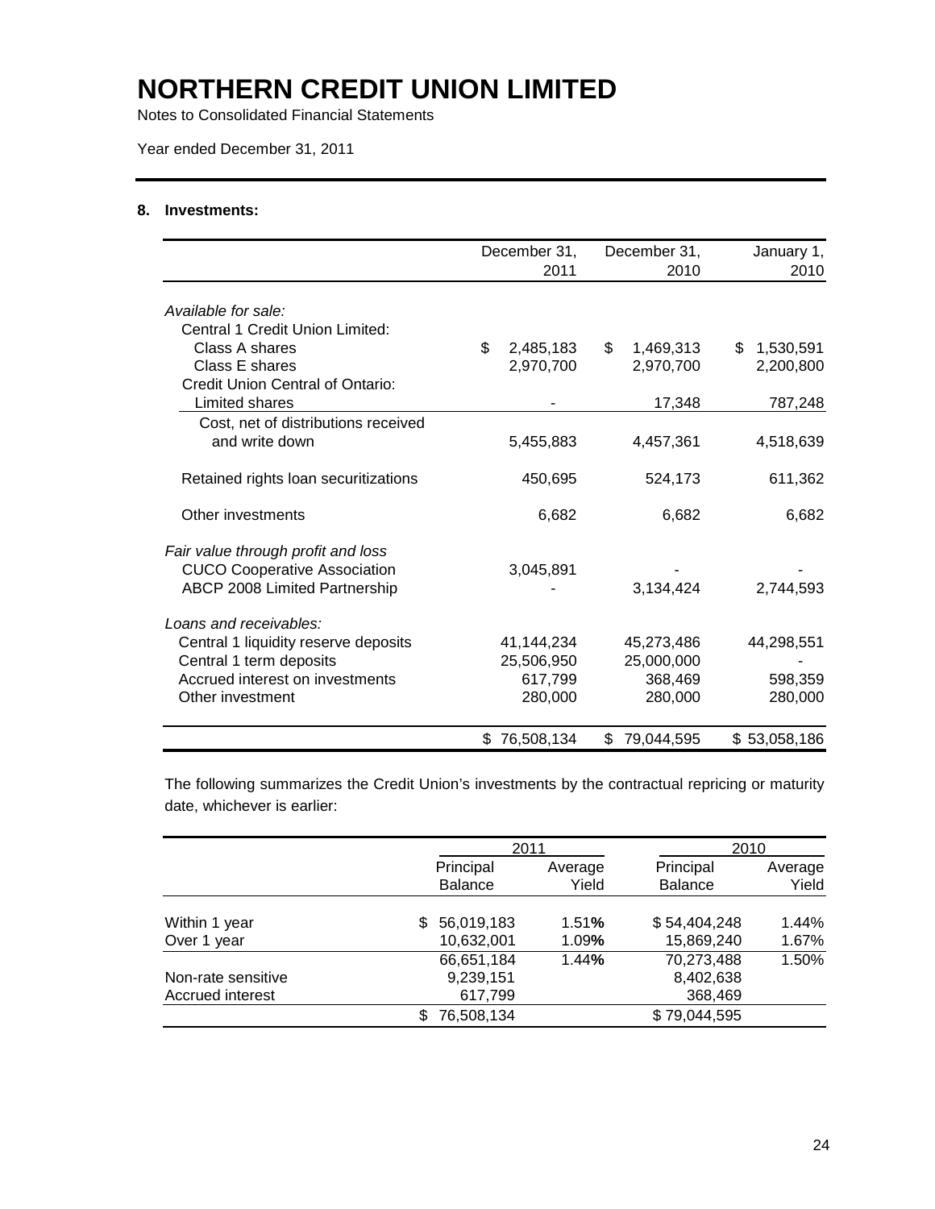# NORTHERN CREDIT UNION LIMITED

Notes to Consolidated Financial Statements

Year ended December 31, 2011

## 8. Investments:

| | December 31, 2011 | December 31, 2010 | January 1, 2010 |
|---|---|---|---|
| *Available for sale:* | | | |
| Central 1 Credit Union Limited: | | | |
| Class A shares | $ 2,485,183 | $ 1,469,313 | $ 1,530,591 |
| Class E shares | 2,970,700 | 2,970,700 | 2,200,800 |
| Credit Union Central of Ontario: | | | |
| Limited shares | - | 17,348 | 787,248 |
| Cost, net of distributions received and write down | 5,455,883 | 4,457,361 | 4,518,639 |
| Retained rights loan securitizations | 450,695 | 524,173 | 611,362 |
| Other investments | 6,682 | 6,682 | 6,682 |
| *Fair value through profit and loss* | | | |
| CUCO Cooperative Association | 3,045,891 | - | - |
| ABCP 2008 Limited Partnership | - | 3,134,424 | 2,744,593 |
| *Loans and receivables:* | | | |
| Central 1 liquidity reserve deposits | 41,144,234 | 45,273,486 | 44,298,551 |
| Central 1 term deposits | 25,506,950 | 25,000,000 | - |
| Accrued interest on investments | 617,799 | 368,469 | 598,359 |
| Other investment | 280,000 | 280,000 | 280,000 |
| | $ 76,508,134 | $ 79,044,595 | $ 53,058,186 |

The following summarizes the Credit Union's investments by the contractual repricing or maturity date, whichever is earlier:

| | 2011 | | 2010 | |
|---|---|---|---|---|
| | Principal Balance | Average Yield | Principal Balance | Average Yield |
| Within 1 year | $ 56,019,183 | 1.51% | $ 54,404,248 | 1.44% |
| Over 1 year | 10,632,001 | 1.09% | 15,869,240 | 1.67% |
| | 66,651,184 | 1.44% | 70,273,488 | 1.50% |
| Non-rate sensitive | 9,239,151 | | 8,402,638 | |
| Accrued interest | 617,799 | | 368,469 | |
| | $ 76,508,134 | | $ 79,044,595 | |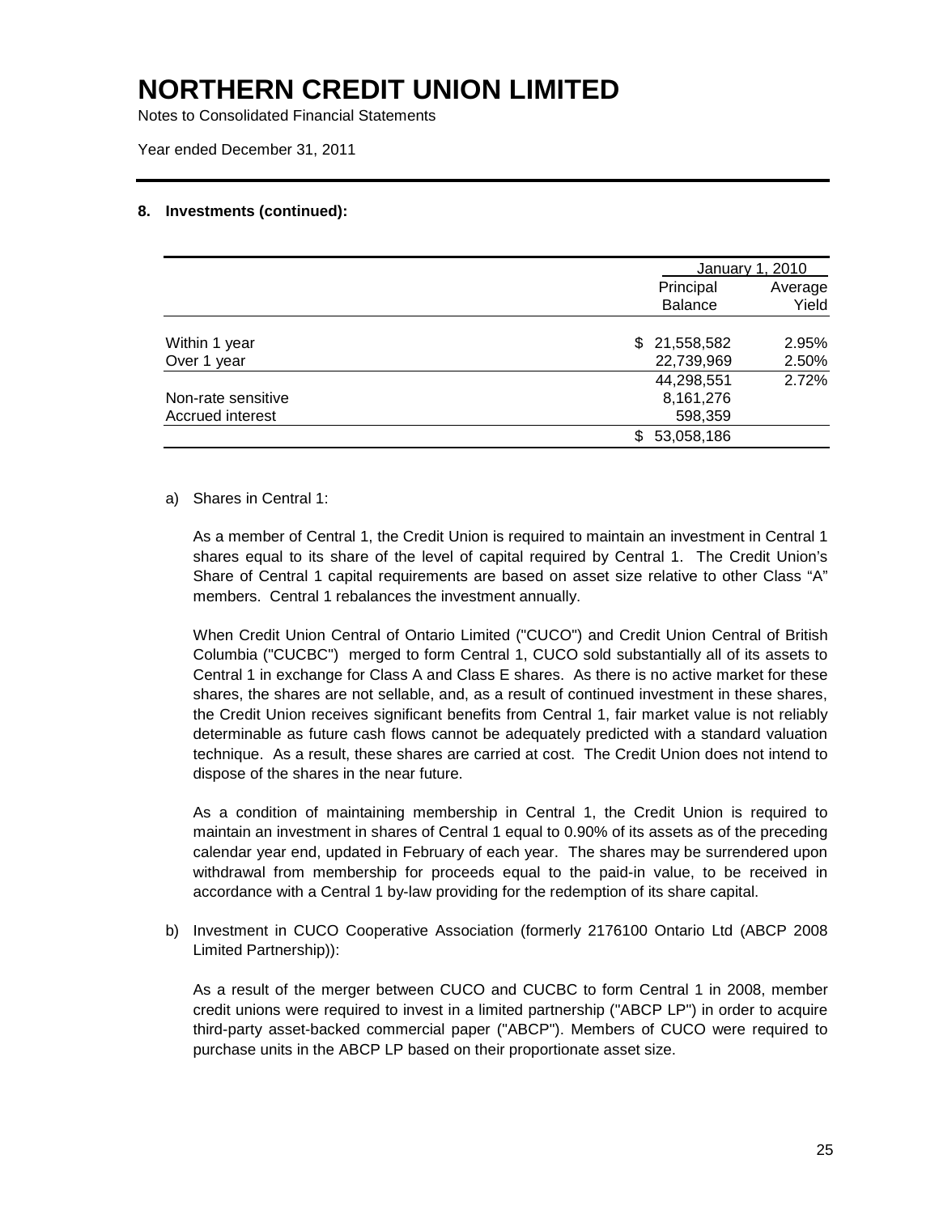# NORTHERN CREDIT UNION LIMITED

Notes to Consolidated Financial Statements

Year ended December 31, 2011

### 8. Investments (continued):

| | January 1, 2010 | |
|---|---|---|
| | Principal Balance | Average Yield |
| Within 1 year | $ 21,558,582 | 2.95% |
| Over 1 year | 22,739,969 | 2.50% |
| | 44,298,551 | 2.72% |
| Non-rate sensitive | 8,161,276 | |
| Accrued interest | 598,359 | |
| | $ 53,058,186 | |

a) Shares in Central 1:

As a member of Central 1, the Credit Union is required to maintain an investment in Central 1 shares equal to its share of the level of capital required by Central 1. The Credit Union's Share of Central 1 capital requirements are based on asset size relative to other Class "A" members. Central 1 rebalances the investment annually.

When Credit Union Central of Ontario Limited ("CUCO") and Credit Union Central of British Columbia ("CUCBC") merged to form Central 1, CUCO sold substantially all of its assets to Central 1 in exchange for Class A and Class E shares. As there is no active market for these shares, the shares are not sellable, and, as a result of continued investment in these shares, the Credit Union receives significant benefits from Central 1, fair market value is not reliably determinable as future cash flows cannot be adequately predicted with a standard valuation technique. As a result, these shares are carried at cost. The Credit Union does not intend to dispose of the shares in the near future.

As a condition of maintaining membership in Central 1, the Credit Union is required to maintain an investment in shares of Central 1 equal to 0.90% of its assets as of the preceding calendar year end, updated in February of each year. The shares may be surrendered upon withdrawal from membership for proceeds equal to the paid-in value, to be received in accordance with a Central 1 by-law providing for the redemption of its share capital.

b) Investment in CUCO Cooperative Association (formerly 2176100 Ontario Ltd (ABCP 2008 Limited Partnership)):

As a result of the merger between CUCO and CUCBC to form Central 1 in 2008, member credit unions were required to invest in a limited partnership ("ABCP LP") in order to acquire third-party asset-backed commercial paper ("ABCP"). Members of CUCO were required to purchase units in the ABCP LP based on their proportionate asset size.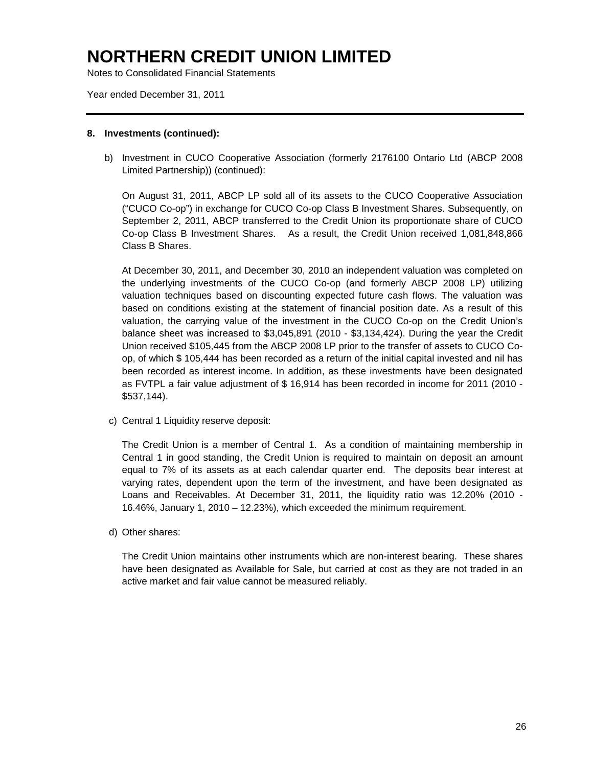# NORTHERN CREDIT UNION LIMITED

Notes to Consolidated Financial Statements

Year ended December 31, 2011

## 8. Investments (continued):

b) Investment in CUCO Cooperative Association (formerly 2176100 Ontario Ltd (ABCP 2008 Limited Partnership)) (continued):

On August 31, 2011, ABCP LP sold all of its assets to the CUCO Cooperative Association ("CUCO Co-op") in exchange for CUCO Co-op Class B Investment Shares. Subsequently, on September 2, 2011, ABCP transferred to the Credit Union its proportionate share of CUCO Co-op Class B Investment Shares. As a result, the Credit Union received 1,081,848,866 Class B Shares.

At December 30, 2011, and December 30, 2010 an independent valuation was completed on the underlying investments of the CUCO Co-op (and formerly ABCP 2008 LP) utilizing valuation techniques based on discounting expected future cash flows. The valuation was based on conditions existing at the statement of financial position date. As a result of this valuation, the carrying value of the investment in the CUCO Co-op on the Credit Union's balance sheet was increased to $3,045,891 (2010 - $3,134,424). During the year the Credit Union received $105,445 from the ABCP 2008 LP prior to the transfer of assets to CUCO Co-op, of which $ 105,444 has been recorded as a return of the initial capital invested and nil has been recorded as interest income. In addition, as these investments have been designated as FVTPL a fair value adjustment of $ 16,914 has been recorded in income for 2011 (2010 - $537,144).

c) Central 1 Liquidity reserve deposit:

The Credit Union is a member of Central 1. As a condition of maintaining membership in Central 1 in good standing, the Credit Union is required to maintain on deposit an amount equal to 7% of its assets as at each calendar quarter end. The deposits bear interest at varying rates, dependent upon the term of the investment, and have been designated as Loans and Receivables. At December 31, 2011, the liquidity ratio was 12.20% (2010 - 16.46%, January 1, 2010 – 12.23%), which exceeded the minimum requirement.

d) Other shares:

The Credit Union maintains other instruments which are non-interest bearing. These shares have been designated as Available for Sale, but carried at cost as they are not traded in an active market and fair value cannot be measured reliably.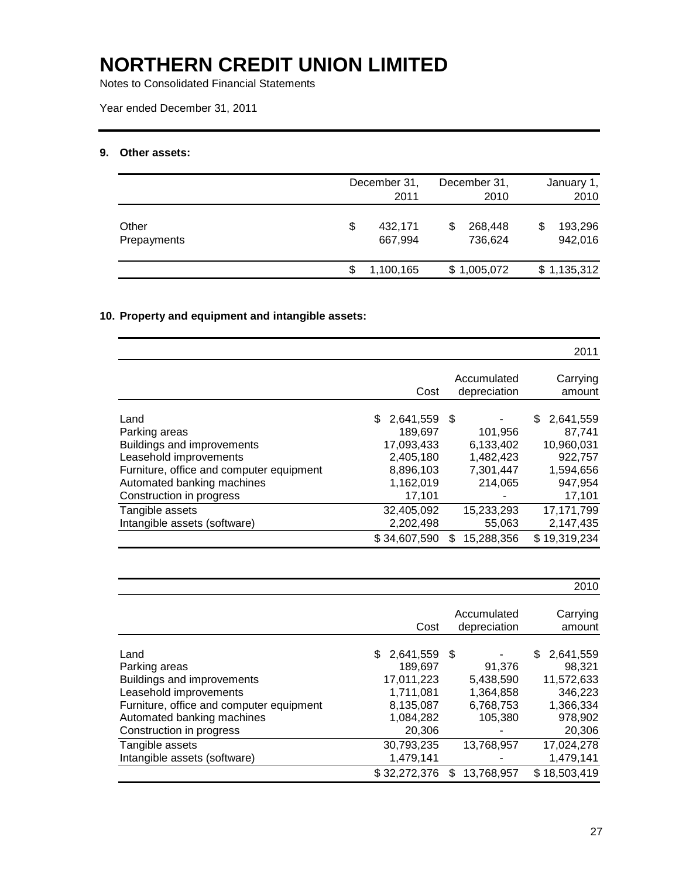# NORTHERN CREDIT UNION LIMITED

Notes to Consolidated Financial Statements

Year ended December 31, 2011

### 9. Other assets:

| | December 31, 2011 | December 31, 2010 | January 1, 2010 |
|---|---|---|---|
| Other | $ 432,171 | $ 268,448 | $ 193,296 |
| Prepayments | 667,994 | 736,624 | 942,016 |
| | $ 1,100,165 | $ 1,005,072 | $ 1,135,312 |

### 10. Property and equipment and intangible assets:

| | | | 2011 |
|---|---|---|---|
| | Cost | Accumulated depreciation | Carrying amount |
| Land | $ 2,641,559 | $ - | $ 2,641,559 |
| Parking areas | 189,697 | 101,956 | 87,741 |
| Buildings and improvements | 17,093,433 | 6,133,402 | 10,960,031 |
| Leasehold improvements | 2,405,180 | 1,482,423 | 922,757 |
| Furniture, office and computer equipment | 8,896,103 | 7,301,447 | 1,594,656 |
| Automated banking machines | 1,162,019 | 214,065 | 947,954 |
| Construction in progress | 17,101 | - | 17,101 |
| Tangible assets | 32,405,092 | 15,233,293 | 17,171,799 |
| Intangible assets (software) | 2,202,498 | 55,063 | 2,147,435 |
| | $ 34,607,590 | $ 15,288,356 | $ 19,319,234 |

| | | | 2010 |
|---|---|---|---|
| | Cost | Accumulated depreciation | Carrying amount |
| Land | $ 2,641,559 | $ - | $ 2,641,559 |
| Parking areas | 189,697 | 91,376 | 98,321 |
| Buildings and improvements | 17,011,223 | 5,438,590 | 11,572,633 |
| Leasehold improvements | 1,711,081 | 1,364,858 | 346,223 |
| Furniture, office and computer equipment | 8,135,087 | 6,768,753 | 1,366,334 |
| Automated banking machines | 1,084,282 | 105,380 | 978,902 |
| Construction in progress | 20,306 | - | 20,306 |
| Tangible assets | 30,793,235 | 13,768,957 | 17,024,278 |
| Intangible assets (software) | 1,479,141 | - | 1,479,141 |
| | $ 32,272,376 | $ 13,768,957 | $ 18,503,419 |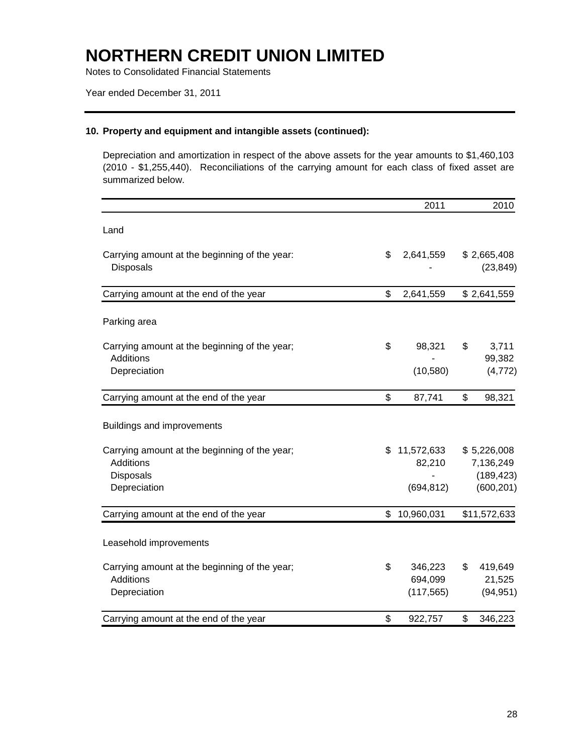# NORTHERN CREDIT UNION LIMITED

Notes to Consolidated Financial Statements

Year ended December 31, 2011

### 10. Property and equipment and intangible assets (continued):

Depreciation and amortization in respect of the above assets for the year amounts to $1,460,103 (2010 - $1,255,440). Reconciliations of the carrying amount for each class of fixed asset are summarized below.

| | 2011 | 2010 |
|---|---|---|
| **Land** | | |
| Carrying amount at the beginning of the year: | $ 2,641,559 | $ 2,665,408 |
| Disposals | - | (23,849) |
| Carrying amount at the end of the year | $ 2,641,559 | $ 2,641,559 |
| **Parking area** | | |
| Carrying amount at the beginning of the year; | $ 98,321 | $ 3,711 |
| Additions | - | 99,382 |
| Depreciation | (10,580) | (4,772) |
| Carrying amount at the end of the year | $ 87,741 | $ 98,321 |
| **Buildings and improvements** | | |
| Carrying amount at the beginning of the year; | $ 11,572,633 | $ 5,226,008 |
| Additions | 82,210 | 7,136,249 |
| Disposals | - | (189,423) |
| Depreciation | (694,812) | (600,201) |
| Carrying amount at the end of the year | $ 10,960,031 | $11,572,633 |
| **Leasehold improvements** | | |
| Carrying amount at the beginning of the year; | $ 346,223 | $ 419,649 |
| Additions | 694,099 | 21,525 |
| Depreciation | (117,565) | (94,951) |
| Carrying amount at the end of the year | $ 922,757 | $ 346,223 |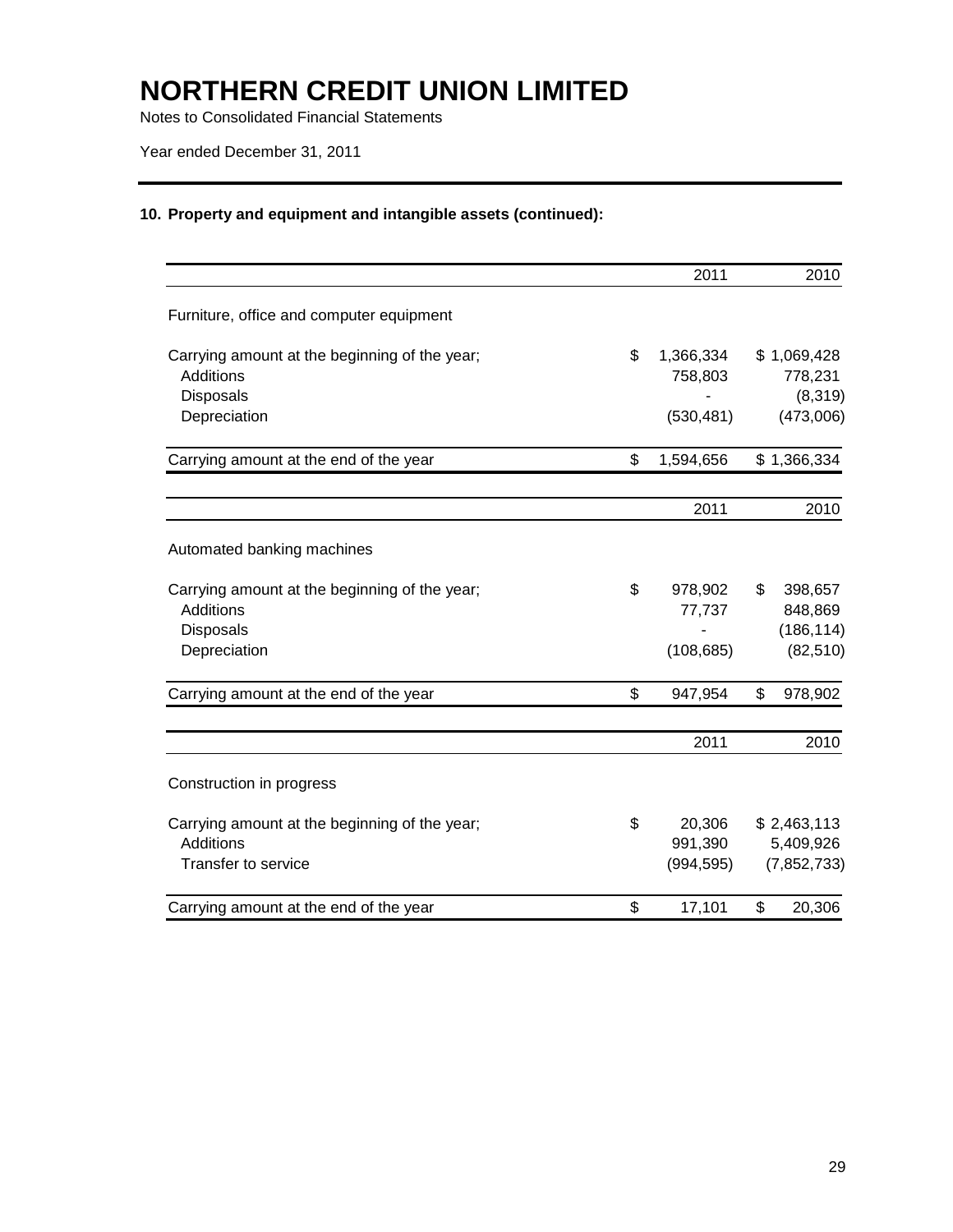# NORTHERN CREDIT UNION LIMITED

Notes to Consolidated Financial Statements

Year ended December 31, 2011

### 10. Property and equipment and intangible assets (continued):

| | 2011 | 2010 |
|---|---|---|
| Furniture, office and computer equipment | | |
| Carrying amount at the beginning of the year; | $ 1,366,334 | $ 1,069,428 |
| Additions | 758,803 | 778,231 |
| Disposals | - | (8,319) |
| Depreciation | (530,481) | (473,006) |
| Carrying amount at the end of the year | $ 1,594,656 | $ 1,366,334 |

| | 2011 | 2010 |
|---|---|---|
| Automated banking machines | | |
| Carrying amount at the beginning of the year; | $ 978,902 | $ 398,657 |
| Additions | 77,737 | 848,869 |
| Disposals | - | (186,114) |
| Depreciation | (108,685) | (82,510) |
| Carrying amount at the end of the year | $ 947,954 | $ 978,902 |

| | 2011 | 2010 |
|---|---|---|
| Construction in progress | | |
| Carrying amount at the beginning of the year; | $ 20,306 | $ 2,463,113 |
| Additions | 991,390 | 5,409,926 |
| Transfer to service | (994,595) | (7,852,733) |
| Carrying amount at the end of the year | $ 17,101 | $ 20,306 |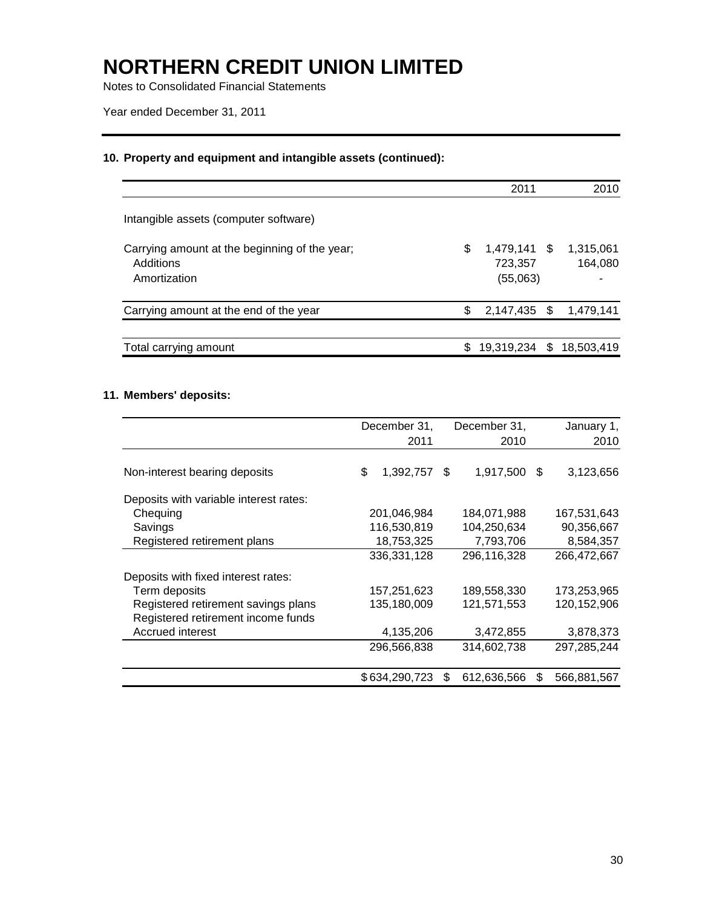# NORTHERN CREDIT UNION LIMITED

Notes to Consolidated Financial Statements

Year ended December 31, 2011

### 10. Property and equipment and intangible assets (continued):

| | 2011 | 2010 |
|---|---|---|
| Intangible assets (computer software) | | |
| Carrying amount at the beginning of the year; | $ 1,479,141 | $ 1,315,061 |
| Additions | 723,357 | 164,080 |
| Amortization | (55,063) | - |
| Carrying amount at the end of the year | $ 2,147,435 | $ 1,479,141 |
| Total carrying amount | $ 19,319,234 | $ 18,503,419 |

### 11. Members' deposits:

| | December 31, 2011 | December 31, 2010 | January 1, 2010 |
|---|---|---|---|
| Non-interest bearing deposits | $ 1,392,757 | $ 1,917,500 | $ 3,123,656 |
| Deposits with variable interest rates: | | | |
| Chequing | 201,046,984 | 184,071,988 | 167,531,643 |
| Savings | 116,530,819 | 104,250,634 | 90,356,667 |
| Registered retirement plans | 18,753,325 | 7,793,706 | 8,584,357 |
| | 336,331,128 | 296,116,328 | 266,472,667 |
| Deposits with fixed interest rates: | | | |
| Term deposits | 157,251,623 | 189,558,330 | 173,253,965 |
| Registered retirement savings plans | 135,180,009 | 121,571,553 | 120,152,906 |
| Registered retirement income funds | | | |
| Accrued interest | 4,135,206 | 3,472,855 | 3,878,373 |
| | 296,566,838 | 314,602,738 | 297,285,244 |
| | $ 634,290,723 | $ 612,636,566 | $ 566,881,567 |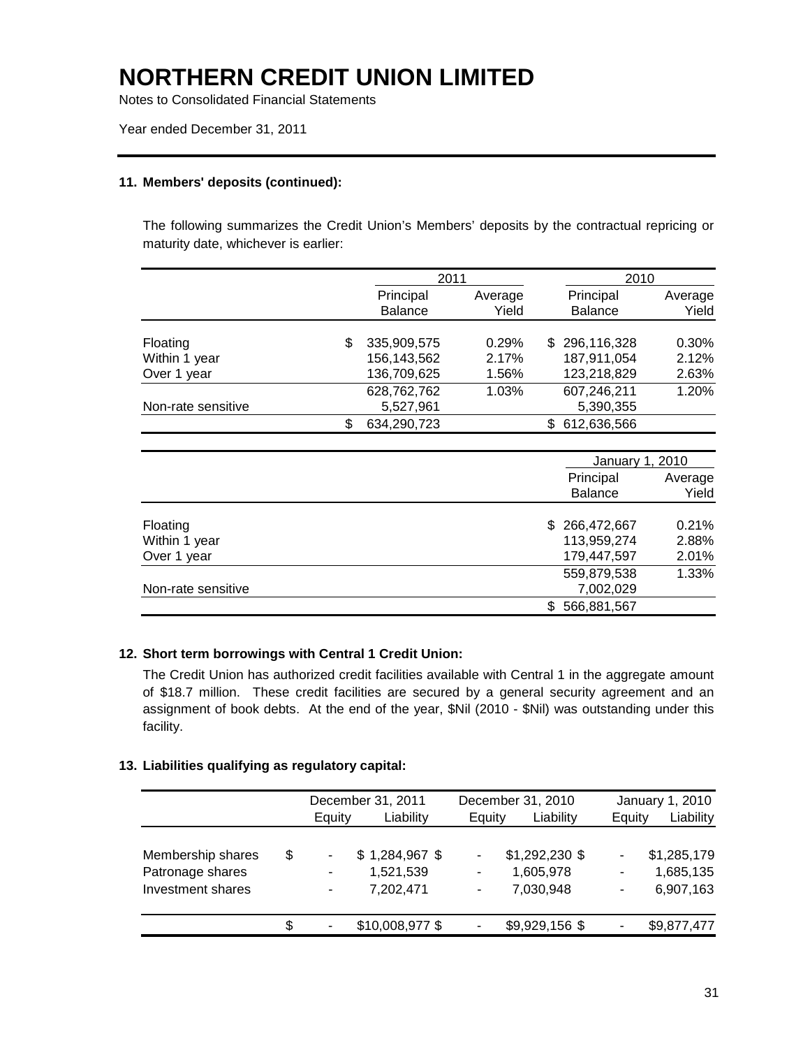# NORTHERN CREDIT UNION LIMITED

Notes to Consolidated Financial Statements

Year ended December 31, 2011

### 11. Members' deposits (continued):

The following summarizes the Credit Union's Members' deposits by the contractual repricing or maturity date, whichever is earlier:

| | 2011 | | 2010 | |
|---|---|---|---|---|
| | Principal Balance | Average Yield | Principal Balance | Average Yield |
| Floating | $ 335,909,575 | 0.29% | $ 296,116,328 | 0.30% |
| Within 1 year | 156,143,562 | 2.17% | 187,911,054 | 2.12% |
| Over 1 year | 136,709,625 | 1.56% | 123,218,829 | 2.63% |
| | 628,762,762 | 1.03% | 607,246,211 | 1.20% |
| Non-rate sensitive | 5,527,961 | | 5,390,355 | |
| | $ 634,290,723 | | $ 612,636,566 | |

| | January 1, 2010 | |
|---|---|---|
| | Principal Balance | Average Yield |
| Floating | $ 266,472,667 | 0.21% |
| Within 1 year | 113,959,274 | 2.88% |
| Over 1 year | 179,447,597 | 2.01% |
| | 559,879,538 | 1.33% |
| Non-rate sensitive | 7,002,029 | |
| | $ 566,881,567 | |

### 12. Short term borrowings with Central 1 Credit Union:

The Credit Union has authorized credit facilities available with Central 1 in the aggregate amount of $18.7 million. These credit facilities are secured by a general security agreement and an assignment of book debts. At the end of the year, $Nil (2010 - $Nil) was outstanding under this facility.

### 13. Liabilities qualifying as regulatory capital:

| | December 31, 2011 | | December 31, 2010 | | January 1, 2010 | |
|---|---|---|---|---|---|---|
| | Equity | Liability | Equity | Liability | Equity | Liability |
| Membership shares | $ - | $ 1,284,967 | $ - | $1,292,230 | $ - | $1,285,179 |
| Patronage shares | - | 1,521,539 | - | 1,605,978 | - | 1,685,135 |
| Investment shares | - | 7,202,471 | - | 7,030,948 | - | 6,907,163 |
| | $ - | $10,008,977 | $ - | $9,929,156 | $ - | $9,877,477 |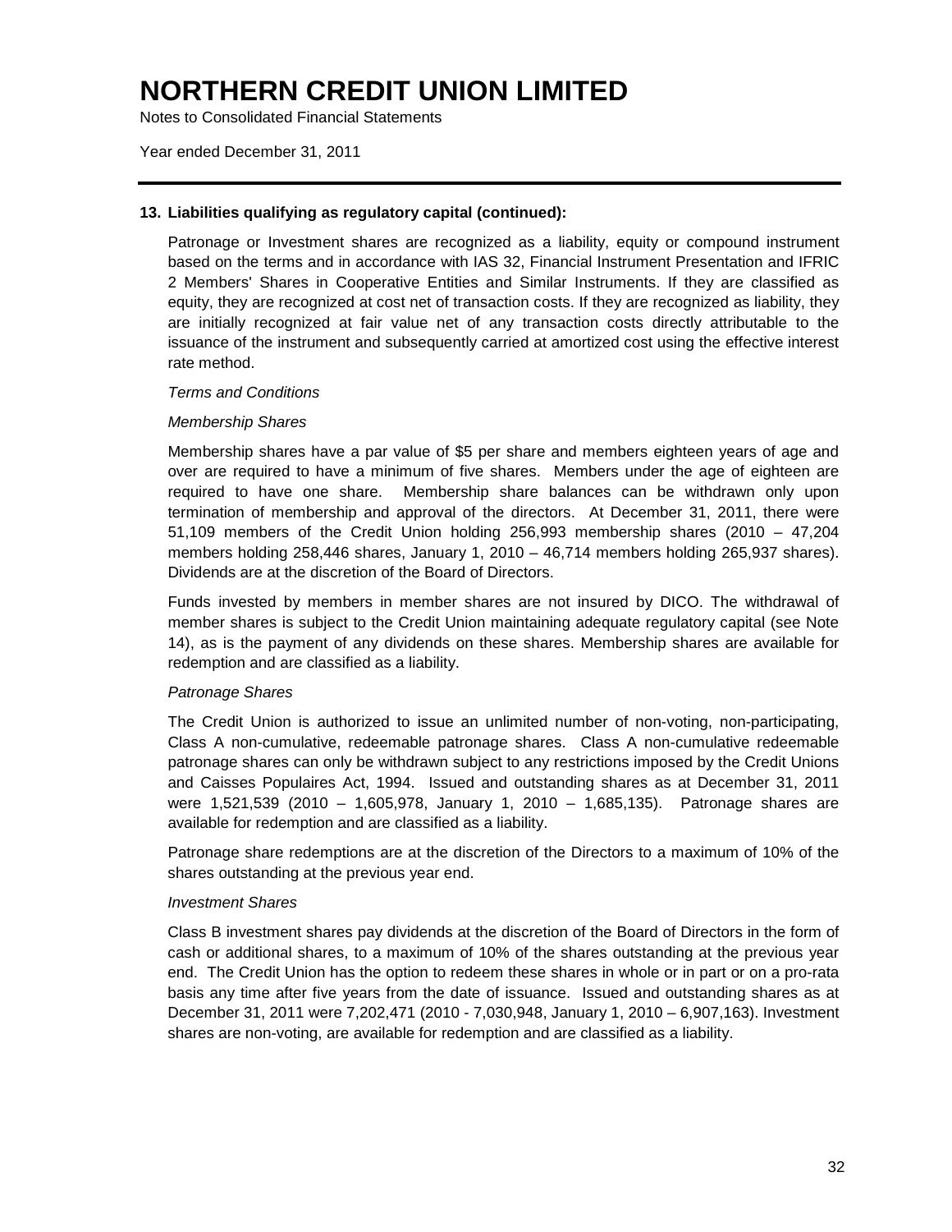# NORTHERN CREDIT UNION LIMITED

Notes to Consolidated Financial Statements

Year ended December 31, 2011

**13. Liabilities qualifying as regulatory capital (continued):**

Patronage or Investment shares are recognized as a liability, equity or compound instrument based on the terms and in accordance with IAS 32, Financial Instrument Presentation and IFRIC 2 Members' Shares in Cooperative Entities and Similar Instruments. If they are classified as equity, they are recognized at cost net of transaction costs. If they are recognized as liability, they are initially recognized at fair value net of any transaction costs directly attributable to the issuance of the instrument and subsequently carried at amortized cost using the effective interest rate method.

*Terms and Conditions*

*Membership Shares*

Membership shares have a par value of $5 per share and members eighteen years of age and over are required to have a minimum of five shares. Members under the age of eighteen are required to have one share. Membership share balances can be withdrawn only upon termination of membership and approval of the directors. At December 31, 2011, there were 51,109 members of the Credit Union holding 256,993 membership shares (2010 – 47,204 members holding 258,446 shares, January 1, 2010 – 46,714 members holding 265,937 shares). Dividends are at the discretion of the Board of Directors.

Funds invested by members in member shares are not insured by DICO. The withdrawal of member shares is subject to the Credit Union maintaining adequate regulatory capital (see Note 14), as is the payment of any dividends on these shares. Membership shares are available for redemption and are classified as a liability.

*Patronage Shares*

The Credit Union is authorized to issue an unlimited number of non-voting, non-participating, Class A non-cumulative, redeemable patronage shares. Class A non-cumulative redeemable patronage shares can only be withdrawn subject to any restrictions imposed by the Credit Unions and Caisses Populaires Act, 1994. Issued and outstanding shares as at December 31, 2011 were 1,521,539 (2010 – 1,605,978, January 1, 2010 – 1,685,135). Patronage shares are available for redemption and are classified as a liability.

Patronage share redemptions are at the discretion of the Directors to a maximum of 10% of the shares outstanding at the previous year end.

*Investment Shares*

Class B investment shares pay dividends at the discretion of the Board of Directors in the form of cash or additional shares, to a maximum of 10% of the shares outstanding at the previous year end. The Credit Union has the option to redeem these shares in whole or in part or on a pro-rata basis any time after five years from the date of issuance. Issued and outstanding shares as at December 31, 2011 were 7,202,471 (2010 - 7,030,948, January 1, 2010 – 6,907,163). Investment shares are non-voting, are available for redemption and are classified as a liability.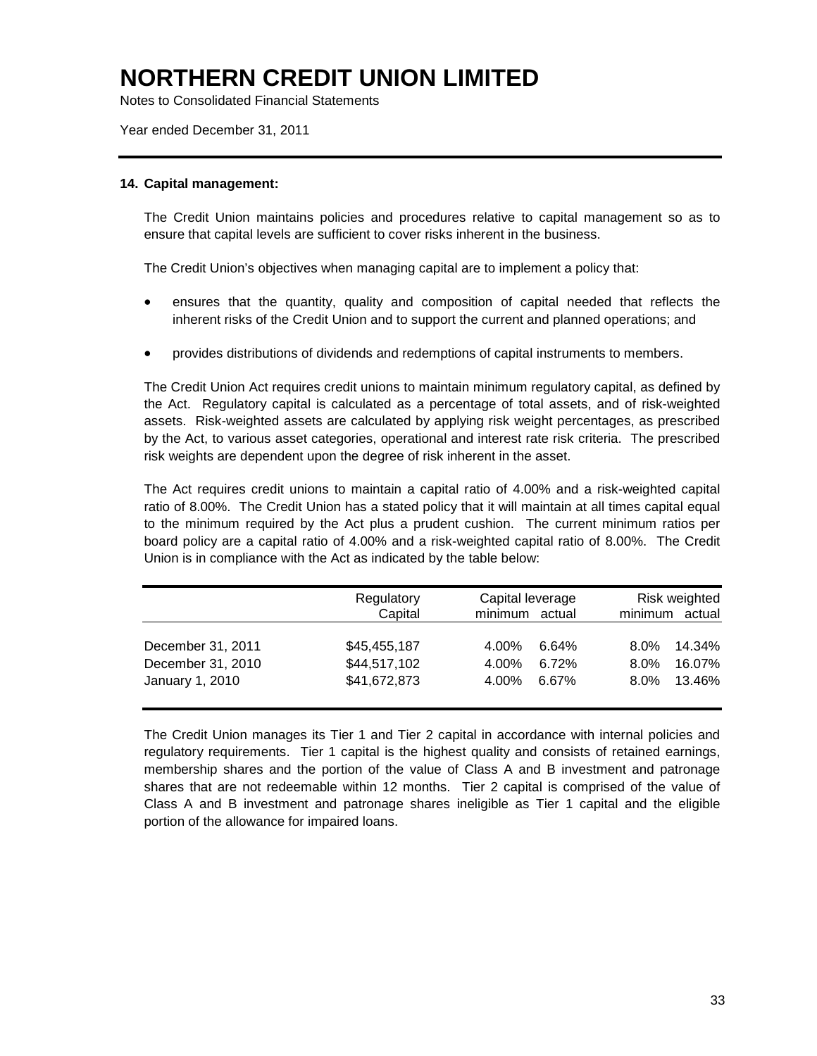# NORTHERN CREDIT UNION LIMITED

Notes to Consolidated Financial Statements

Year ended December 31, 2011

**14. Capital management:**

The Credit Union maintains policies and procedures relative to capital management so as to ensure that capital levels are sufficient to cover risks inherent in the business.

The Credit Union's objectives when managing capital are to implement a policy that:

- ensures that the quantity, quality and composition of capital needed that reflects the inherent risks of the Credit Union and to support the current and planned operations; and
- provides distributions of dividends and redemptions of capital instruments to members.

The Credit Union Act requires credit unions to maintain minimum regulatory capital, as defined by the Act. Regulatory capital is calculated as a percentage of total assets, and of risk-weighted assets. Risk-weighted assets are calculated by applying risk weight percentages, as prescribed by the Act, to various asset categories, operational and interest rate risk criteria. The prescribed risk weights are dependent upon the degree of risk inherent in the asset.

The Act requires credit unions to maintain a capital ratio of 4.00% and a risk-weighted capital ratio of 8.00%. The Credit Union has a stated policy that it will maintain at all times capital equal to the minimum required by the Act plus a prudent cushion. The current minimum ratios per board policy are a capital ratio of 4.00% and a risk-weighted capital ratio of 8.00%. The Credit Union is in compliance with the Act as indicated by the table below:

| | Regulatory Capital | Capital leverage minimum | Capital leverage actual | Risk weighted minimum | Risk weighted actual |
|---|---|---|---|---|---|
| December 31, 2011 | $45,455,187 | 4.00% | 6.64% | 8.0% | 14.34% |
| December 31, 2010 | $44,517,102 | 4.00% | 6.72% | 8.0% | 16.07% |
| January 1, 2010 | $41,672,873 | 4.00% | 6.67% | 8.0% | 13.46% |

The Credit Union manages its Tier 1 and Tier 2 capital in accordance with internal policies and regulatory requirements. Tier 1 capital is the highest quality and consists of retained earnings, membership shares and the portion of the value of Class A and B investment and patronage shares that are not redeemable within 12 months. Tier 2 capital is comprised of the value of Class A and B investment and patronage shares ineligible as Tier 1 capital and the eligible portion of the allowance for impaired loans.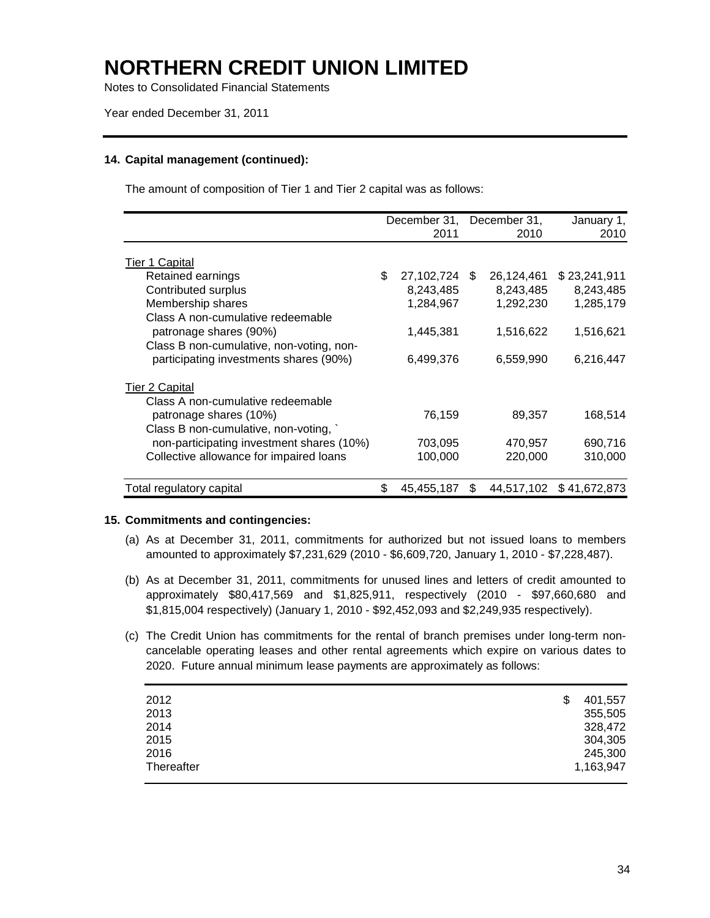# NORTHERN CREDIT UNION LIMITED

Notes to Consolidated Financial Statements

Year ended December 31, 2011

**14. Capital management (continued):**

The amount of composition of Tier 1 and Tier 2 capital was as follows:

| | December 31, 2011 | December 31, 2010 | January 1, 2010 |
|---|---|---|---|
| Tier 1 Capital | | | |
| Retained earnings | $ 27,102,724 | $ 26,124,461 | $ 23,241,911 |
| Contributed surplus | 8,243,485 | 8,243,485 | 8,243,485 |
| Membership shares | 1,284,967 | 1,292,230 | 1,285,179 |
| Class A non-cumulative redeemable patronage shares (90%) | 1,445,381 | 1,516,622 | 1,516,621 |
| Class B non-cumulative, non-voting, non-participating investments shares (90%) | 6,499,376 | 6,559,990 | 6,216,447 |
| Tier 2 Capital | | | |
| Class A non-cumulative redeemable patronage shares (10%) | 76,159 | 89,357 | 168,514 |
| Class B non-cumulative, non-voting, ` non-participating investment shares (10%) | 703,095 | 470,957 | 690,716 |
| Collective allowance for impaired loans | 100,000 | 220,000 | 310,000 |
| Total regulatory capital | $ 45,455,187 | $ 44,517,102 | $ 41,672,873 |

**15. Commitments and contingencies:**

(a) As at December 31, 2011, commitments for authorized but not issued loans to members amounted to approximately $7,231,629 (2010 - $6,609,720, January 1, 2010 - $7,228,487).

(b) As at December 31, 2011, commitments for unused lines and letters of credit amounted to approximately $80,417,569 and $1,825,911, respectively (2010 - $97,660,680 and $1,815,004 respectively) (January 1, 2010 - $92,452,093 and $2,249,935 respectively).

(c) The Credit Union has commitments for the rental of branch premises under long-term non-cancelable operating leases and other rental agreements which expire on various dates to 2020. Future annual minimum lease payments are approximately as follows:

| | |
|---|---|
| 2012 | $ 401,557 |
| 2013 | 355,505 |
| 2014 | 328,472 |
| 2015 | 304,305 |
| 2016 | 245,300 |
| Thereafter | 1,163,947 |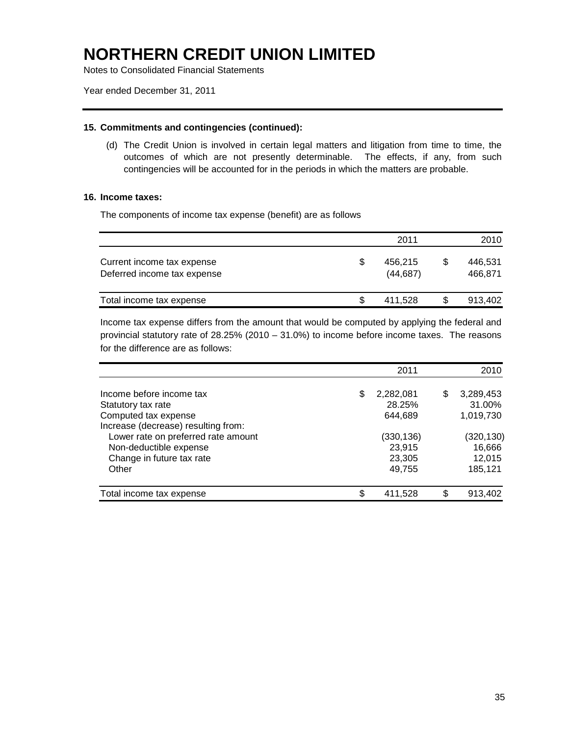# NORTHERN CREDIT UNION LIMITED

Notes to Consolidated Financial Statements

Year ended December 31, 2011

## 15. Commitments and contingencies (continued):

(d) The Credit Union is involved in certain legal matters and litigation from time to time, the outcomes of which are not presently determinable. The effects, if any, from such contingencies will be accounted for in the periods in which the matters are probable.

## 16. Income taxes:

The components of income tax expense (benefit) are as follows

| | 2011 | 2010 |
|---|---|---|
| Current income tax expense | $ 456,215 | $ 446,531 |
| Deferred income tax expense | (44,687) | 466,871 |
| Total income tax expense | $ 411,528 | $ 913,402 |

Income tax expense differs from the amount that would be computed by applying the federal and provincial statutory rate of 28.25% (2010 – 31.0%) to income before income taxes. The reasons for the difference are as follows:

| | 2011 | 2010 |
|---|---|---|
| Income before income tax | $ 2,282,081 | $ 3,289,453 |
| Statutory tax rate | 28.25% | 31.00% |
| Computed tax expense | 644,689 | 1,019,730 |
| Increase (decrease) resulting from: | | |
| Lower rate on preferred rate amount | (330,136) | (320,130) |
| Non-deductible expense | 23,915 | 16,666 |
| Change in future tax rate | 23,305 | 12,015 |
| Other | 49,755 | 185,121 |
| Total income tax expense | $ 411,528 | $ 913,402 |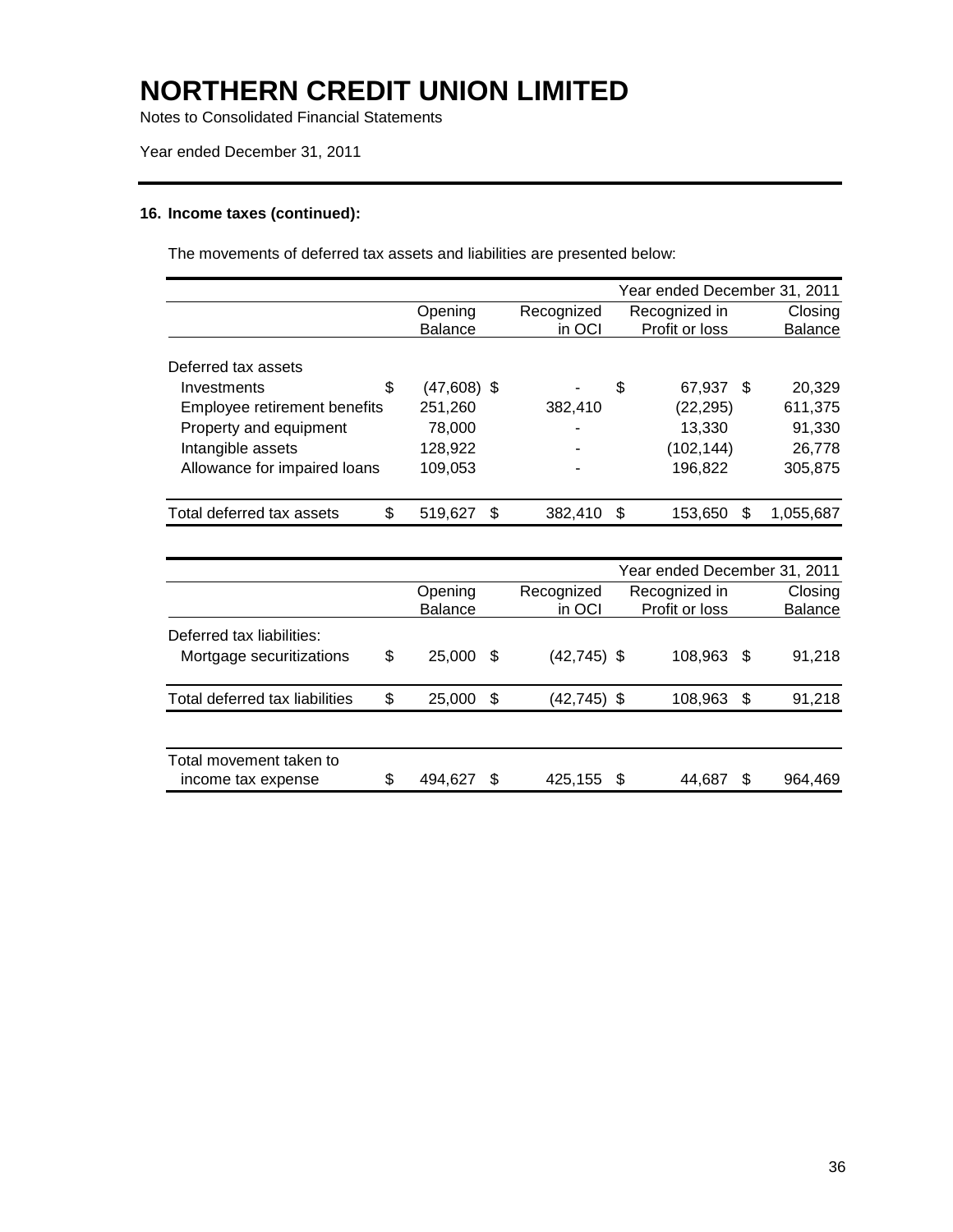# NORTHERN CREDIT UNION LIMITED

Notes to Consolidated Financial Statements

Year ended December 31, 2011

### 16. Income taxes (continued):

The movements of deferred tax assets and liabilities are presented below:

| | Year ended December 31, 2011 | | | |
|---|---|---|---|---|
| | Opening Balance | Recognized in OCI | Recognized in Profit or loss | Closing Balance |
| Deferred tax assets | | | | |
| Investments | $ (47,608) | $ - | $ 67,937 | $ 20,329 |
| Employee retirement benefits | 251,260 | 382,410 | (22,295) | 611,375 |
| Property and equipment | 78,000 | - | 13,330 | 91,330 |
| Intangible assets | 128,922 | - | (102,144) | 26,778 |
| Allowance for impaired loans | 109,053 | - | 196,822 | 305,875 |
| Total deferred tax assets | $ 519,627 | $ 382,410 | $ 153,650 | $ 1,055,687 |

| | Year ended December 31, 2011 | | | |
|---|---|---|---|---|
| | Opening Balance | Recognized in OCI | Recognized in Profit or loss | Closing Balance |
| Deferred tax liabilities: | | | | |
| Mortgage securitizations | $ 25,000 | $ (42,745) | $ 108,963 | $ 91,218 |
| Total deferred tax liabilities | $ 25,000 | $ (42,745) | $ 108,963 | $ 91,218 |
| Total movement taken to income tax expense | $ 494,627 | $ 425,155 | $ 44,687 | $ 964,469 |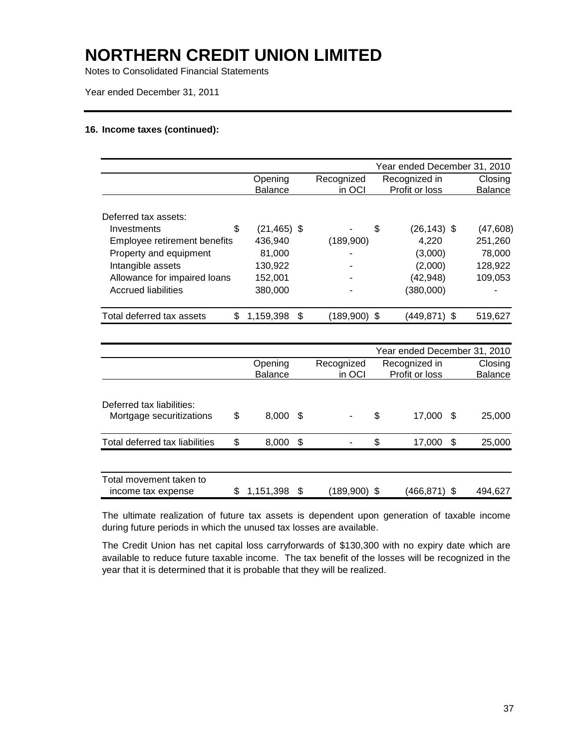# NORTHERN CREDIT UNION LIMITED

Notes to Consolidated Financial Statements

Year ended December 31, 2011

**16. Income taxes (continued):**

| | | | | Year ended December 31, 2010 |
|---|---|---|---|---|
| | Opening Balance | Recognized in OCI | Recognized in Profit or loss | Closing Balance |
| Deferred tax assets: | | | | |
| Investments | $ (21,465) | $ - | $ (26,143) | $ (47,608) |
| Employee retirement benefits | 436,940 | (189,900) | 4,220 | 251,260 |
| Property and equipment | 81,000 | - | (3,000) | 78,000 |
| Intangible assets | 130,922 | - | (2,000) | 128,922 |
| Allowance for impaired loans | 152,001 | - | (42,948) | 109,053 |
| Accrued liabilities | 380,000 | - | (380,000) | - |
| Total deferred tax assets | $ 1,159,398 | $ (189,900) | $ (449,871) | $ 519,627 |

| | | | | Year ended December 31, 2010 |
|---|---|---|---|---|
| | Opening Balance | Recognized in OCI | Recognized in Profit or loss | Closing Balance |
| Deferred tax liabilities: | | | | |
| Mortgage securitizations | $ 8,000 | $ - | $ 17,000 | $ 25,000 |
| Total deferred tax liabilities | $ 8,000 | $ - | $ 17,000 | $ 25,000 |
| Total movement taken to income tax expense | $ 1,151,398 | $ (189,900) | $ (466,871) | $ 494,627 |

The ultimate realization of future tax assets is dependent upon generation of taxable income during future periods in which the unused tax losses are available.

The Credit Union has net capital loss carryforwards of $130,300 with no expiry date which are available to reduce future taxable income. The tax benefit of the losses will be recognized in the year that it is determined that it is probable that they will be realized.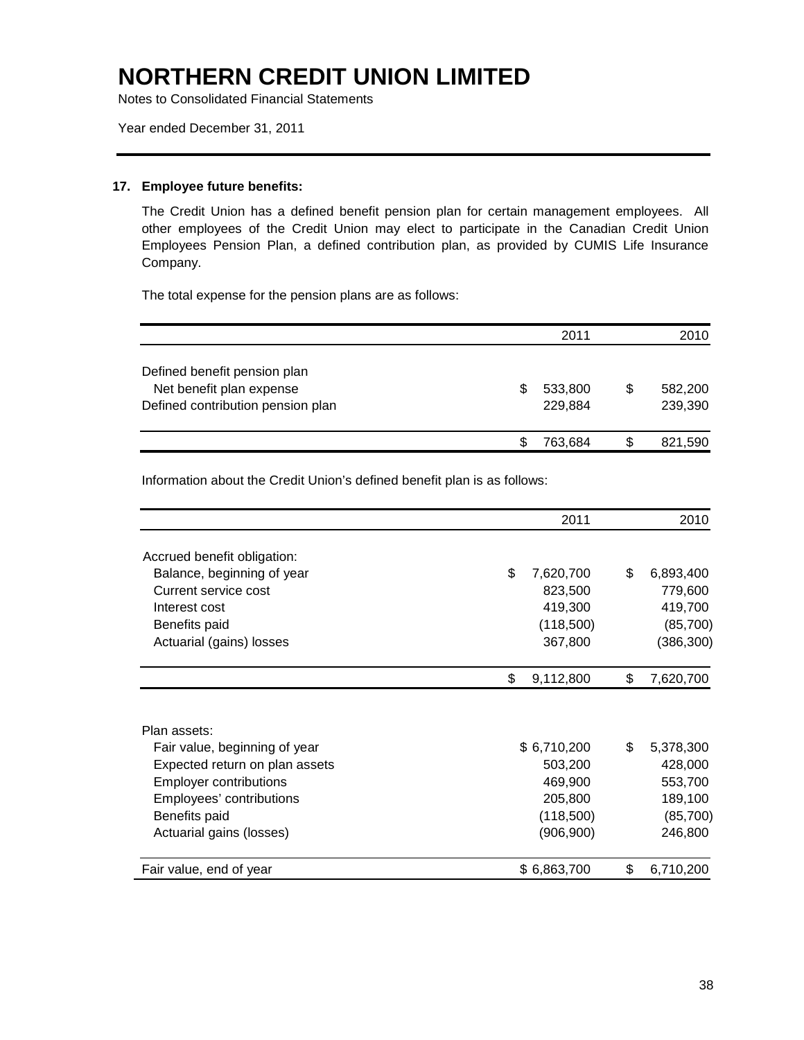# NORTHERN CREDIT UNION LIMITED

Notes to Consolidated Financial Statements

Year ended December 31, 2011

## 17. Employee future benefits:

The Credit Union has a defined benefit pension plan for certain management employees. All other employees of the Credit Union may elect to participate in the Canadian Credit Union Employees Pension Plan, a defined contribution plan, as provided by CUMIS Life Insurance Company.

The total expense for the pension plans are as follows:

| | 2011 | 2010 |
|---|---|---|
| Defined benefit pension plan | | |
| Net benefit plan expense | $ 533,800 | $ 582,200 |
| Defined contribution pension plan | 229,884 | 239,390 |
| | $ 763,684 | $ 821,590 |

Information about the Credit Union's defined benefit plan is as follows:

| | 2011 | 2010 |
|---|---|---|
| Accrued benefit obligation: | | |
| Balance, beginning of year | $ 7,620,700 | $ 6,893,400 |
| Current service cost | 823,500 | 779,600 |
| Interest cost | 419,300 | 419,700 |
| Benefits paid | (118,500) | (85,700) |
| Actuarial (gains) losses | 367,800 | (386,300) |
| | $ 9,112,800 | $ 7,620,700 |
| | | |
| Plan assets: | | |
| Fair value, beginning of year | $ 6,710,200 | $ 5,378,300 |
| Expected return on plan assets | 503,200 | 428,000 |
| Employer contributions | 469,900 | 553,700 |
| Employees' contributions | 205,800 | 189,100 |
| Benefits paid | (118,500) | (85,700) |
| Actuarial gains (losses) | (906,900) | 246,800 |
| Fair value, end of year | $ 6,863,700 | $ 6,710,200 |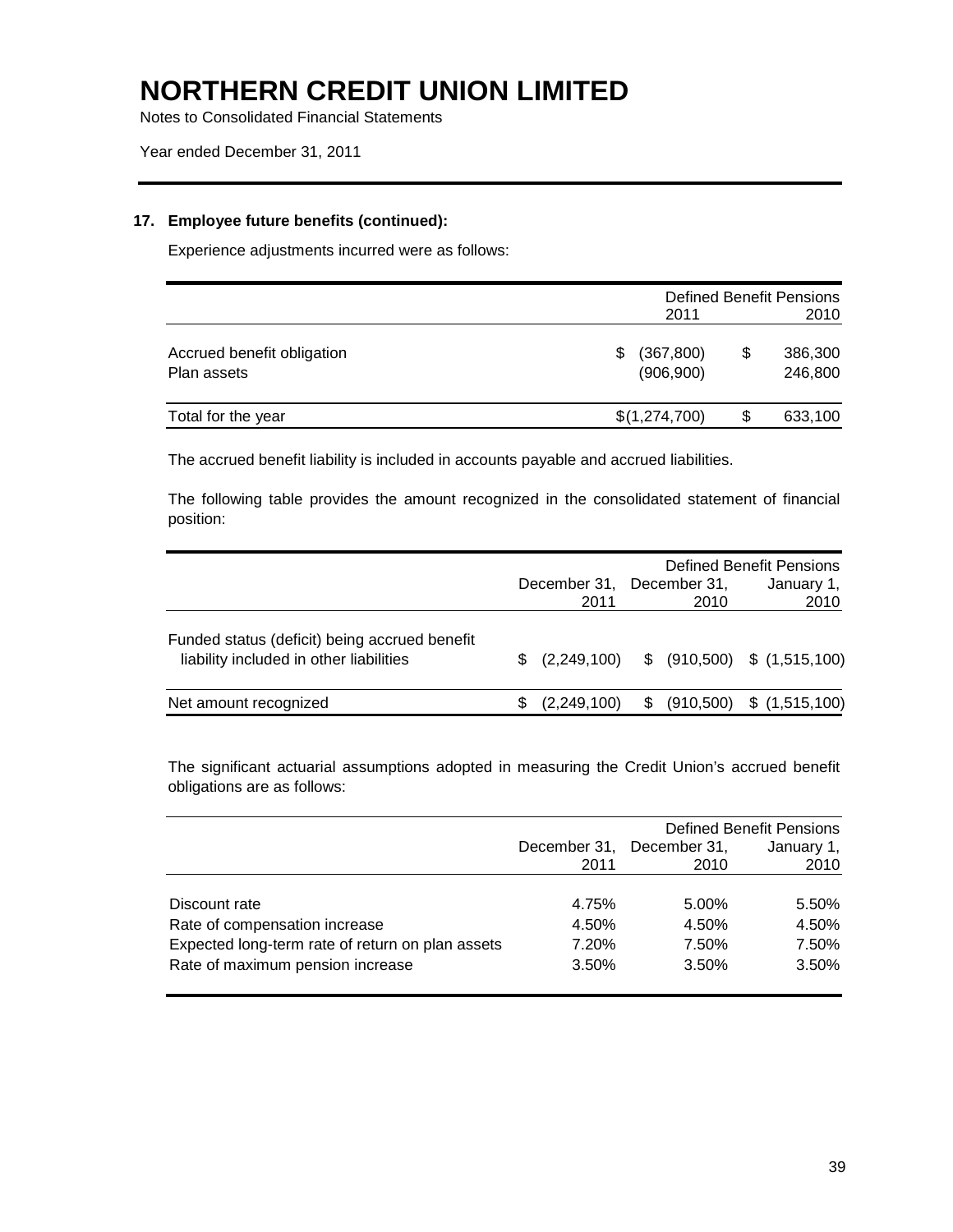# NORTHERN CREDIT UNION LIMITED

Notes to Consolidated Financial Statements

Year ended December 31, 2011

### 17. Employee future benefits (continued):

Experience adjustments incurred were as follows:

| | Defined Benefit Pensions 2011 | 2010 |
|---|---|---|
| Accrued benefit obligation | $ (367,800) | $ 386,300 |
| Plan assets | (906,900) | 246,800 |
| Total for the year | $(1,274,700) | $ 633,100 |

The accrued benefit liability is included in accounts payable and accrued liabilities.

The following table provides the amount recognized in the consolidated statement of financial position:

| | Defined Benefit Pensions | | |
|---|---|---|---|
| | December 31, 2011 | December 31, 2010 | January 1, 2010 |
| Funded status (deficit) being accrued benefit liability included in other liabilities | $ (2,249,100) | $ (910,500) | $ (1,515,100) |
| Net amount recognized | $ (2,249,100) | $ (910,500) | $ (1,515,100) |

The significant actuarial assumptions adopted in measuring the Credit Union's accrued benefit obligations are as follows:

| | Defined Benefit Pensions | | |
|---|---|---|---|
| | December 31, 2011 | December 31, 2010 | January 1, 2010 |
| Discount rate | 4.75% | 5.00% | 5.50% |
| Rate of compensation increase | 4.50% | 4.50% | 4.50% |
| Expected long-term rate of return on plan assets | 7.20% | 7.50% | 7.50% |
| Rate of maximum pension increase | 3.50% | 3.50% | 3.50% |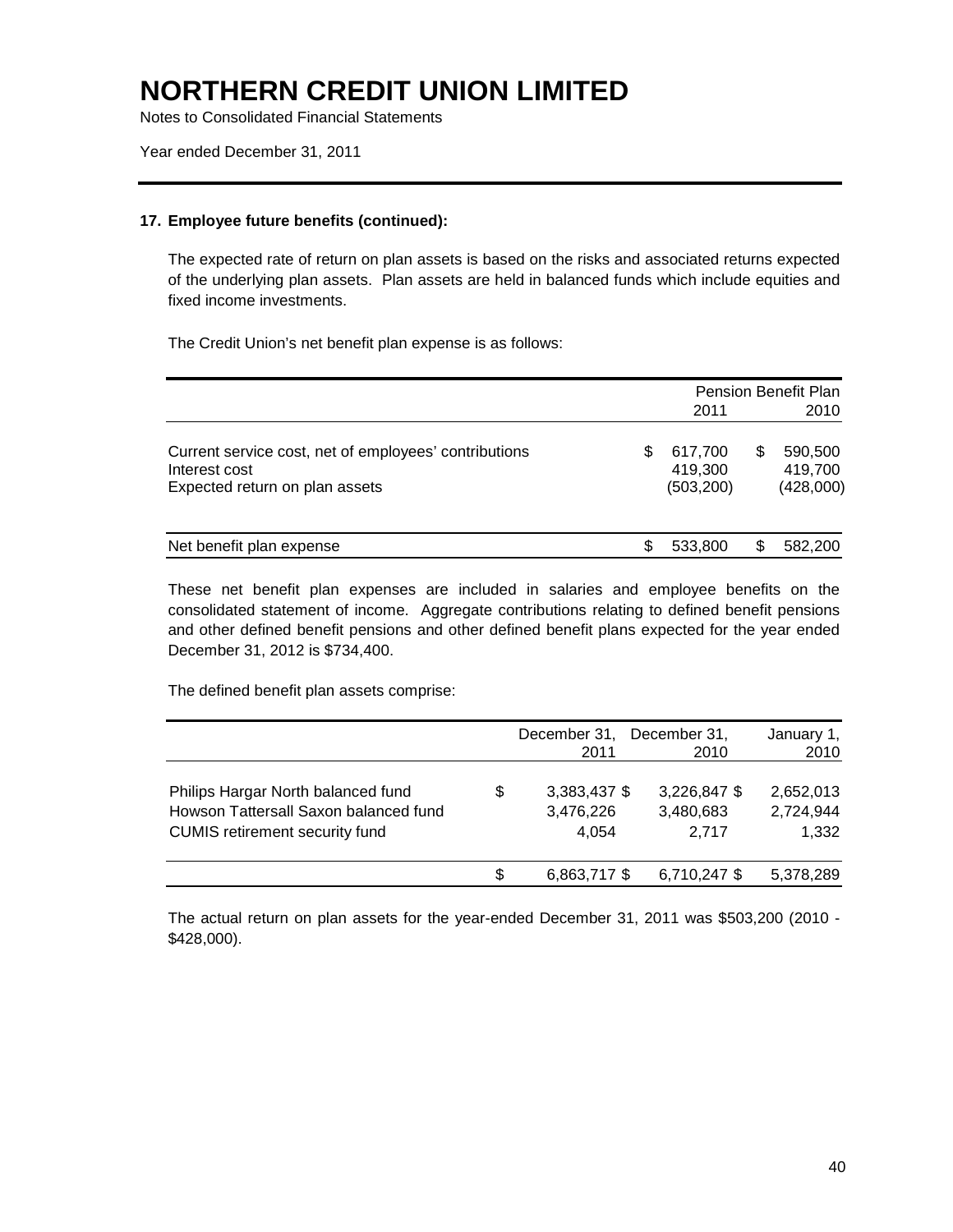# NORTHERN CREDIT UNION LIMITED

Notes to Consolidated Financial Statements

Year ended December 31, 2011

### 17. Employee future benefits (continued):

The expected rate of return on plan assets is based on the risks and associated returns expected of the underlying plan assets. Plan assets are held in balanced funds which include equities and fixed income investments.

The Credit Union's net benefit plan expense is as follows:

| | Pension Benefit Plan | |
|---|---|---|
| | 2011 | 2010 |
| Current service cost, net of employees' contributions | $ 617,700 | $ 590,500 |
| Interest cost | 419,300 | 419,700 |
| Expected return on plan assets | (503,200) | (428,000) |
| Net benefit plan expense | $ 533,800 | $ 582,200 |

These net benefit plan expenses are included in salaries and employee benefits on the consolidated statement of income. Aggregate contributions relating to defined benefit pensions and other defined benefit pensions and other defined benefit plans expected for the year ended December 31, 2012 is $734,400.

The defined benefit plan assets comprise:

| | December 31, 2011 | December 31, 2010 | January 1, 2010 |
|---|---|---|---|
| Philips Hargar North balanced fund | $ 3,383,437 | $ 3,226,847 | $ 2,652,013 |
| Howson Tattersall Saxon balanced fund | 3,476,226 | 3,480,683 | 2,724,944 |
| CUMIS retirement security fund | 4,054 | 2,717 | 1,332 |
| | $ 6,863,717 | $ 6,710,247 | $ 5,378,289 |

The actual return on plan assets for the year-ended December 31, 2011 was $503,200 (2010 - $428,000).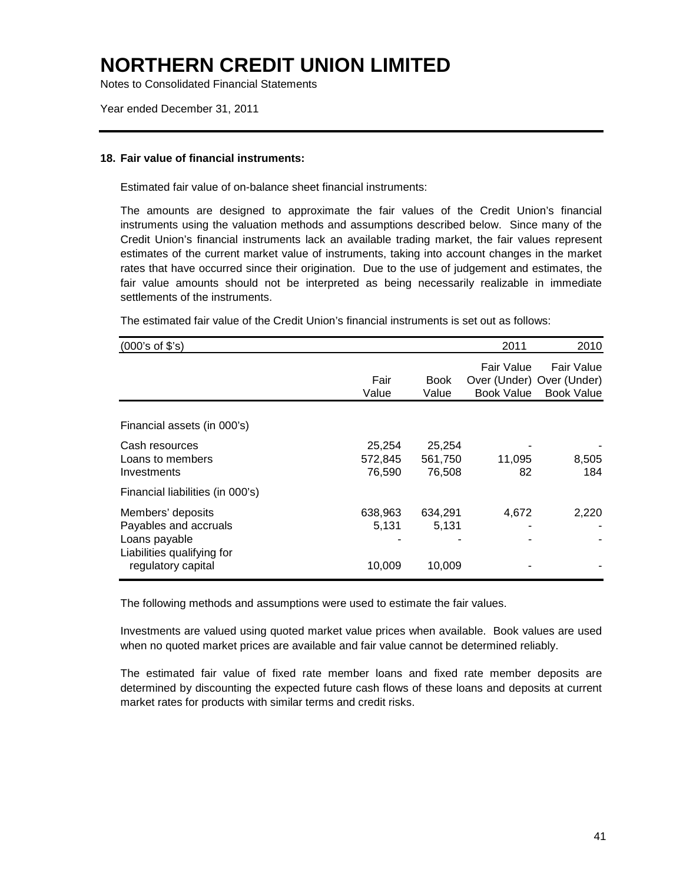# NORTHERN CREDIT UNION LIMITED

Notes to Consolidated Financial Statements

Year ended December 31, 2011

**18. Fair value of financial instruments:**

Estimated fair value of on-balance sheet financial instruments:

The amounts are designed to approximate the fair values of the Credit Union's financial instruments using the valuation methods and assumptions described below. Since many of the Credit Union's financial instruments lack an available trading market, the fair values represent estimates of the current market value of instruments, taking into account changes in the market rates that have occurred since their origination. Due to the use of judgement and estimates, the fair value amounts should not be interpreted as being necessarily realizable in immediate settlements of the instruments.

The estimated fair value of the Credit Union's financial instruments is set out as follows:

| (000's of $'s) | | | 2011 | 2010 |
|---|---|---|---|---|
| | Fair Value | Book Value | Fair Value Over (Under) Book Value | Fair Value Over (Under) Book Value |
| Financial assets (in 000's) | | | | |
| Cash resources | 25,254 | 25,254 | - | - |
| Loans to members | 572,845 | 561,750 | 11,095 | 8,505 |
| Investments | 76,590 | 76,508 | 82 | 184 |
| Financial liabilities (in 000's) | | | | |
| Members' deposits | 638,963 | 634,291 | 4,672 | 2,220 |
| Payables and accruals | 5,131 | 5,131 | - | - |
| Loans payable | - | - | - | - |
| Liabilities qualifying for regulatory capital | 10,009 | 10,009 | - | - |

The following methods and assumptions were used to estimate the fair values.

Investments are valued using quoted market value prices when available. Book values are used when no quoted market prices are available and fair value cannot be determined reliably.

The estimated fair value of fixed rate member loans and fixed rate member deposits are determined by discounting the expected future cash flows of these loans and deposits at current market rates for products with similar terms and credit risks.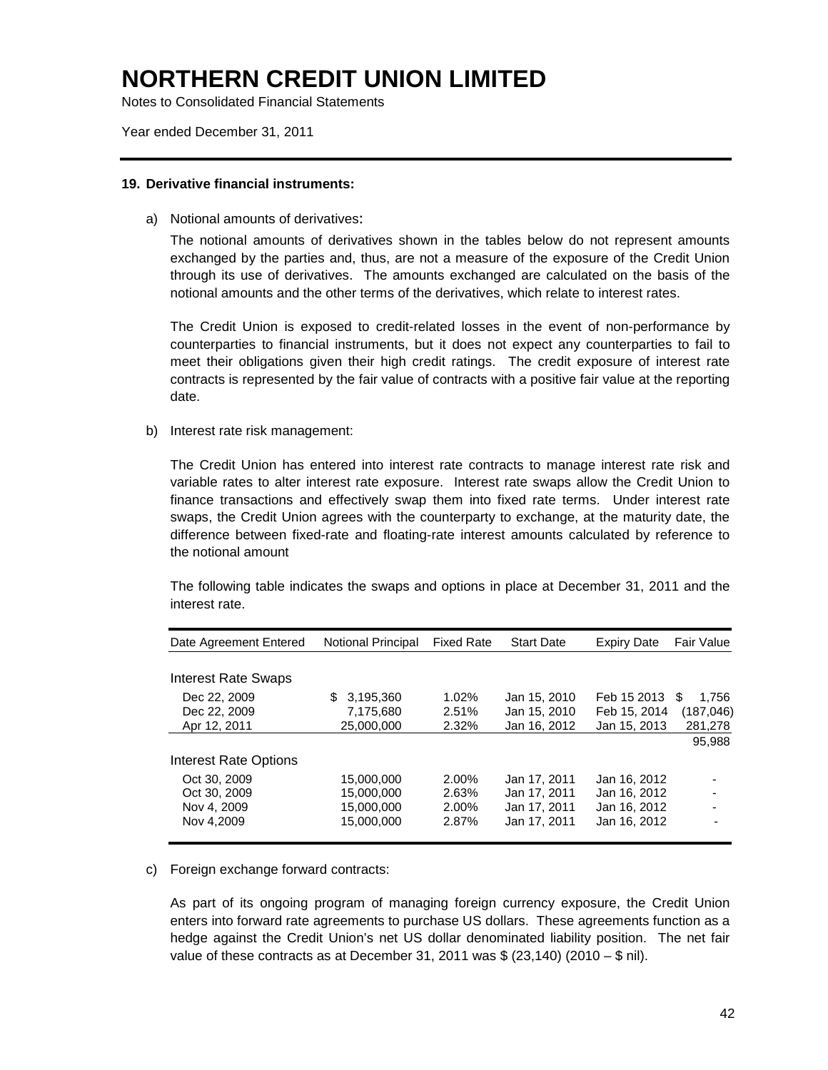# NORTHERN CREDIT UNION LIMITED

Notes to Consolidated Financial Statements

Year ended December 31, 2011

**19. Derivative financial instruments:**

a) Notional amounts of derivatives:

The notional amounts of derivatives shown in the tables below do not represent amounts exchanged by the parties and, thus, are not a measure of the exposure of the Credit Union through its use of derivatives. The amounts exchanged are calculated on the basis of the notional amounts and the other terms of the derivatives, which relate to interest rates.

The Credit Union is exposed to credit-related losses in the event of non-performance by counterparties to financial instruments, but it does not expect any counterparties to fail to meet their obligations given their high credit ratings. The credit exposure of interest rate contracts is represented by the fair value of contracts with a positive fair value at the reporting date.

b) Interest rate risk management:

The Credit Union has entered into interest rate contracts to manage interest rate risk and variable rates to alter interest rate exposure. Interest rate swaps allow the Credit Union to finance transactions and effectively swap them into fixed rate terms. Under interest rate swaps, the Credit Union agrees with the counterparty to exchange, at the maturity date, the difference between fixed-rate and floating-rate interest amounts calculated by reference to the notional amount

The following table indicates the swaps and options in place at December 31, 2011 and the interest rate.

| Date Agreement Entered | Notional Principal | Fixed Rate | Start Date | Expiry Date | Fair Value |
|---|---|---|---|---|---|
| Interest Rate Swaps | | | | | |
| Dec 22, 2009 | $ 3,195,360 | 1.02% | Jan 15, 2010 | Feb 15 2013 | $ 1,756 |
| Dec 22, 2009 | 7,175,680 | 2.51% | Jan 15, 2010 | Feb 15, 2014 | (187,046) |
| Apr 12, 2011 | 25,000,000 | 2.32% | Jan 16, 2012 | Jan 15, 2013 | 281,278 |
| | | | | | 95,988 |
| Interest Rate Options | | | | | |
| Oct 30, 2009 | 15,000,000 | 2.00% | Jan 17, 2011 | Jan 16, 2012 | - |
| Oct 30, 2009 | 15,000,000 | 2.63% | Jan 17, 2011 | Jan 16, 2012 | - |
| Nov 4, 2009 | 15,000,000 | 2.00% | Jan 17, 2011 | Jan 16, 2012 | - |
| Nov 4,2009 | 15,000,000 | 2.87% | Jan 17, 2011 | Jan 16, 2012 | - |

c) Foreign exchange forward contracts:

As part of its ongoing program of managing foreign currency exposure, the Credit Union enters into forward rate agreements to purchase US dollars. These agreements function as a hedge against the Credit Union's net US dollar denominated liability position. The net fair value of these contracts as at December 31, 2011 was $ (23,140) (2010 – $ nil).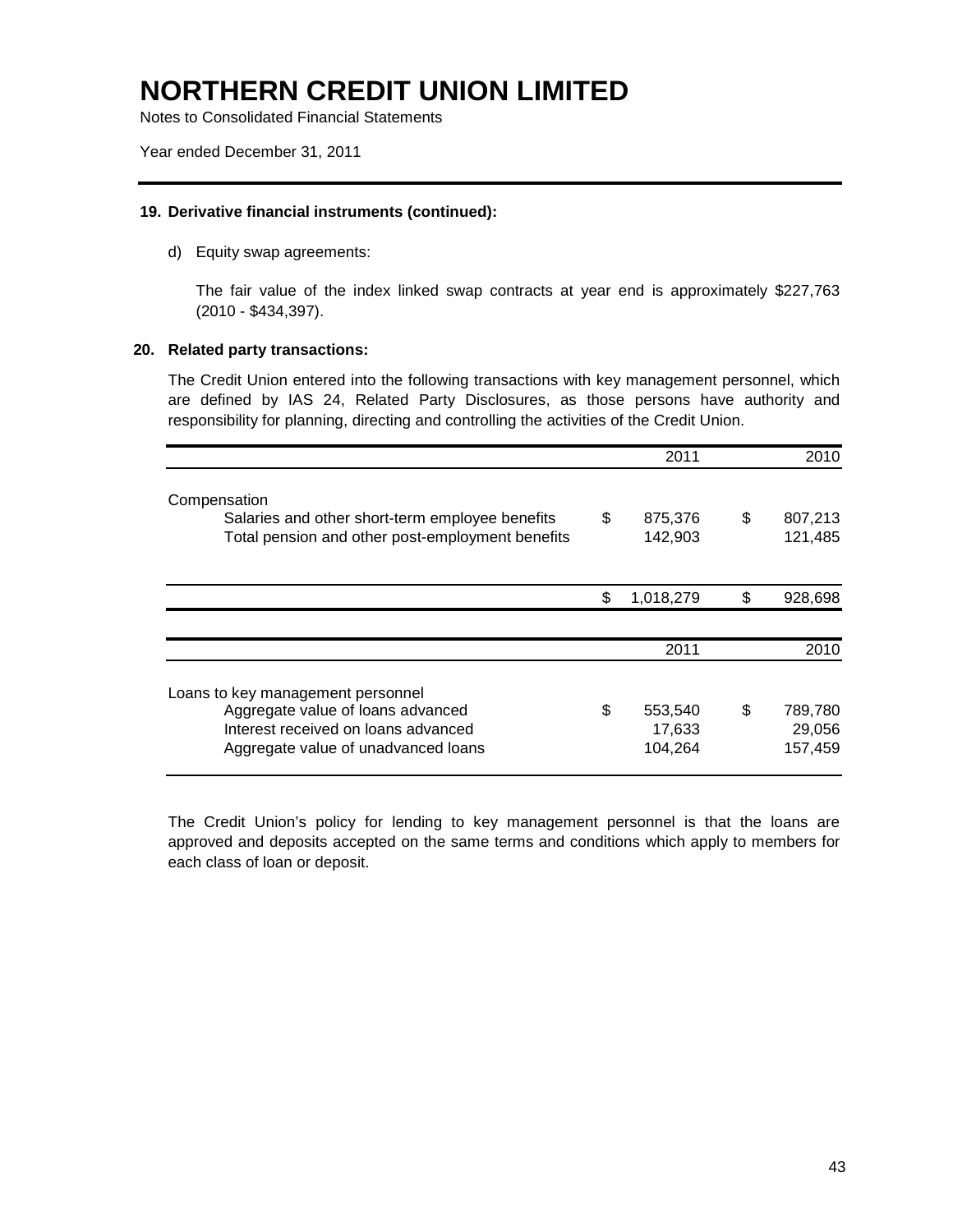# NORTHERN CREDIT UNION LIMITED

Notes to Consolidated Financial Statements

Year ended December 31, 2011

**19. Derivative financial instruments (continued):**

d) Equity swap agreements:

The fair value of the index linked swap contracts at year end is approximately $227,763 (2010 - $434,397).

**20. Related party transactions:**

The Credit Union entered into the following transactions with key management personnel, which are defined by IAS 24, Related Party Disclosures, as those persons have authority and responsibility for planning, directing and controlling the activities of the Credit Union.

| | 2011 | 2010 |
|---|---|---|
| Compensation | | |
| Salaries and other short-term employee benefits | $ 875,376 | $ 807,213 |
| Total pension and other post-employment benefits | 142,903 | 121,485 |
| | $ 1,018,279 | $ 928,698 |

| | 2011 | 2010 |
|---|---|---|
| Loans to key management personnel | | |
| Aggregate value of loans advanced | $ 553,540 | $ 789,780 |
| Interest received on loans advanced | 17,633 | 29,056 |
| Aggregate value of unadvanced loans | 104,264 | 157,459 |

The Credit Union's policy for lending to key management personnel is that the loans are approved and deposits accepted on the same terms and conditions which apply to members for each class of loan or deposit.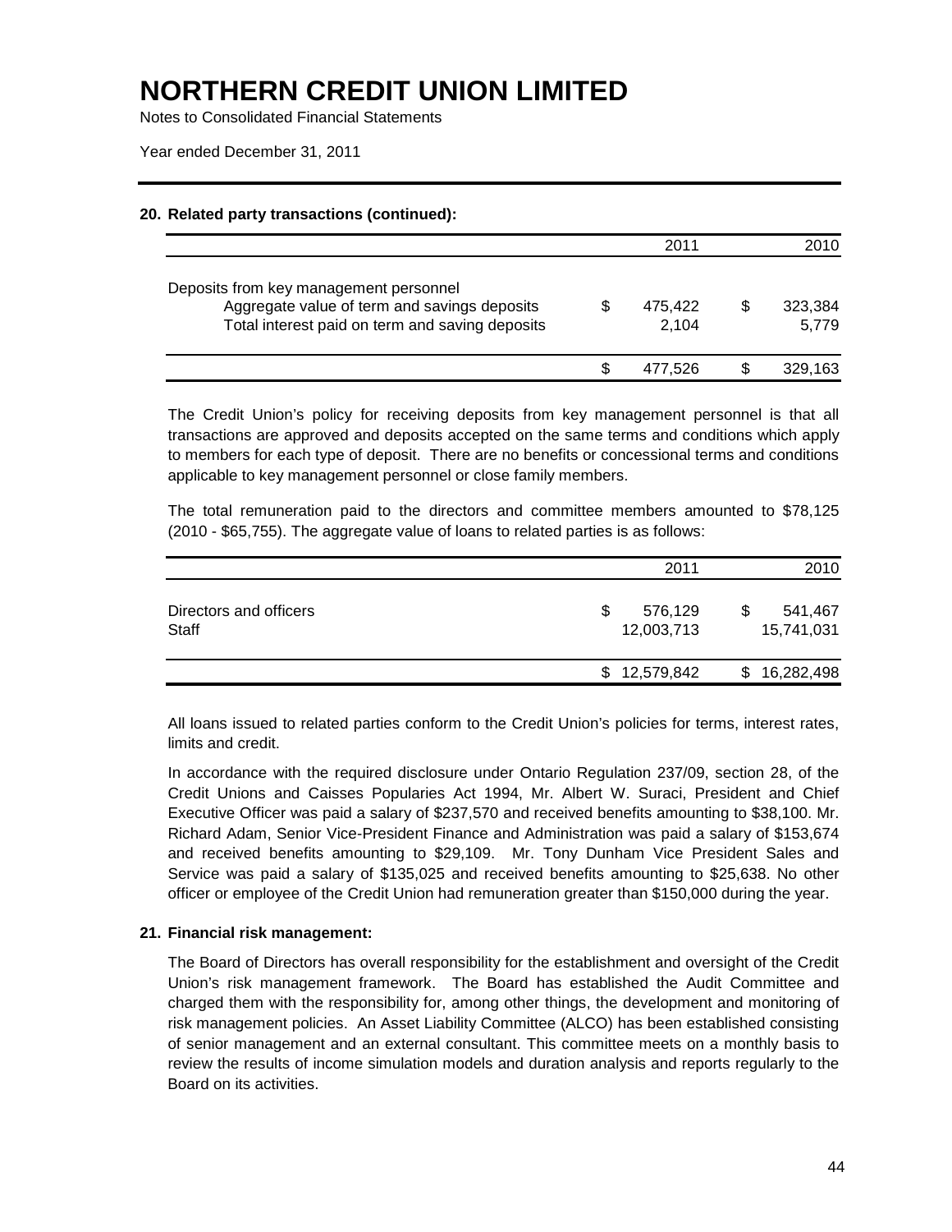# NORTHERN CREDIT UNION LIMITED

Notes to Consolidated Financial Statements

Year ended December 31, 2011

### 20. Related party transactions (continued):

| | 2011 | 2010 |
|---|---|---|
| Deposits from key management personnel | | |
| Aggregate value of term and savings deposits | $ 475,422 | $ 323,384 |
| Total interest paid on term and saving deposits | 2,104 | 5,779 |
| | $ 477,526 | $ 329,163 |

The Credit Union's policy for receiving deposits from key management personnel is that all transactions are approved and deposits accepted on the same terms and conditions which apply to members for each type of deposit. There are no benefits or concessional terms and conditions applicable to key management personnel or close family members.

The total remuneration paid to the directors and committee members amounted to $78,125 (2010 - $65,755). The aggregate value of loans to related parties is as follows:

| | 2011 | 2010 |
|---|---|---|
| Directors and officers | $ 576,129 | $ 541,467 |
| Staff | 12,003,713 | 15,741,031 |
| | $ 12,579,842 | $ 16,282,498 |

All loans issued to related parties conform to the Credit Union's policies for terms, interest rates, limits and credit.

In accordance with the required disclosure under Ontario Regulation 237/09, section 28, of the Credit Unions and Caisses Popularies Act 1994, Mr. Albert W. Suraci, President and Chief Executive Officer was paid a salary of $237,570 and received benefits amounting to $38,100. Mr. Richard Adam, Senior Vice-President Finance and Administration was paid a salary of $153,674 and received benefits amounting to $29,109. Mr. Tony Dunham Vice President Sales and Service was paid a salary of $135,025 and received benefits amounting to $25,638. No other officer or employee of the Credit Union had remuneration greater than $150,000 during the year.

### 21. Financial risk management:

The Board of Directors has overall responsibility for the establishment and oversight of the Credit Union's risk management framework. The Board has established the Audit Committee and charged them with the responsibility for, among other things, the development and monitoring of risk management policies. An Asset Liability Committee (ALCO) has been established consisting of senior management and an external consultant. This committee meets on a monthly basis to review the results of income simulation models and duration analysis and reports regularly to the Board on its activities.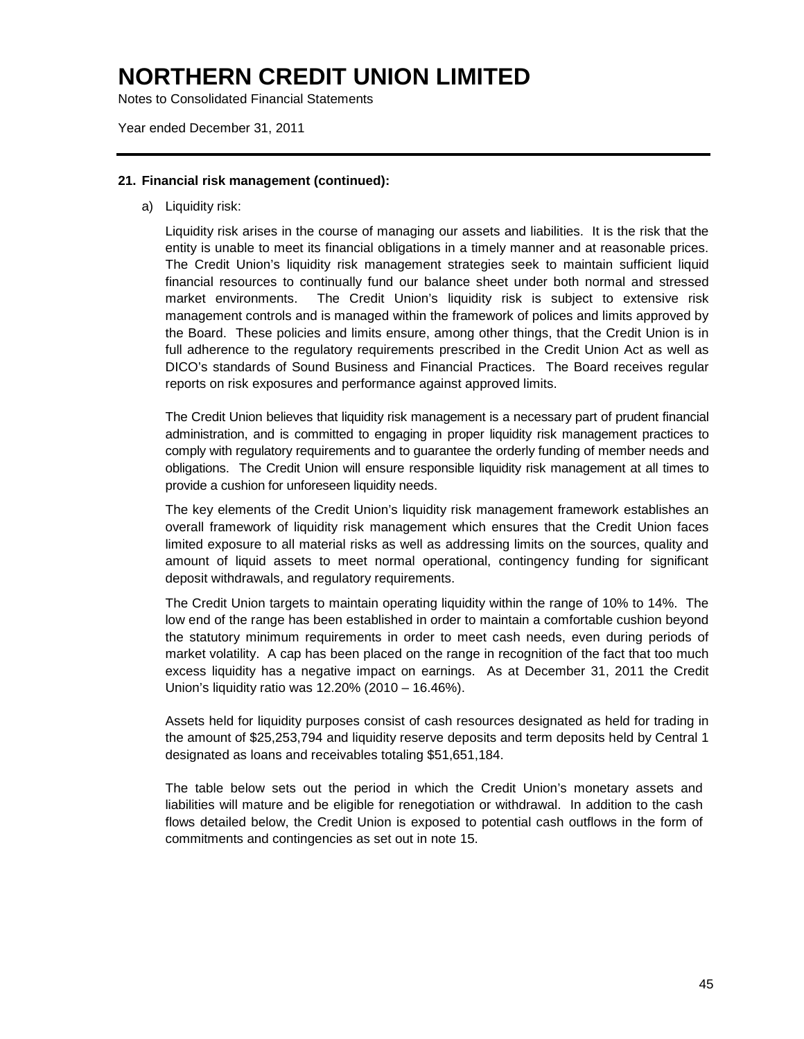# NORTHERN CREDIT UNION LIMITED

Notes to Consolidated Financial Statements

Year ended December 31, 2011

**21. Financial risk management (continued):**

a) Liquidity risk:

Liquidity risk arises in the course of managing our assets and liabilities. It is the risk that the entity is unable to meet its financial obligations in a timely manner and at reasonable prices. The Credit Union's liquidity risk management strategies seek to maintain sufficient liquid financial resources to continually fund our balance sheet under both normal and stressed market environments. The Credit Union's liquidity risk is subject to extensive risk management controls and is managed within the framework of polices and limits approved by the Board. These policies and limits ensure, among other things, that the Credit Union is in full adherence to the regulatory requirements prescribed in the Credit Union Act as well as DICO's standards of Sound Business and Financial Practices. The Board receives regular reports on risk exposures and performance against approved limits.

The Credit Union believes that liquidity risk management is a necessary part of prudent financial administration, and is committed to engaging in proper liquidity risk management practices to comply with regulatory requirements and to guarantee the orderly funding of member needs and obligations. The Credit Union will ensure responsible liquidity risk management at all times to provide a cushion for unforeseen liquidity needs.

The key elements of the Credit Union's liquidity risk management framework establishes an overall framework of liquidity risk management which ensures that the Credit Union faces limited exposure to all material risks as well as addressing limits on the sources, quality and amount of liquid assets to meet normal operational, contingency funding for significant deposit withdrawals, and regulatory requirements.

The Credit Union targets to maintain operating liquidity within the range of 10% to 14%. The low end of the range has been established in order to maintain a comfortable cushion beyond the statutory minimum requirements in order to meet cash needs, even during periods of market volatility. A cap has been placed on the range in recognition of the fact that too much excess liquidity has a negative impact on earnings. As at December 31, 2011 the Credit Union's liquidity ratio was 12.20% (2010 – 16.46%).

Assets held for liquidity purposes consist of cash resources designated as held for trading in the amount of $25,253,794 and liquidity reserve deposits and term deposits held by Central 1 designated as loans and receivables totaling $51,651,184.

The table below sets out the period in which the Credit Union's monetary assets and liabilities will mature and be eligible for renegotiation or withdrawal. In addition to the cash flows detailed below, the Credit Union is exposed to potential cash outflows in the form of commitments and contingencies as set out in note 15.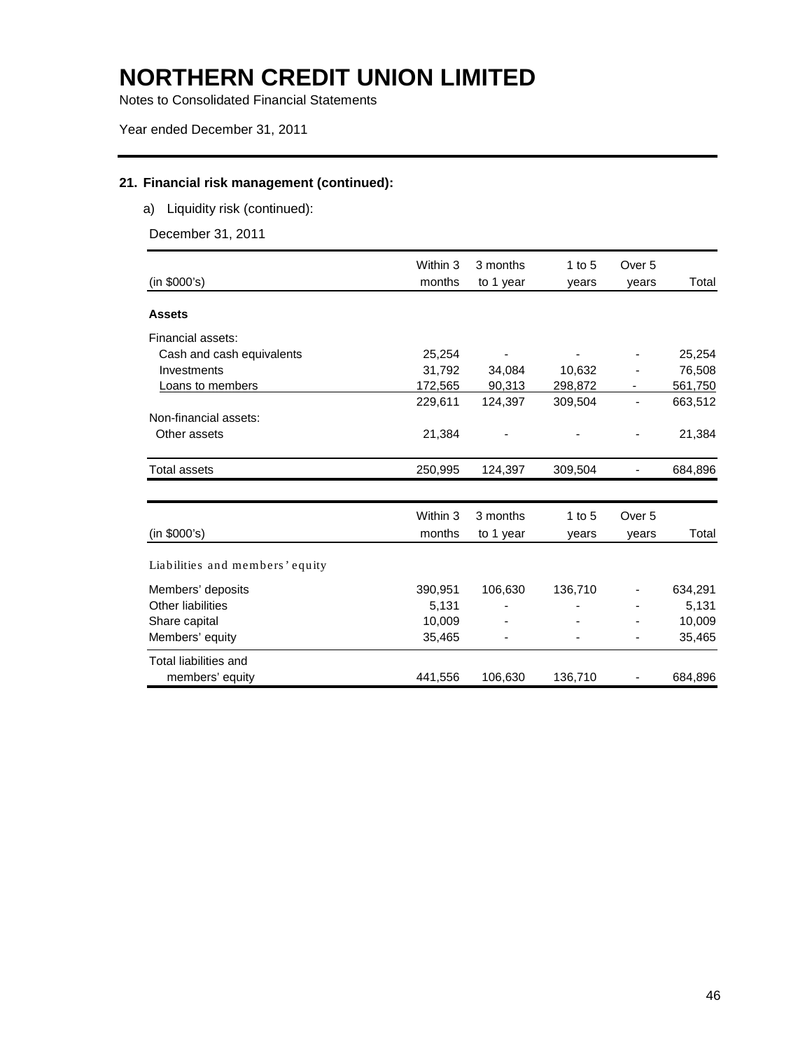# NORTHERN CREDIT UNION LIMITED

Notes to Consolidated Financial Statements

Year ended December 31, 2011

## 21. Financial risk management (continued):

a) Liquidity risk (continued):

December 31, 2011

| (in $000's) | Within 3 months | 3 months to 1 year | 1 to 5 years | Over 5 years | Total |
|---|---|---|---|---|---|
| **Assets** | | | | | |
| Financial assets: | | | | | |
| Cash and cash equivalents | 25,254 | - | - | - | 25,254 |
| Investments | 31,792 | 34,084 | 10,632 | - | 76,508 |
| Loans to members | 172,565 | 90,313 | 298,872 | - | 561,750 |
| | 229,611 | 124,397 | 309,504 | - | 663,512 |
| Non-financial assets: | | | | | |
| Other assets | 21,384 | - | - | - | 21,384 |
| Total assets | 250,995 | 124,397 | 309,504 | - | 684,896 |

| (in $000's) | Within 3 months | 3 months to 1 year | 1 to 5 years | Over 5 years | Total |
|---|---|---|---|---|---|
| Liabilities and members' equity | | | | | |
| Members' deposits | 390,951 | 106,630 | 136,710 | - | 634,291 |
| Other liabilities | 5,131 | - | - | - | 5,131 |
| Share capital | 10,009 | - | - | - | 10,009 |
| Members' equity | 35,465 | - | - | - | 35,465 |
| Total liabilities and members' equity | 441,556 | 106,630 | 136,710 | - | 684,896 |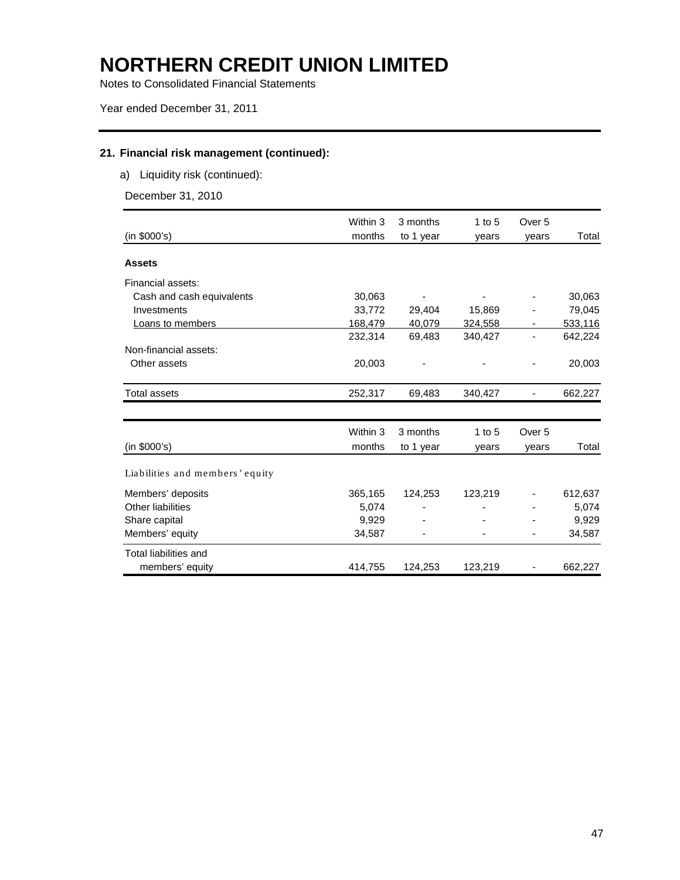# NORTHERN CREDIT UNION LIMITED

Notes to Consolidated Financial Statements

Year ended December 31, 2011

### 21. Financial risk management (continued):

a) Liquidity risk (continued):

December 31, 2010

| (in $000's) | Within 3 months | 3 months to 1 year | 1 to 5 years | Over 5 years | Total |
|---|---|---|---|---|---|
| **Assets** | | | | | |
| Financial assets: | | | | | |
| Cash and cash equivalents | 30,063 | - | - | - | 30,063 |
| Investments | 33,772 | 29,404 | 15,869 | - | 79,045 |
| Loans to members | 168,479 | 40,079 | 324,558 | - | 533,116 |
| | 232,314 | 69,483 | 340,427 | - | 642,224 |
| Non-financial assets: | | | | | |
| Other assets | 20,003 | - | - | - | 20,003 |
| Total assets | 252,317 | 69,483 | 340,427 | - | 662,227 |

| (in $000's) | Within 3 months | 3 months to 1 year | 1 to 5 years | Over 5 years | Total |
|---|---|---|---|---|---|
| Liabilities and members' equity | | | | | |
| Members' deposits | 365,165 | 124,253 | 123,219 | - | 612,637 |
| Other liabilities | 5,074 | - | - | - | 5,074 |
| Share capital | 9,929 | - | - | - | 9,929 |
| Members' equity | 34,587 | - | - | - | 34,587 |
| Total liabilities and members' equity | 414,755 | 124,253 | 123,219 | - | 662,227 |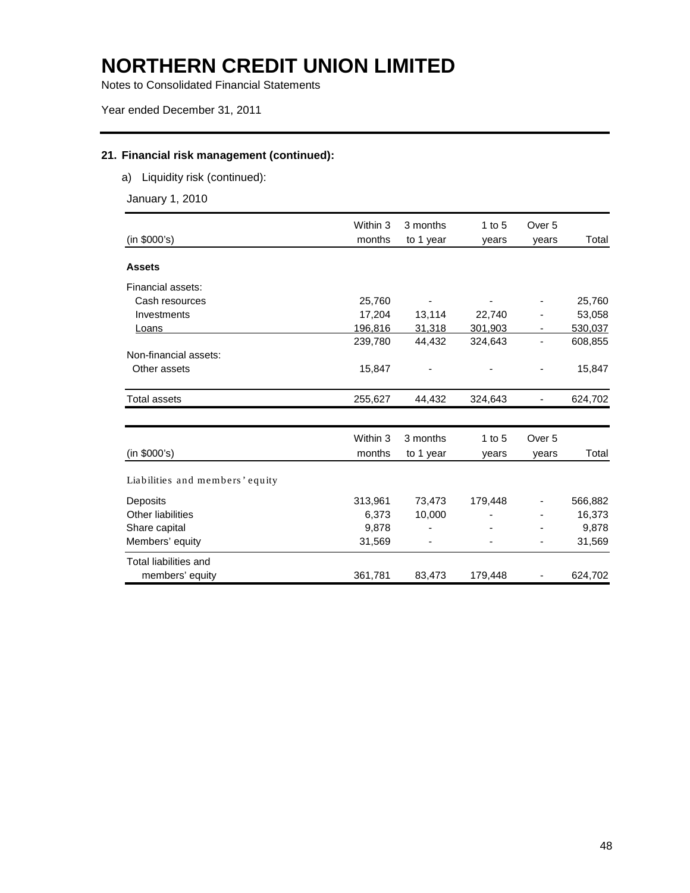# NORTHERN CREDIT UNION LIMITED

Notes to Consolidated Financial Statements

Year ended December 31, 2011

## 21. Financial risk management (continued):

a) Liquidity risk (continued):

January 1, 2010

| (in $000's) | Within 3 months | 3 months to 1 year | 1 to 5 years | Over 5 years | Total |
|---|---|---|---|---|---|
| **Assets** | | | | | |
| Financial assets: | | | | | |
| Cash resources | 25,760 | - | - | - | 25,760 |
| Investments | 17,204 | 13,114 | 22,740 | - | 53,058 |
| Loans | 196,816 | 31,318 | 301,903 | - | 530,037 |
| | 239,780 | 44,432 | 324,643 | - | 608,855 |
| Non-financial assets: | | | | | |
| Other assets | 15,847 | - | - | - | 15,847 |
| Total assets | 255,627 | 44,432 | 324,643 | - | 624,702 |

| (in $000's) | Within 3 months | 3 months to 1 year | 1 to 5 years | Over 5 years | Total |
|---|---|---|---|---|---|
| Liabilities and members' equity | | | | | |
| Deposits | 313,961 | 73,473 | 179,448 | - | 566,882 |
| Other liabilities | 6,373 | 10,000 | - | - | 16,373 |
| Share capital | 9,878 | - | - | - | 9,878 |
| Members' equity | 31,569 | - | - | - | 31,569 |
| Total liabilities and members' equity | 361,781 | 83,473 | 179,448 | - | 624,702 |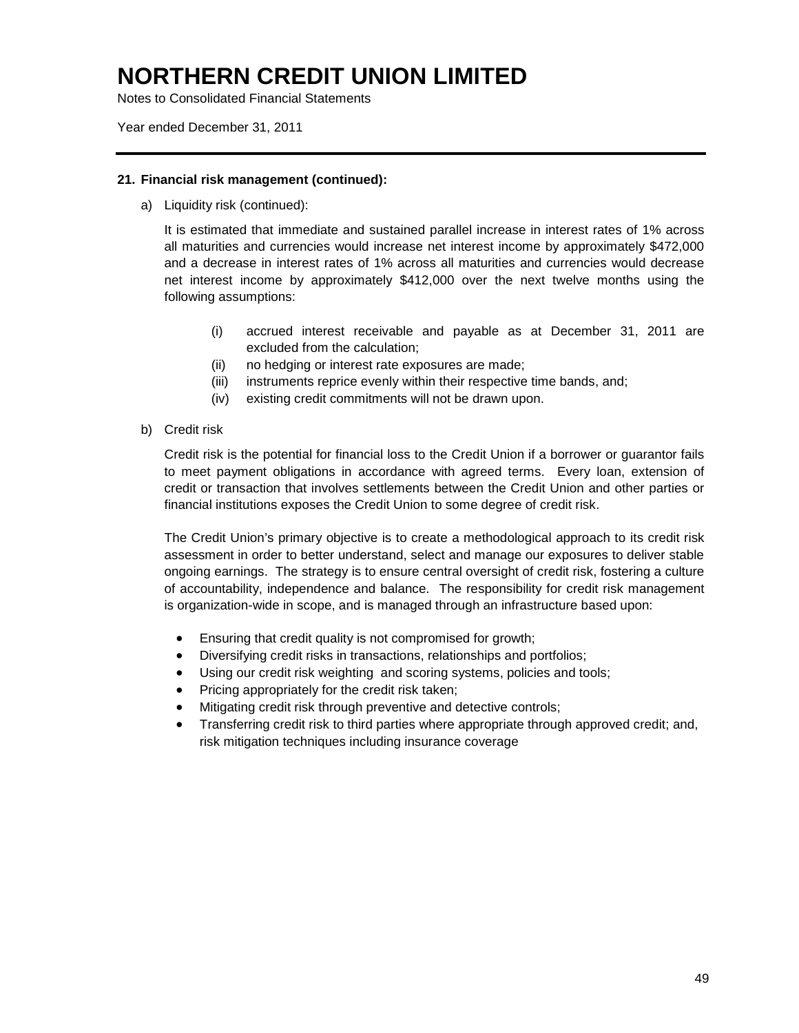# NORTHERN CREDIT UNION LIMITED

Notes to Consolidated Financial Statements

Year ended December 31, 2011

**21. Financial risk management (continued):**

a) Liquidity risk (continued):

It is estimated that immediate and sustained parallel increase in interest rates of 1% across all maturities and currencies would increase net interest income by approximately $472,000 and a decrease in interest rates of 1% across all maturities and currencies would decrease net interest income by approximately $412,000 over the next twelve months using the following assumptions:

(i) accrued interest receivable and payable as at December 31, 2011 are excluded from the calculation;
(ii) no hedging or interest rate exposures are made;
(iii) instruments reprice evenly within their respective time bands, and;
(iv) existing credit commitments will not be drawn upon.

b) Credit risk

Credit risk is the potential for financial loss to the Credit Union if a borrower or guarantor fails to meet payment obligations in accordance with agreed terms. Every loan, extension of credit or transaction that involves settlements between the Credit Union and other parties or financial institutions exposes the Credit Union to some degree of credit risk.

The Credit Union's primary objective is to create a methodological approach to its credit risk assessment in order to better understand, select and manage our exposures to deliver stable ongoing earnings. The strategy is to ensure central oversight of credit risk, fostering a culture of accountability, independence and balance. The responsibility for credit risk management is organization-wide in scope, and is managed through an infrastructure based upon:

- Ensuring that credit quality is not compromised for growth;
- Diversifying credit risks in transactions, relationships and portfolios;
- Using our credit risk weighting and scoring systems, policies and tools;
- Pricing appropriately for the credit risk taken;
- Mitigating credit risk through preventive and detective controls;
- Transferring credit risk to third parties where appropriate through approved credit; and, risk mitigation techniques including insurance coverage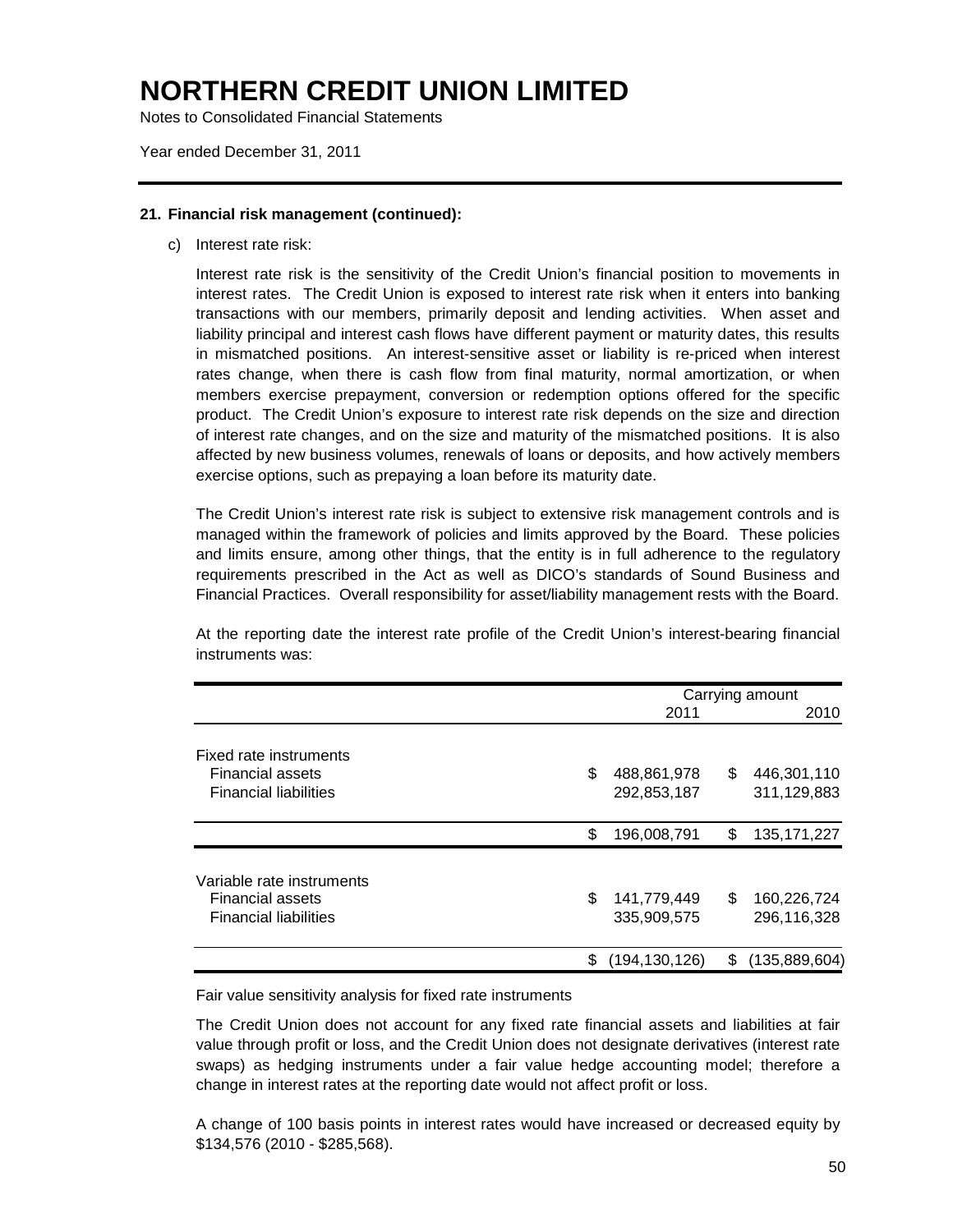# NORTHERN CREDIT UNION LIMITED

Notes to Consolidated Financial Statements

Year ended December 31, 2011

**21. Financial risk management (continued):**

c) Interest rate risk:

Interest rate risk is the sensitivity of the Credit Union's financial position to movements in interest rates. The Credit Union is exposed to interest rate risk when it enters into banking transactions with our members, primarily deposit and lending activities. When asset and liability principal and interest cash flows have different payment or maturity dates, this results in mismatched positions. An interest-sensitive asset or liability is re-priced when interest rates change, when there is cash flow from final maturity, normal amortization, or when members exercise prepayment, conversion or redemption options offered for the specific product. The Credit Union's exposure to interest rate risk depends on the size and direction of interest rate changes, and on the size and maturity of the mismatched positions. It is also affected by new business volumes, renewals of loans or deposits, and how actively members exercise options, such as prepaying a loan before its maturity date.

The Credit Union's interest rate risk is subject to extensive risk management controls and is managed within the framework of policies and limits approved by the Board. These policies and limits ensure, among other things, that the entity is in full adherence to the regulatory requirements prescribed in the Act as well as DICO's standards of Sound Business and Financial Practices. Overall responsibility for asset/liability management rests with the Board.

At the reporting date the interest rate profile of the Credit Union's interest-bearing financial instruments was:

| | Carrying amount 2011 | Carrying amount 2010 |
|---|---|---|
| Fixed rate instruments | | |
| Financial assets | $ 488,861,978 | $ 446,301,110 |
| Financial liabilities | 292,853,187 | 311,129,883 |
| | $ 196,008,791 | $ 135,171,227 |
| Variable rate instruments | | |
| Financial assets | $ 141,779,449 | $ 160,226,724 |
| Financial liabilities | 335,909,575 | 296,116,328 |
| | $ (194,130,126) | $ (135,889,604) |

Fair value sensitivity analysis for fixed rate instruments

The Credit Union does not account for any fixed rate financial assets and liabilities at fair value through profit or loss, and the Credit Union does not designate derivatives (interest rate swaps) as hedging instruments under a fair value hedge accounting model; therefore a change in interest rates at the reporting date would not affect profit or loss.

A change of 100 basis points in interest rates would have increased or decreased equity by $134,576 (2010 - $285,568).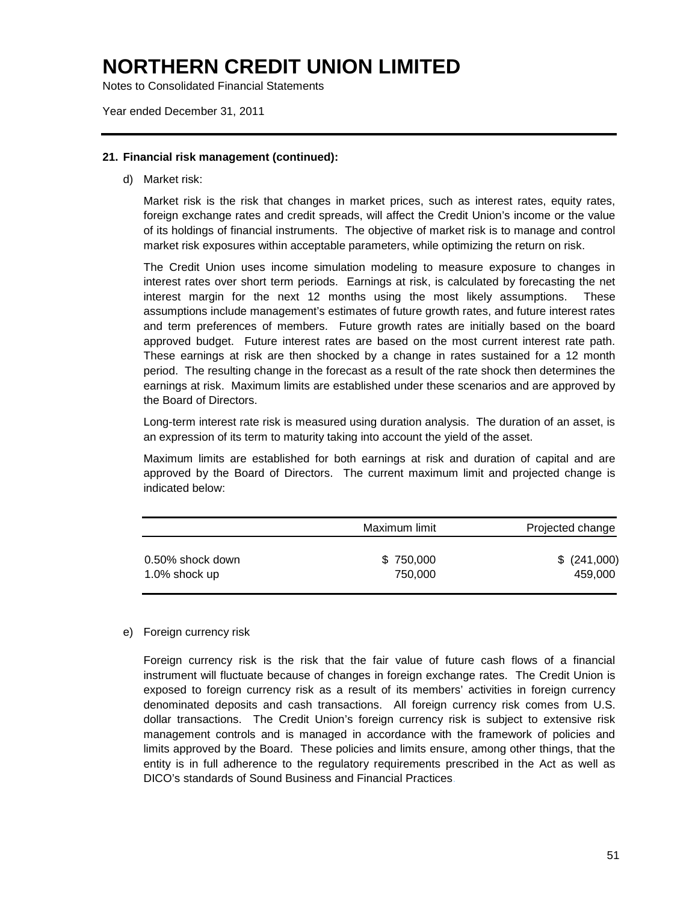# NORTHERN CREDIT UNION LIMITED

Notes to Consolidated Financial Statements

Year ended December 31, 2011

**21. Financial risk management (continued):**

d) Market risk:

Market risk is the risk that changes in market prices, such as interest rates, equity rates, foreign exchange rates and credit spreads, will affect the Credit Union's income or the value of its holdings of financial instruments. The objective of market risk is to manage and control market risk exposures within acceptable parameters, while optimizing the return on risk.

The Credit Union uses income simulation modeling to measure exposure to changes in interest rates over short term periods. Earnings at risk, is calculated by forecasting the net interest margin for the next 12 months using the most likely assumptions. These assumptions include management's estimates of future growth rates, and future interest rates and term preferences of members. Future growth rates are initially based on the board approved budget. Future interest rates are based on the most current interest rate path. These earnings at risk are then shocked by a change in rates sustained for a 12 month period. The resulting change in the forecast as a result of the rate shock then determines the earnings at risk. Maximum limits are established under these scenarios and are approved by the Board of Directors.

Long-term interest rate risk is measured using duration analysis. The duration of an asset, is an expression of its term to maturity taking into account the yield of the asset.

Maximum limits are established for both earnings at risk and duration of capital and are approved by the Board of Directors. The current maximum limit and projected change is indicated below:

| | Maximum limit | Projected change |
|---|---|---|
| 0.50% shock down | $ 750,000 | $ (241,000) |
| 1.0% shock up | 750,000 | 459,000 |

e) Foreign currency risk

Foreign currency risk is the risk that the fair value of future cash flows of a financial instrument will fluctuate because of changes in foreign exchange rates. The Credit Union is exposed to foreign currency risk as a result of its members' activities in foreign currency denominated deposits and cash transactions. All foreign currency risk comes from U.S. dollar transactions. The Credit Union's foreign currency risk is subject to extensive risk management controls and is managed in accordance with the framework of policies and limits approved by the Board. These policies and limits ensure, among other things, that the entity is in full adherence to the regulatory requirements prescribed in the Act as well as DICO's standards of Sound Business and Financial Practices.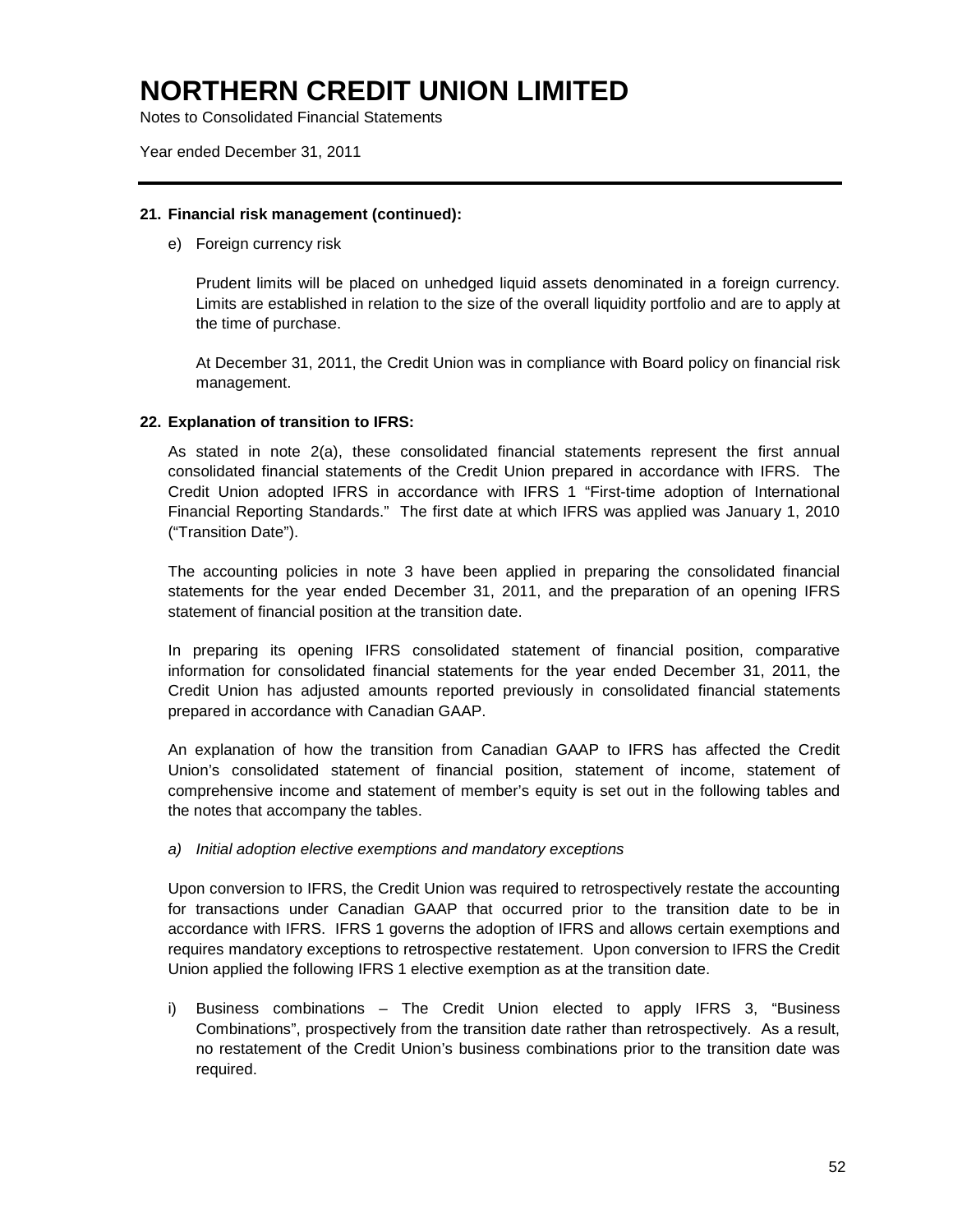# NORTHERN CREDIT UNION LIMITED

Notes to Consolidated Financial Statements

Year ended December 31, 2011

**21. Financial risk management (continued):**

e) Foreign currency risk

Prudent limits will be placed on unhedged liquid assets denominated in a foreign currency. Limits are established in relation to the size of the overall liquidity portfolio and are to apply at the time of purchase.

At December 31, 2011, the Credit Union was in compliance with Board policy on financial risk management.

**22. Explanation of transition to IFRS:**

As stated in note 2(a), these consolidated financial statements represent the first annual consolidated financial statements of the Credit Union prepared in accordance with IFRS. The Credit Union adopted IFRS in accordance with IFRS 1 "First-time adoption of International Financial Reporting Standards." The first date at which IFRS was applied was January 1, 2010 ("Transition Date").

The accounting policies in note 3 have been applied in preparing the consolidated financial statements for the year ended December 31, 2011, and the preparation of an opening IFRS statement of financial position at the transition date.

In preparing its opening IFRS consolidated statement of financial position, comparative information for consolidated financial statements for the year ended December 31, 2011, the Credit Union has adjusted amounts reported previously in consolidated financial statements prepared in accordance with Canadian GAAP.

An explanation of how the transition from Canadian GAAP to IFRS has affected the Credit Union's consolidated statement of financial position, statement of income, statement of comprehensive income and statement of member's equity is set out in the following tables and the notes that accompany the tables.

*a) Initial adoption elective exemptions and mandatory exceptions*

Upon conversion to IFRS, the Credit Union was required to retrospectively restate the accounting for transactions under Canadian GAAP that occurred prior to the transition date to be in accordance with IFRS. IFRS 1 governs the adoption of IFRS and allows certain exemptions and requires mandatory exceptions to retrospective restatement. Upon conversion to IFRS the Credit Union applied the following IFRS 1 elective exemption as at the transition date.

i) Business combinations – The Credit Union elected to apply IFRS 3, "Business Combinations", prospectively from the transition date rather than retrospectively. As a result, no restatement of the Credit Union's business combinations prior to the transition date was required.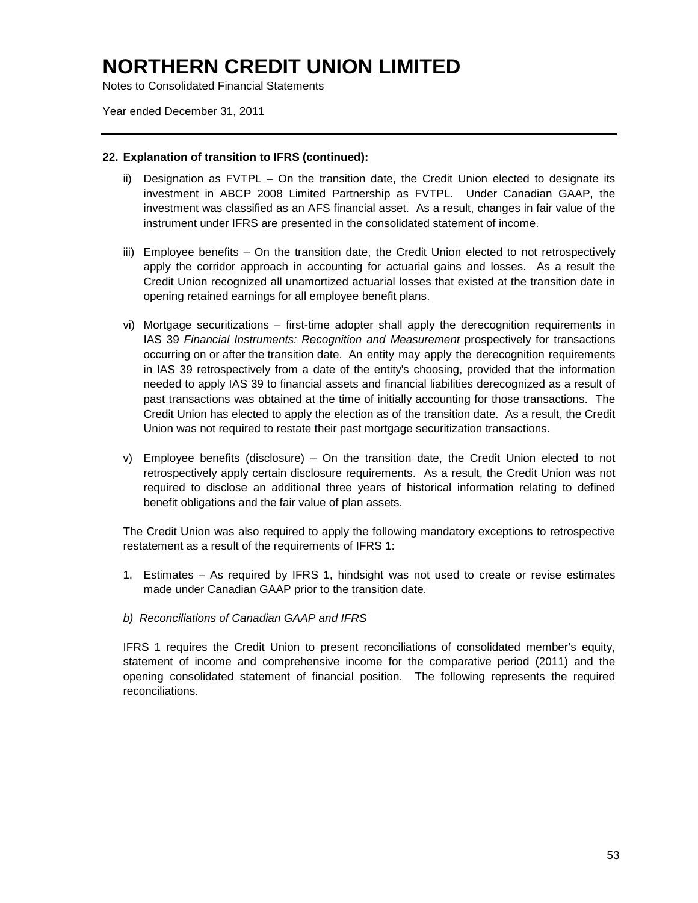# NORTHERN CREDIT UNION LIMITED

Notes to Consolidated Financial Statements

Year ended December 31, 2011

**22. Explanation of transition to IFRS (continued):**

ii) Designation as FVTPL – On the transition date, the Credit Union elected to designate its investment in ABCP 2008 Limited Partnership as FVTPL. Under Canadian GAAP, the investment was classified as an AFS financial asset. As a result, changes in fair value of the instrument under IFRS are presented in the consolidated statement of income.

iii) Employee benefits – On the transition date, the Credit Union elected to not retrospectively apply the corridor approach in accounting for actuarial gains and losses. As a result the Credit Union recognized all unamortized actuarial losses that existed at the transition date in opening retained earnings for all employee benefit plans.

vi) Mortgage securitizations – first-time adopter shall apply the derecognition requirements in IAS 39 *Financial Instruments: Recognition and Measurement* prospectively for transactions occurring on or after the transition date. An entity may apply the derecognition requirements in IAS 39 retrospectively from a date of the entity's choosing, provided that the information needed to apply IAS 39 to financial assets and financial liabilities derecognized as a result of past transactions was obtained at the time of initially accounting for those transactions. The Credit Union has elected to apply the election as of the transition date. As a result, the Credit Union was not required to restate their past mortgage securitization transactions.

v) Employee benefits (disclosure) – On the transition date, the Credit Union elected to not retrospectively apply certain disclosure requirements. As a result, the Credit Union was not required to disclose an additional three years of historical information relating to defined benefit obligations and the fair value of plan assets.

The Credit Union was also required to apply the following mandatory exceptions to retrospective restatement as a result of the requirements of IFRS 1:

1. Estimates – As required by IFRS 1, hindsight was not used to create or revise estimates made under Canadian GAAP prior to the transition date.

*b) Reconciliations of Canadian GAAP and IFRS*

IFRS 1 requires the Credit Union to present reconciliations of consolidated member's equity, statement of income and comprehensive income for the comparative period (2011) and the opening consolidated statement of financial position. The following represents the required reconciliations.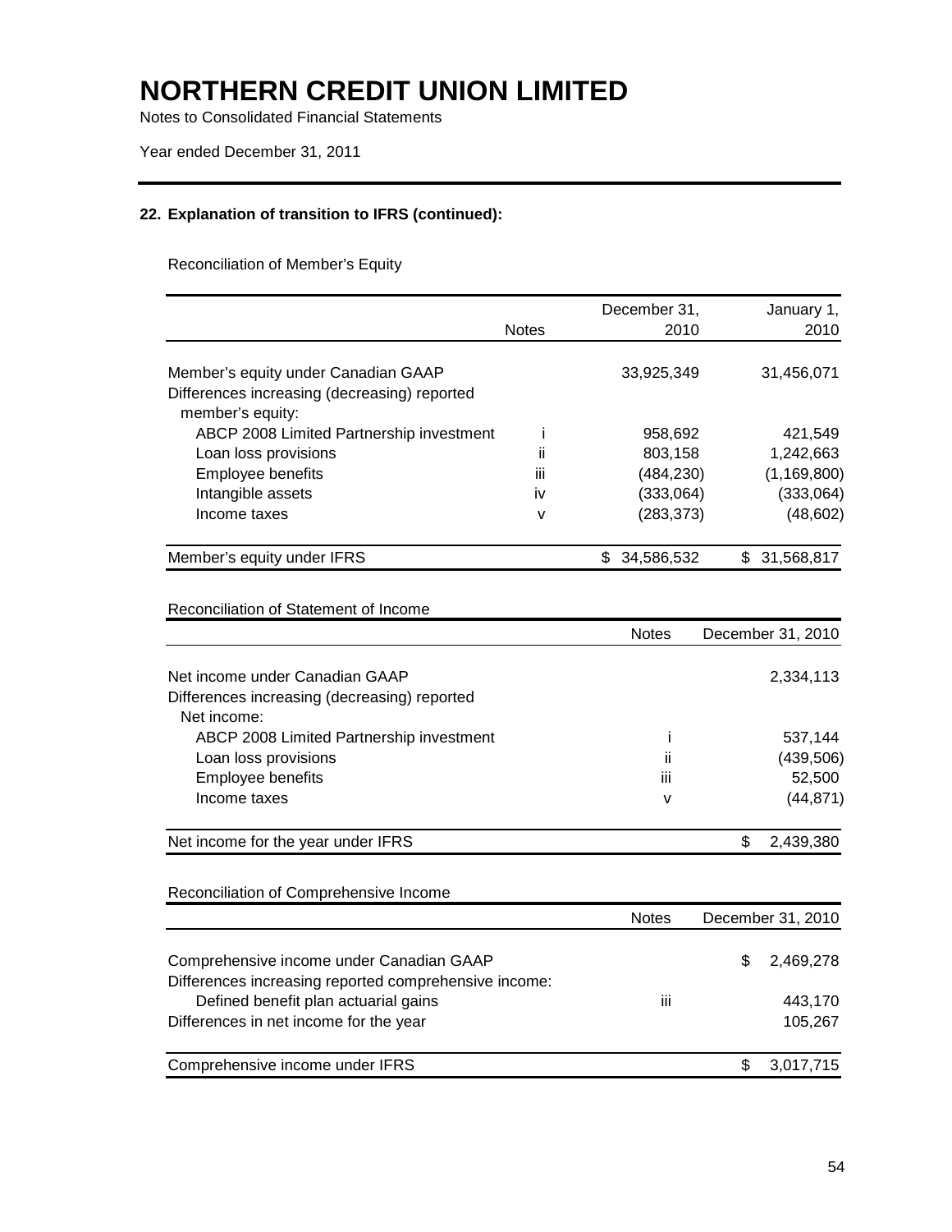# NORTHERN CREDIT UNION LIMITED

Notes to Consolidated Financial Statements

Year ended December 31, 2011

### 22. Explanation of transition to IFRS (continued):

Reconciliation of Member's Equity

| | Notes | December 31, 2010 | January 1, 2010 |
|---|---|---|---|
| Member's equity under Canadian GAAP | | 33,925,349 | 31,456,071 |
| Differences increasing (decreasing) reported member's equity: | | | |
| ABCP 2008 Limited Partnership investment | i | 958,692 | 421,549 |
| Loan loss provisions | ii | 803,158 | 1,242,663 |
| Employee benefits | iii | (484,230) | (1,169,800) |
| Intangible assets | iv | (333,064) | (333,064) |
| Income taxes | v | (283,373) | (48,602) |
| Member's equity under IFRS | | $ 34,586,532 | $ 31,568,817 |

Reconciliation of Statement of Income

| | Notes | December 31, 2010 |
|---|---|---|
| Net income under Canadian GAAP | | 2,334,113 |
| Differences increasing (decreasing) reported Net income: | | |
| ABCP 2008 Limited Partnership investment | i | 537,144 |
| Loan loss provisions | ii | (439,506) |
| Employee benefits | iii | 52,500 |
| Income taxes | v | (44,871) |
| Net income for the year under IFRS | | $ 2,439,380 |

Reconciliation of Comprehensive Income

| | Notes | December 31, 2010 |
|---|---|---|
| Comprehensive income under Canadian GAAP | | $ 2,469,278 |
| Differences increasing reported comprehensive income: | | |
| Defined benefit plan actuarial gains | iii | 443,170 |
| Differences in net income for the year | | 105,267 |
| Comprehensive income under IFRS | | $ 3,017,715 |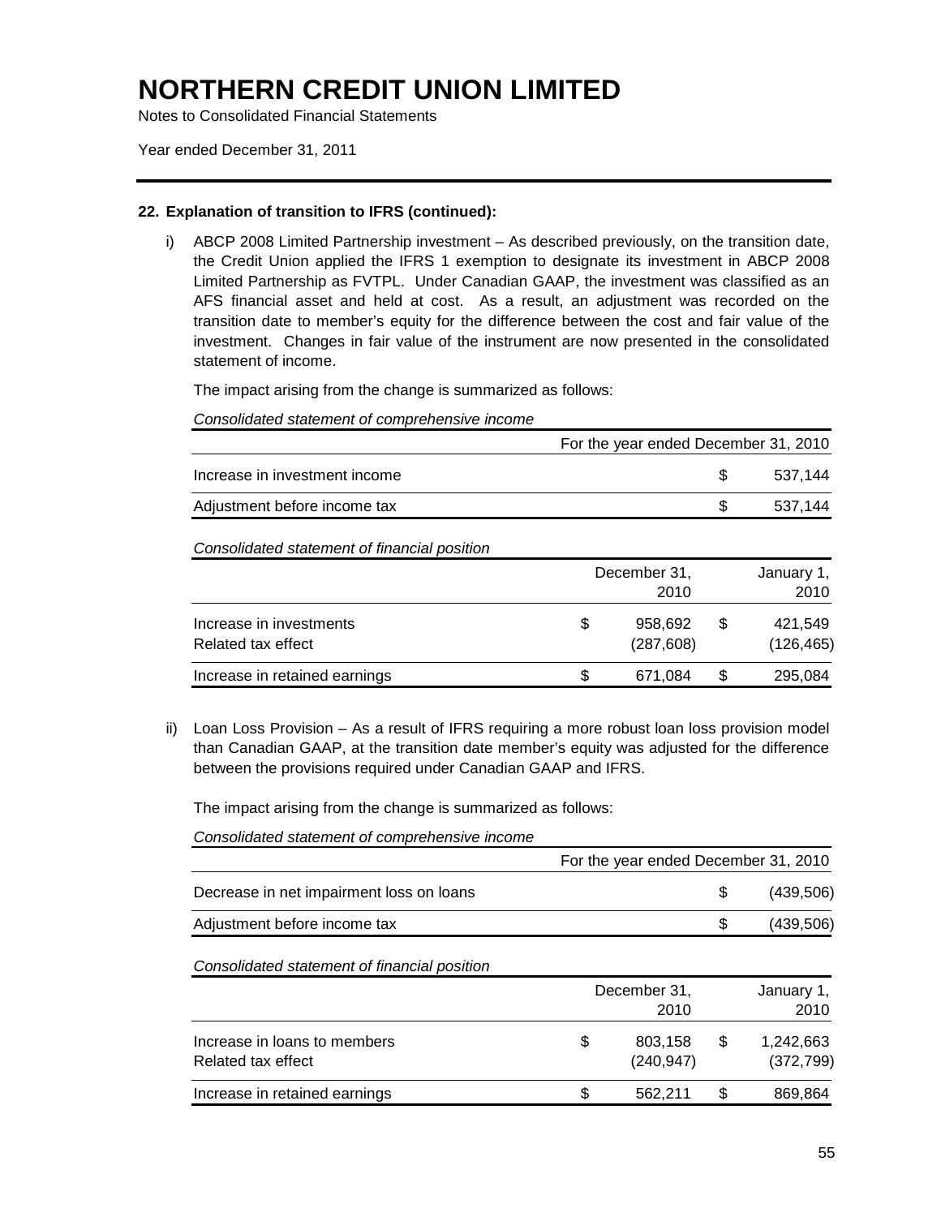# NORTHERN CREDIT UNION LIMITED

Notes to Consolidated Financial Statements

Year ended December 31, 2011

**22. Explanation of transition to IFRS (continued):**

i) ABCP 2008 Limited Partnership investment – As described previously, on the transition date, the Credit Union applied the IFRS 1 exemption to designate its investment in ABCP 2008 Limited Partnership as FVTPL. Under Canadian GAAP, the investment was classified as an AFS financial asset and held at cost. As a result, an adjustment was recorded on the transition date to member's equity for the difference between the cost and fair value of the investment. Changes in fair value of the instrument are now presented in the consolidated statement of income.

The impact arising from the change is summarized as follows:

*Consolidated statement of comprehensive income*

| | For the year ended December 31, 2010 |
|---|---|
| Increase in investment income | $ 537,144 |
| Adjustment before income tax | $ 537,144 |

*Consolidated statement of financial position*

| | December 31, 2010 | January 1, 2010 |
|---|---|---|
| Increase in investments | $ 958,692 | $ 421,549 |
| Related tax effect | (287,608) | (126,465) |
| Increase in retained earnings | $ 671,084 | $ 295,084 |

ii) Loan Loss Provision – As a result of IFRS requiring a more robust loan loss provision model than Canadian GAAP, at the transition date member's equity was adjusted for the difference between the provisions required under Canadian GAAP and IFRS.

The impact arising from the change is summarized as follows:

*Consolidated statement of comprehensive income*

| | For the year ended December 31, 2010 |
|---|---|
| Decrease in net impairment loss on loans | $ (439,506) |
| Adjustment before income tax | $ (439,506) |

*Consolidated statement of financial position*

| | December 31, 2010 | January 1, 2010 |
|---|---|---|
| Increase in loans to members | $ 803,158 | $ 1,242,663 |
| Related tax effect | (240,947) | (372,799) |
| Increase in retained earnings | $ 562,211 | $ 869,864 |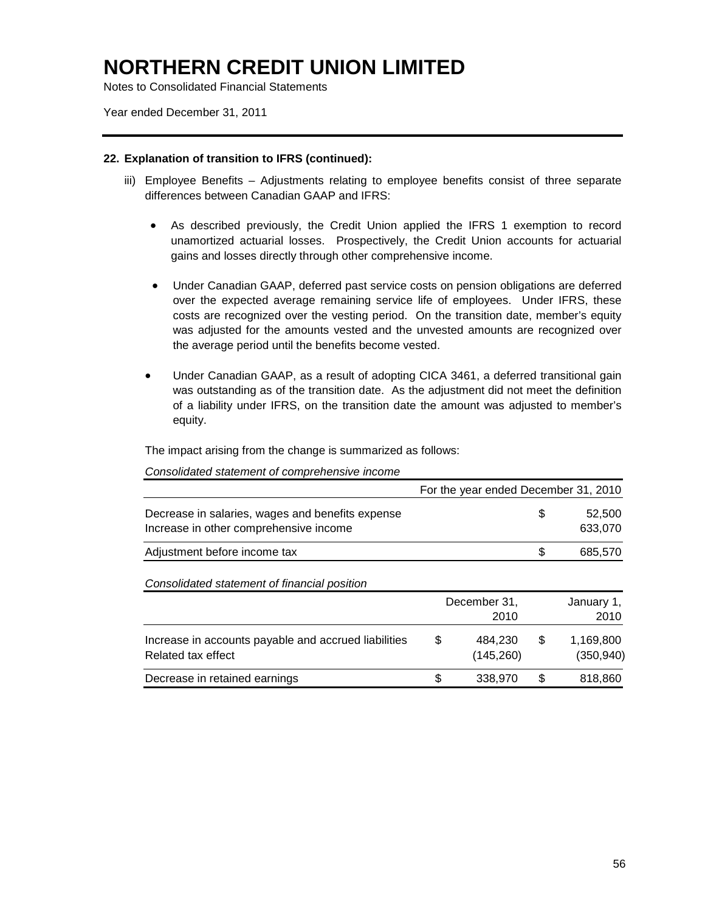# NORTHERN CREDIT UNION LIMITED

Notes to Consolidated Financial Statements

Year ended December 31, 2011

**22. Explanation of transition to IFRS (continued):**

iii) Employee Benefits – Adjustments relating to employee benefits consist of three separate differences between Canadian GAAP and IFRS:

- As described previously, the Credit Union applied the IFRS 1 exemption to record unamortized actuarial losses. Prospectively, the Credit Union accounts for actuarial gains and losses directly through other comprehensive income.
- Under Canadian GAAP, deferred past service costs on pension obligations are deferred over the expected average remaining service life of employees. Under IFRS, these costs are recognized over the vesting period. On the transition date, member's equity was adjusted for the amounts vested and the unvested amounts are recognized over the average period until the benefits become vested.
- Under Canadian GAAP, as a result of adopting CICA 3461, a deferred transitional gain was outstanding as of the transition date. As the adjustment did not meet the definition of a liability under IFRS, on the transition date the amount was adjusted to member's equity.

The impact arising from the change is summarized as follows:

*Consolidated statement of comprehensive income*

| | For the year ended December 31, 2010 |
|---|---|
| Decrease in salaries, wages and benefits expense | $ 52,500 |
| Increase in other comprehensive income | 633,070 |
| Adjustment before income tax | $ 685,570 |

*Consolidated statement of financial position*

| | December 31, 2010 | January 1, 2010 |
|---|---|---|
| Increase in accounts payable and accrued liabilities | $ 484,230 | $ 1,169,800 |
| Related tax effect | (145,260) | (350,940) |
| Decrease in retained earnings | $ 338,970 | $ 818,860 |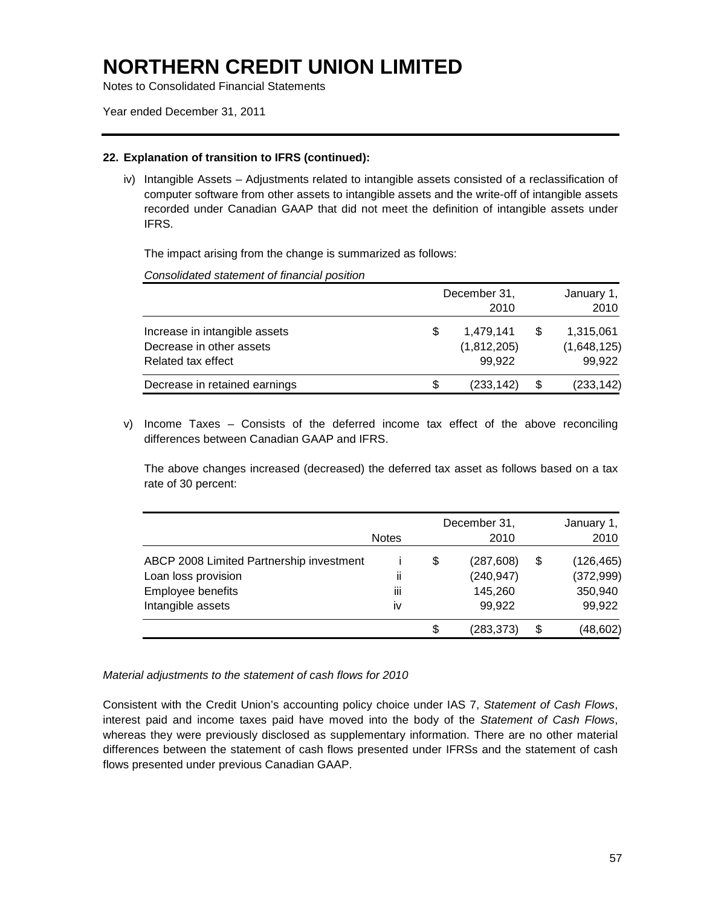# NORTHERN CREDIT UNION LIMITED

Notes to Consolidated Financial Statements

Year ended December 31, 2011

**22. Explanation of transition to IFRS (continued):**

iv) Intangible Assets – Adjustments related to intangible assets consisted of a reclassification of computer software from other assets to intangible assets and the write-off of intangible assets recorded under Canadian GAAP that did not meet the definition of intangible assets under IFRS.

The impact arising from the change is summarized as follows:

*Consolidated statement of financial position*

| | December 31, 2010 | January 1, 2010 |
|---|---|---|
| Increase in intangible assets | $ 1,479,141 | $ 1,315,061 |
| Decrease in other assets | (1,812,205) | (1,648,125) |
| Related tax effect | 99,922 | 99,922 |
| Decrease in retained earnings | $ (233,142) | $ (233,142) |

v) Income Taxes – Consists of the deferred income tax effect of the above reconciling differences between Canadian GAAP and IFRS.

The above changes increased (decreased) the deferred tax asset as follows based on a tax rate of 30 percent:

| | Notes | December 31, 2010 | January 1, 2010 |
|---|---|---|---|
| ABCP 2008 Limited Partnership investment | i | $ (287,608) | $ (126,465) |
| Loan loss provision | ii | (240,947) | (372,999) |
| Employee benefits | iii | 145,260 | 350,940 |
| Intangible assets | iv | 99,922 | 99,922 |
| | | $ (283,373) | $ (48,602) |

*Material adjustments to the statement of cash flows for 2010*

Consistent with the Credit Union's accounting policy choice under IAS 7, *Statement of Cash Flows*, interest paid and income taxes paid have moved into the body of the *Statement of Cash Flows*, whereas they were previously disclosed as supplementary information. There are no other material differences between the statement of cash flows presented under IFRSs and the statement of cash flows presented under previous Canadian GAAP.